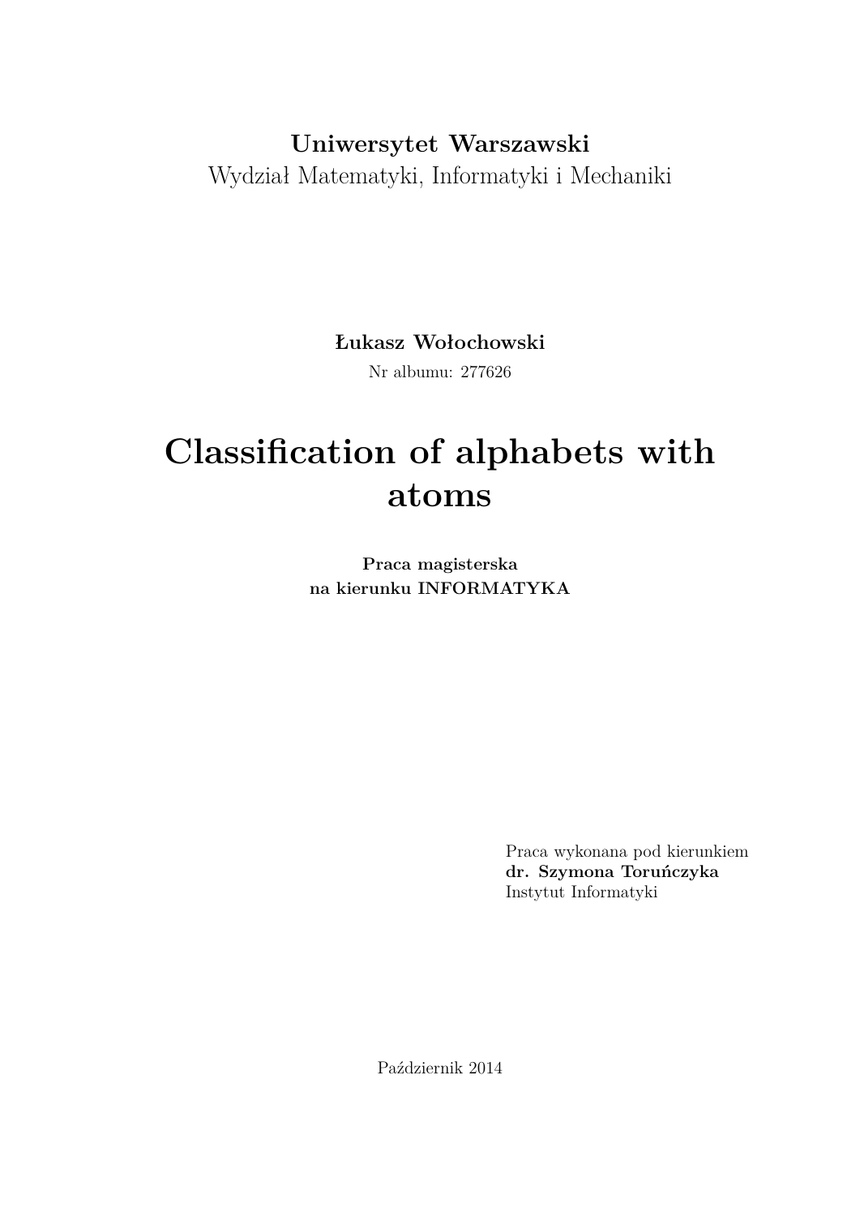**Uniwersytet Warszawski**

Wydział Matematyki, Informatyki i Mechaniki

**Łukasz Wołochowski**

Nr albumu: 277626

# Classification of alphabets with atoms

**Praca magisterska**
**na kierunku INFORMATYKA**

Praca wykonana pod kierunkiem
**dr. Szymona Toruńczyka**
Instytut Informatyki

Październik 2014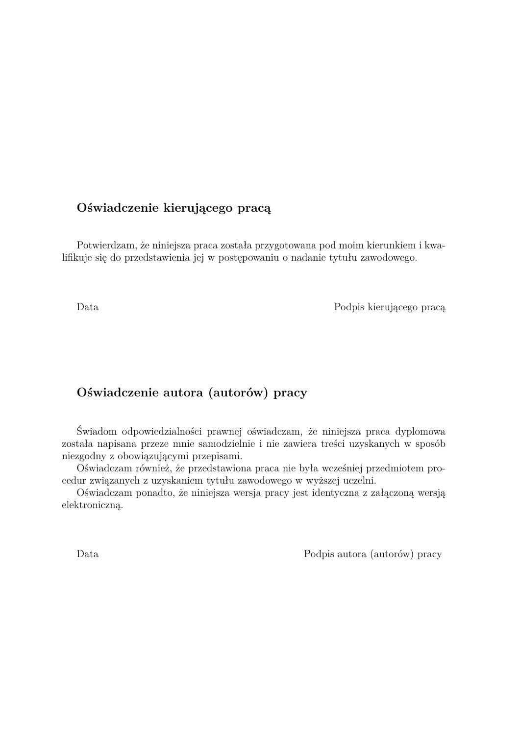## Oświadczenie kierującego pracą

Potwierdzam, że niniejsza praca została przygotowana pod moim kierunkiem i kwalifikuje się do przedstawienia jej w postępowaniu o nadanie tytułu zawodowego.

Data　　　　　　　　　　　　　　　　　　　　　　　　　　　　Podpis kierującego pracą

## Oświadczenie autora (autorów) pracy

Świadom odpowiedzialności prawnej oświadczam, że niniejsza praca dyplomowa została napisana przeze mnie samodzielnie i nie zawiera treści uzyskanych w sposób niezgodny z obowiązującymi przepisami.

Oświadczam również, że przedstawiona praca nie była wcześniej przedmiotem procedur związanych z uzyskaniem tytułu zawodowego w wyższej uczelni.

Oświadczam ponadto, że niniejsza wersja pracy jest identyczna z załączoną wersją elektroniczną.

Data　　　　　　　　　　　　　　　　　　　　　　　　　　　　Podpis autora (autorów) pracy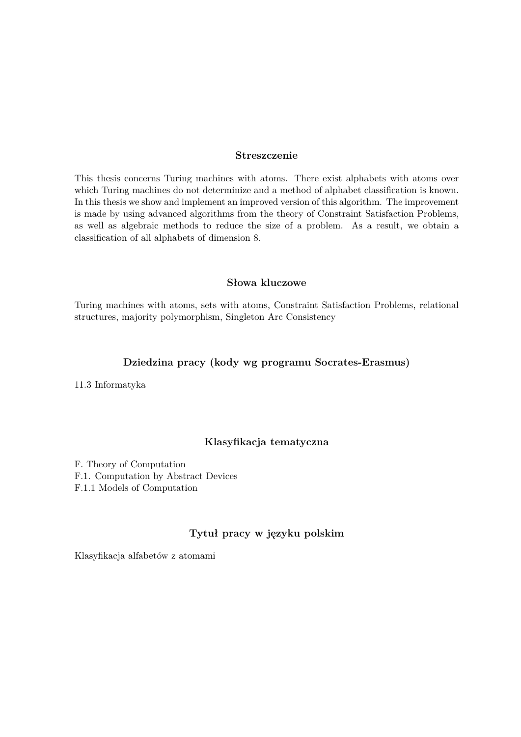## Streszczenie

This thesis concerns Turing machines with atoms. There exist alphabets with atoms over which Turing machines do not determinize and a method of alphabet classification is known. In this thesis we show and implement an improved version of this algorithm. The improvement is made by using advanced algorithms from the theory of Constraint Satisfaction Problems, as well as algebraic methods to reduce the size of a problem. As a result, we obtain a classification of all alphabets of dimension 8.

## Słowa kluczowe

Turing machines with atoms, sets with atoms, Constraint Satisfaction Problems, relational structures, majority polymorphism, Singleton Arc Consistency

## Dziedzina pracy (kody wg programu Socrates-Erasmus)

11.3 Informatyka

## Klasyfikacja tematyczna

F. Theory of Computation
F.1. Computation by Abstract Devices
F.1.1 Models of Computation

## Tytuł pracy w języku polskim

Klasyfikacja alfabetów z atomami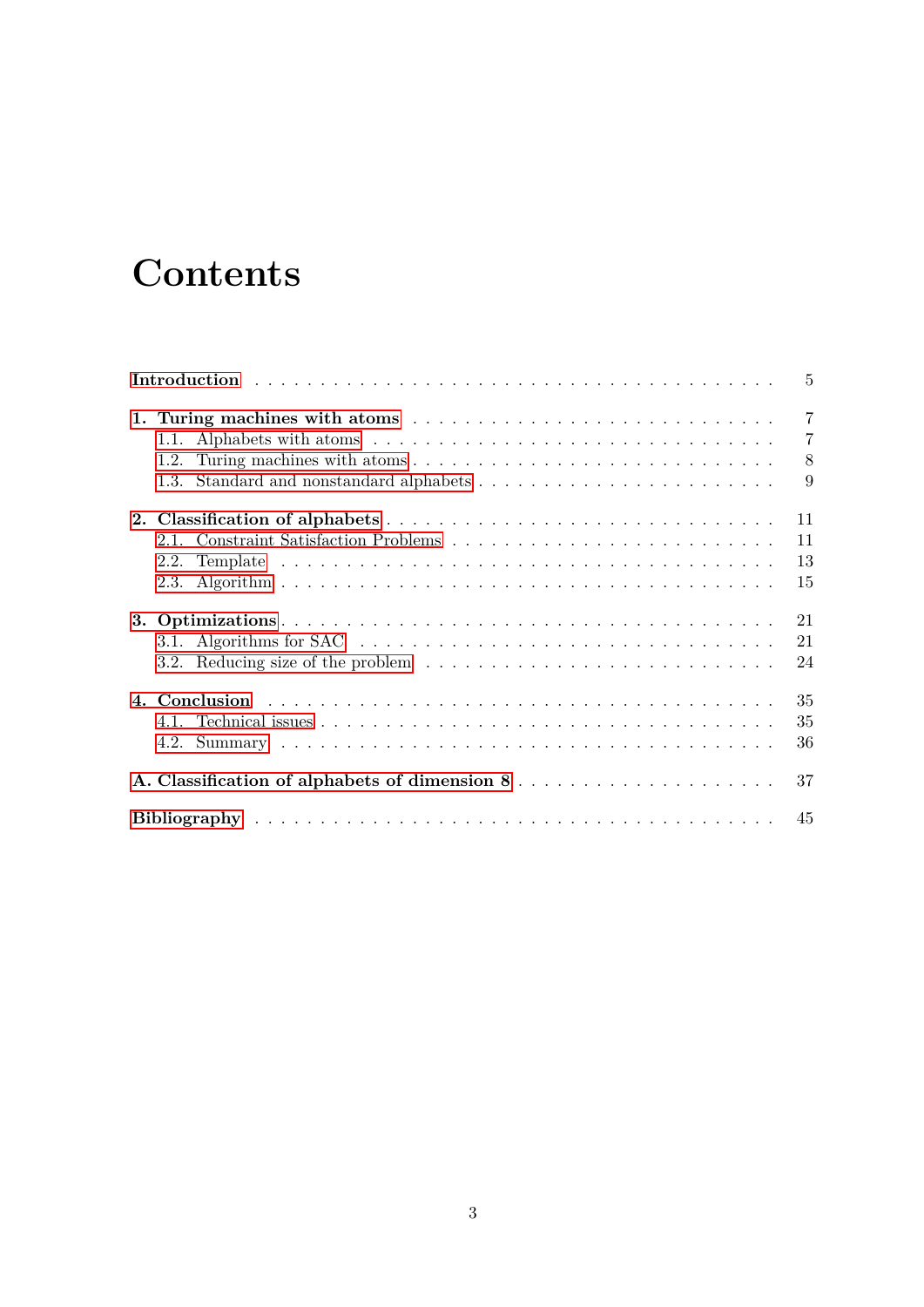# Contents

Introduction . . . . . . . . . . 5

**1. Turing machines with atoms** . . . . . . . . . . 7
- 1.1. Alphabets with atoms . . . . . . . . . . 7
- 1.2. Turing machines with atoms . . . . . . . . . . 8
- 1.3. Standard and nonstandard alphabets . . . . . . . . . . 9

**2. Classification of alphabets** . . . . . . . . . . 11
- 2.1. Constraint Satisfaction Problems . . . . . . . . . . 11
- 2.2. Template . . . . . . . . . . 13
- 2.3. Algorithm . . . . . . . . . . 15

**3. Optimizations** . . . . . . . . . . 21
- 3.1. Algorithms for SAC . . . . . . . . . . 21
- 3.2. Reducing size of the problem . . . . . . . . . . 24

**4. Conclusion** . . . . . . . . . . 35
- 4.1. Technical issues . . . . . . . . . . 35
- 4.2. Summary . . . . . . . . . . 36

**A. Classification of alphabets of dimension 8** . . . . . . . . . . 37

**Bibliography** . . . . . . . . . . 45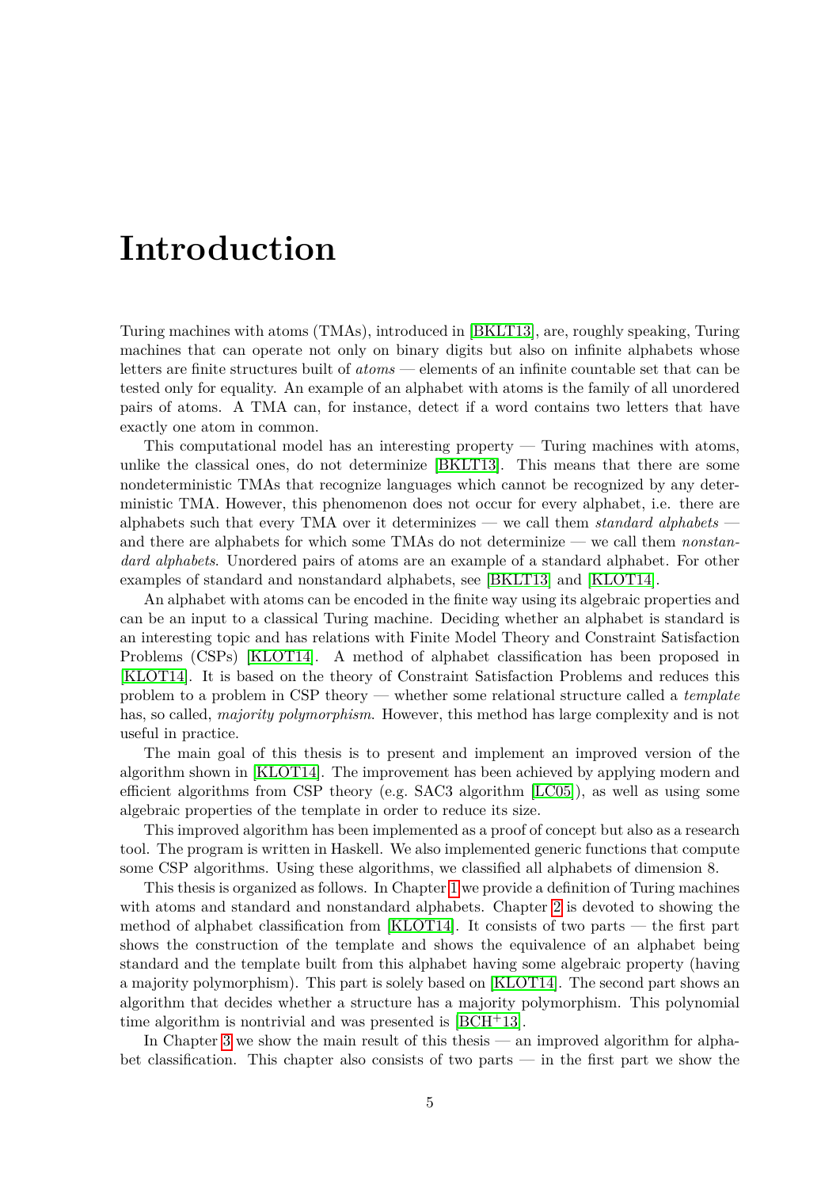# Introduction

Turing machines with atoms (TMAs), introduced in [BKLT13], are, roughly speaking, Turing machines that can operate not only on binary digits but also on infinite alphabets whose letters are finite structures built of *atoms* — elements of an infinite countable set that can be tested only for equality. An example of an alphabet with atoms is the family of all unordered pairs of atoms. A TMA can, for instance, detect if a word contains two letters that have exactly one atom in common.

This computational model has an interesting property — Turing machines with atoms, unlike the classical ones, do not determinize [BKLT13]. This means that there are some nondeterministic TMAs that recognize languages which cannot be recognized by any deterministic TMA. However, this phenomenon does not occur for every alphabet, i.e. there are alphabets such that every TMA over it determinizes — we call them *standard alphabets* — and there are alphabets for which some TMAs do not determinize — we call them *nonstandard alphabets*. Unordered pairs of atoms are an example of a standard alphabet. For other examples of standard and nonstandard alphabets, see [BKLT13] and [KLOT14].

An alphabet with atoms can be encoded in the finite way using its algebraic properties and can be an input to a classical Turing machine. Deciding whether an alphabet is standard is an interesting topic and has relations with Finite Model Theory and Constraint Satisfaction Problems (CSPs) [KLOT14]. A method of alphabet classification has been proposed in [KLOT14]. It is based on the theory of Constraint Satisfaction Problems and reduces this problem to a problem in CSP theory — whether some relational structure called a *template* has, so called, *majority polymorphism*. However, this method has large complexity and is not useful in practice.

The main goal of this thesis is to present and implement an improved version of the algorithm shown in [KLOT14]. The improvement has been achieved by applying modern and efficient algorithms from CSP theory (e.g. SAC3 algorithm [LC05]), as well as using some algebraic properties of the template in order to reduce its size.

This improved algorithm has been implemented as a proof of concept but also as a research tool. The program is written in Haskell. We also implemented generic functions that compute some CSP algorithms. Using these algorithms, we classified all alphabets of dimension 8.

This thesis is organized as follows. In Chapter 1 we provide a definition of Turing machines with atoms and standard and nonstandard alphabets. Chapter 2 is devoted to showing the method of alphabet classification from [KLOT14]. It consists of two parts — the first part shows the construction of the template and shows the equivalence of an alphabet being standard and the template built from this alphabet having some algebraic property (having a majority polymorphism). This part is solely based on [KLOT14]. The second part shows an algorithm that decides whether a structure has a majority polymorphism. This polynomial time algorithm is nontrivial and was presented is [BCH+13].

In Chapter 3 we show the main result of this thesis — an improved algorithm for alphabet classification. This chapter also consists of two parts — in the first part we show the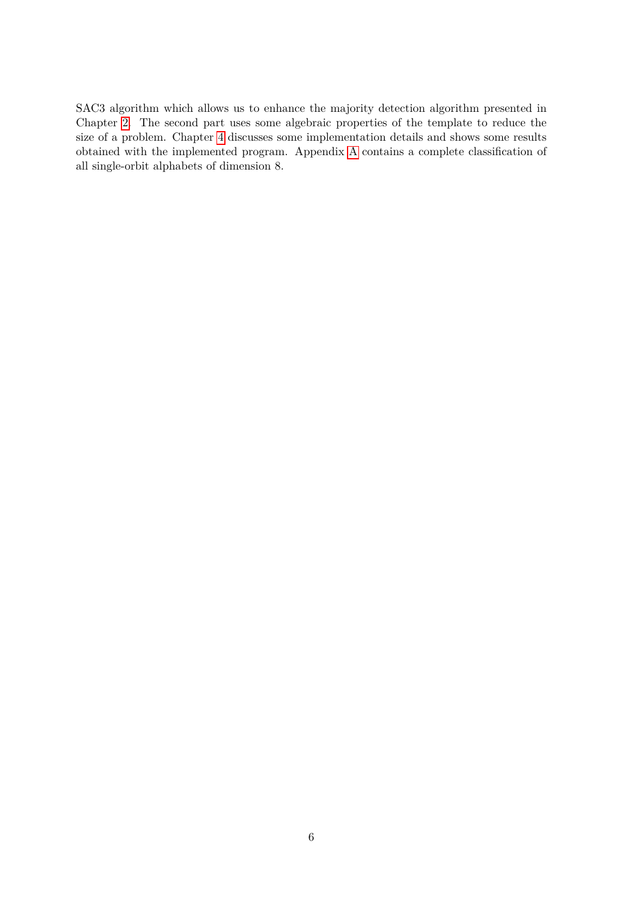SAC3 algorithm which allows us to enhance the majority detection algorithm presented in Chapter 2. The second part uses some algebraic properties of the template to reduce the size of a problem. Chapter 4 discusses some implementation details and shows some results obtained with the implemented program. Appendix A contains a complete classification of all single-orbit alphabets of dimension 8.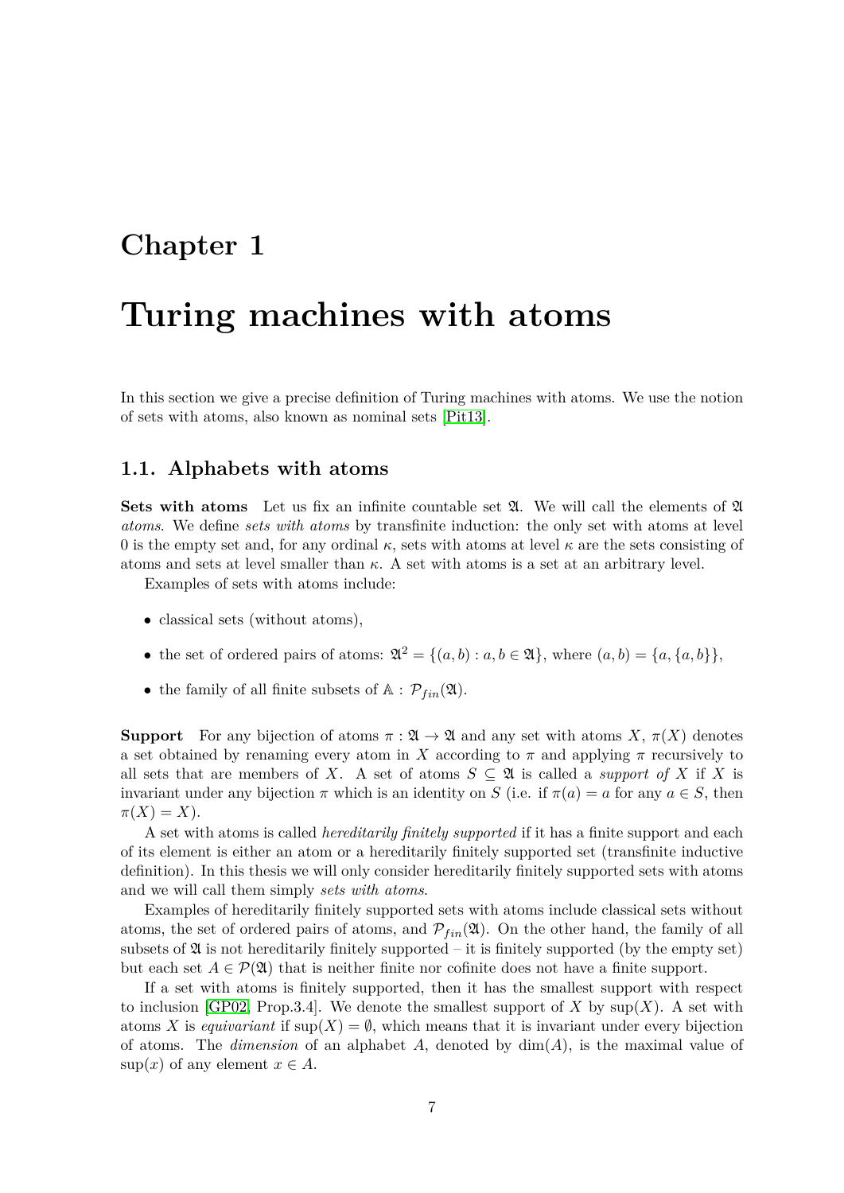# Chapter 1

# Turing machines with atoms

In this section we give a precise definition of Turing machines with atoms. We use the notion of sets with atoms, also known as nominal sets [Pit13].

## 1.1. Alphabets with atoms

**Sets with atoms** Let us fix an infinite countable set $\mathfrak{A}$. We will call the elements of $\mathfrak{A}$ *atoms*. We define *sets with atoms* by transfinite induction: the only set with atoms at level 0 is the empty set and, for any ordinal $\kappa$, sets with atoms at level $\kappa$ are the sets consisting of atoms and sets at level smaller than $\kappa$. A set with atoms is a set at an arbitrary level.

Examples of sets with atoms include:

- classical sets (without atoms),
- the set of ordered pairs of atoms: $\mathfrak{A}^2 = \{(a,b) : a,b \in \mathfrak{A}\}$, where $(a,b) = \{a, \{a,b\}\}$,
- the family of all finite subsets of $\mathbb{A}$ : $\mathcal{P}_{fin}(\mathfrak{A})$.

**Support** For any bijection of atoms $\pi : \mathfrak{A} \to \mathfrak{A}$ and any set with atoms $X$, $\pi(X)$ denotes a set obtained by renaming every atom in $X$ according to $\pi$ and applying $\pi$ recursively to all sets that are members of $X$. A set of atoms $S \subseteq \mathfrak{A}$ is called a *support of* $X$ if $X$ is invariant under any bijection $\pi$ which is an identity on $S$ (i.e. if $\pi(a) = a$ for any $a \in S$, then $\pi(X) = X$).

A set with atoms is called *hereditarily finitely supported* if it has a finite support and each of its element is either an atom or a hereditarily finitely supported set (transfinite inductive definition). In this thesis we will only consider hereditarily finitely supported sets with atoms and we will call them simply *sets with atoms*.

Examples of hereditarily finitely supported sets with atoms include classical sets without atoms, the set of ordered pairs of atoms, and $\mathcal{P}_{fin}(\mathfrak{A})$. On the other hand, the family of all subsets of $\mathfrak{A}$ is not hereditarily finitely supported – it is finitely supported (by the empty set) but each set $A \in \mathcal{P}(\mathfrak{A})$ that is neither finite nor cofinite does not have a finite support.

If a set with atoms is finitely supported, then it has the smallest support with respect to inclusion [GP02, Prop.3.4]. We denote the smallest support of $X$ by $\sup(X)$. A set with atoms $X$ is *equivariant* if $\sup(X) = \emptyset$, which means that it is invariant under every bijection of atoms. The *dimension* of an alphabet $A$, denoted by $\dim(A)$, is the maximal value of $\sup(x)$ of any element $x \in A$.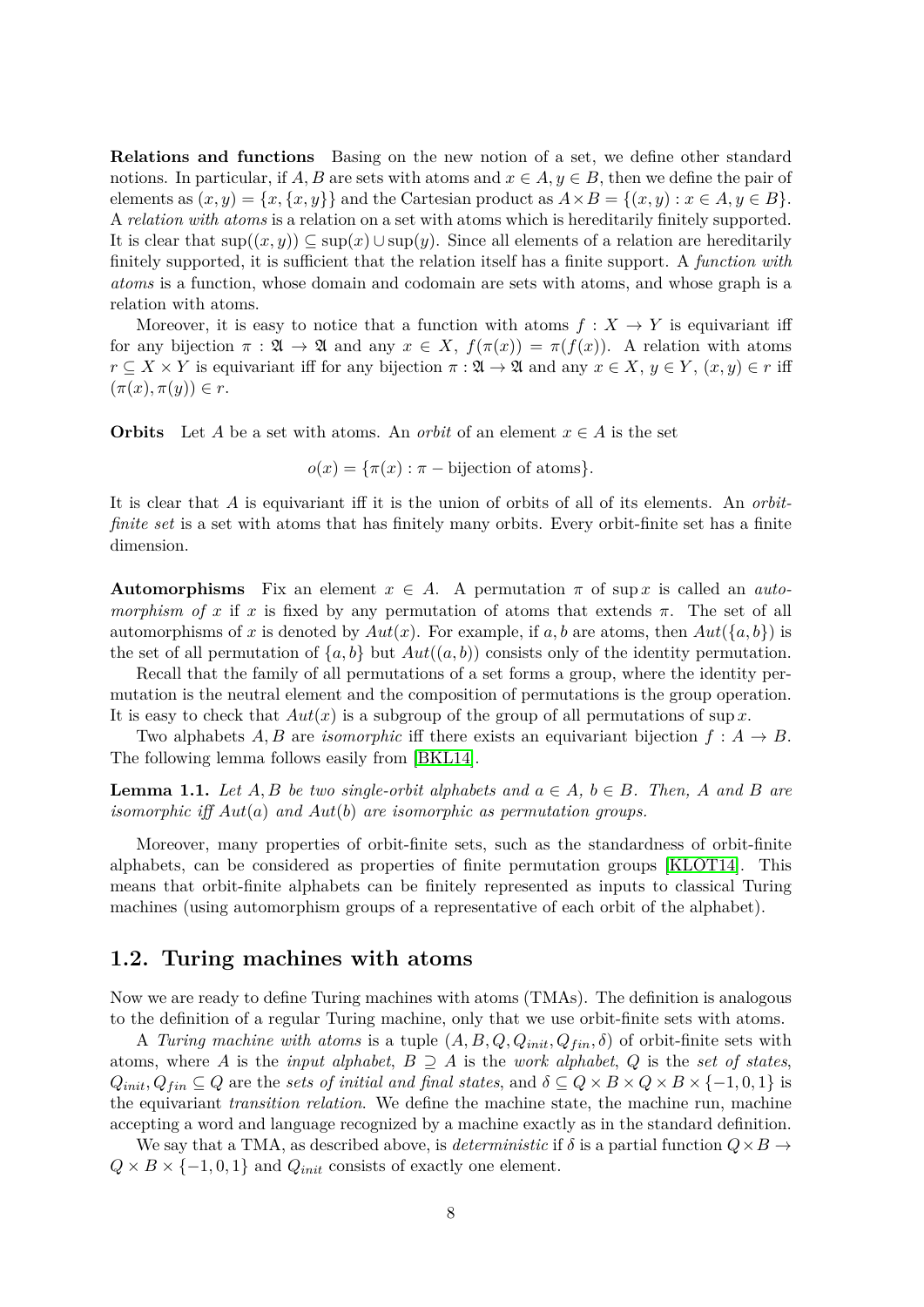**Relations and functions** Basing on the new notion of a set, we define other standard notions. In particular, if $A, B$ are sets with atoms and $x \in A, y \in B$, then we define the pair of elements as $(x, y) = \{x, \{x, y\}\}$ and the Cartesian product as $A \times B = \{(x, y) : x \in A, y \in B\}$. A *relation with atoms* is a relation on a set with atoms which is hereditarily finitely supported. It is clear that $\sup((x, y)) \subseteq \sup(x) \cup \sup(y)$. Since all elements of a relation are hereditarily finitely supported, it is sufficient that the relation itself has a finite support. A *function with atoms* is a function, whose domain and codomain are sets with atoms, and whose graph is a relation with atoms.

Moreover, it is easy to notice that a function with atoms $f : X \to Y$ is equivariant iff for any bijection $\pi : \mathfrak{A} \to \mathfrak{A}$ and any $x \in X$, $f(\pi(x)) = \pi(f(x))$. A relation with atoms $r \subseteq X \times Y$ is equivariant iff for any bijection $\pi : \mathfrak{A} \to \mathfrak{A}$ and any $x \in X$, $y \in Y$, $(x, y) \in r$ iff $(\pi(x), \pi(y)) \in r$.

**Orbits** Let $A$ be a set with atoms. An *orbit* of an element $x \in A$ is the set

$$o(x) = \{\pi(x) : \pi - \text{bijection of atoms}\}.$$

It is clear that $A$ is equivariant iff it is the union of orbits of all of its elements. An *orbit-finite set* is a set with atoms that has finitely many orbits. Every orbit-finite set has a finite dimension.

**Automorphisms** Fix an element $x \in A$. A permutation $\pi$ of $\sup x$ is called an *automorphism of* $x$ if $x$ is fixed by any permutation of atoms that extends $\pi$. The set of all automorphisms of $x$ is denoted by $Aut(x)$. For example, if $a, b$ are atoms, then $Aut(\{a, b\})$ is the set of all permutation of $\{a, b\}$ but $Aut((a, b))$ consists only of the identity permutation.

Recall that the family of all permutations of a set forms a group, where the identity permutation is the neutral element and the composition of permutations is the group operation. It is easy to check that $Aut(x)$ is a subgroup of the group of all permutations of $\sup x$.

Two alphabets $A, B$ are *isomorphic* iff there exists an equivariant bijection $f : A \to B$. The following lemma follows easily from [BKL14].

**Lemma 1.1.** *Let $A, B$ be two single-orbit alphabets and $a \in A$, $b \in B$. Then, $A$ and $B$ are isomorphic iff $Aut(a)$ and $Aut(b)$ are isomorphic as permutation groups.*

Moreover, many properties of orbit-finite sets, such as the standardness of orbit-finite alphabets, can be considered as properties of finite permutation groups [KLOT14]. This means that orbit-finite alphabets can be finitely represented as inputs to classical Turing machines (using automorphism groups of a representative of each orbit of the alphabet).

## 1.2. Turing machines with atoms

Now we are ready to define Turing machines with atoms (TMAs). The definition is analogous to the definition of a regular Turing machine, only that we use orbit-finite sets with atoms.

A *Turing machine with atoms* is a tuple $(A, B, Q, Q_{init}, Q_{fin}, \delta)$ of orbit-finite sets with atoms, where $A$ is the *input alphabet*, $B \supseteq A$ is the *work alphabet*, $Q$ is the *set of states*, $Q_{init}, Q_{fin} \subseteq Q$ are the *sets of initial and final states*, and $\delta \subseteq Q \times B \times Q \times B \times \{-1, 0, 1\}$ is the equivariant *transition relation*. We define the machine state, the machine run, machine accepting a word and language recognized by a machine exactly as in the standard definition.

We say that a TMA, as described above, is *deterministic* if $\delta$ is a partial function $Q \times B \to Q \times B \times \{-1, 0, 1\}$ and $Q_{init}$ consists of exactly one element.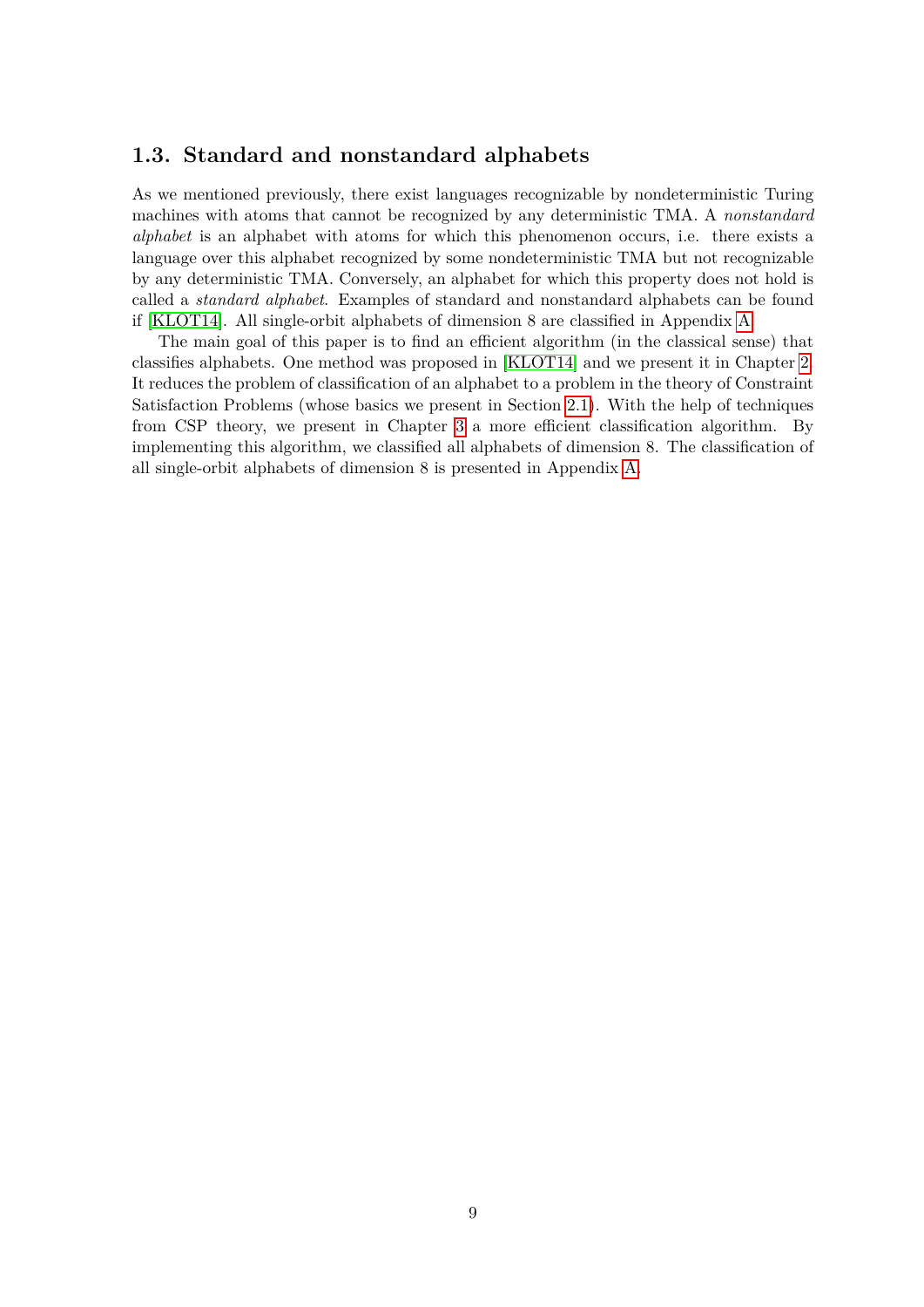## 1.3. Standard and nonstandard alphabets

As we mentioned previously, there exist languages recognizable by nondeterministic Turing machines with atoms that cannot be recognized by any deterministic TMA. A *nonstandard alphabet* is an alphabet with atoms for which this phenomenon occurs, i.e. there exists a language over this alphabet recognized by some nondeterministic TMA but not recognizable by any deterministic TMA. Conversely, an alphabet for which this property does not hold is called a *standard alphabet*. Examples of standard and nonstandard alphabets can be found if [KLOT14]. All single-orbit alphabets of dimension 8 are classified in Appendix A.

The main goal of this paper is to find an efficient algorithm (in the classical sense) that classifies alphabets. One method was proposed in [KLOT14] and we present it in Chapter 2. It reduces the problem of classification of an alphabet to a problem in the theory of Constraint Satisfaction Problems (whose basics we present in Section 2.1). With the help of techniques from CSP theory, we present in Chapter 3 a more efficient classification algorithm. By implementing this algorithm, we classified all alphabets of dimension 8. The classification of all single-orbit alphabets of dimension 8 is presented in Appendix A.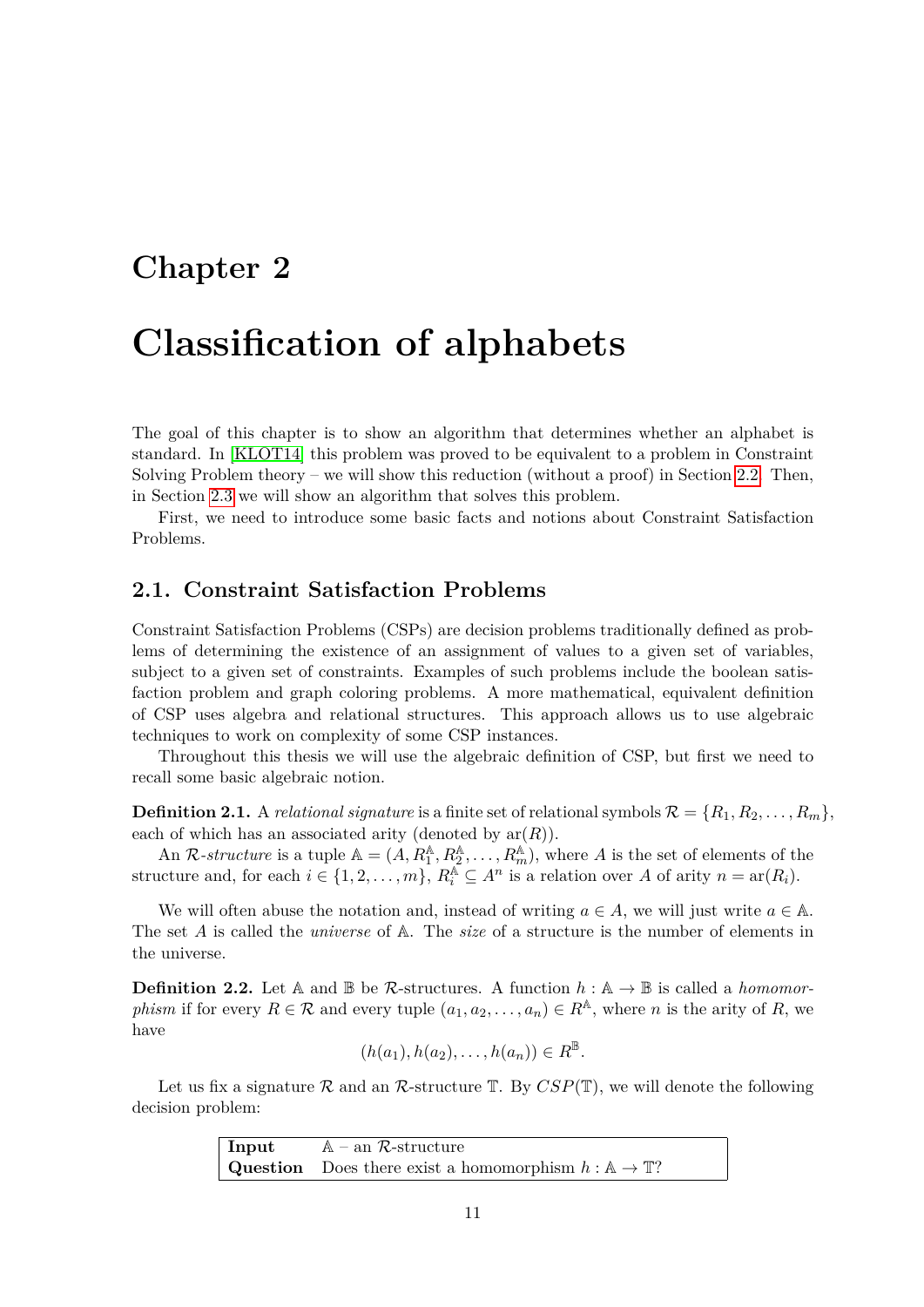# Chapter 2

# Classification of alphabets

The goal of this chapter is to show an algorithm that determines whether an alphabet is standard. In [KLOT14] this problem was proved to be equivalent to a problem in Constraint Solving Problem theory – we will show this reduction (without a proof) in Section 2.2. Then, in Section 2.3 we will show an algorithm that solves this problem.

First, we need to introduce some basic facts and notions about Constraint Satisfaction Problems.

## 2.1. Constraint Satisfaction Problems

Constraint Satisfaction Problems (CSPs) are decision problems traditionally defined as problems of determining the existence of an assignment of values to a given set of variables, subject to a given set of constraints. Examples of such problems include the boolean satisfaction problem and graph coloring problems. A more mathematical, equivalent definition of CSP uses algebra and relational structures. This approach allows us to use algebraic techniques to work on complexity of some CSP instances.

Throughout this thesis we will use the algebraic definition of CSP, but first we need to recall some basic algebraic notion.

**Definition 2.1.** A *relational signature* is a finite set of relational symbols $\mathcal{R} = \{R_1, R_2, \ldots, R_m\}$, each of which has an associated arity (denoted by $\mathrm{ar}(R)$).

An $\mathcal{R}$-*structure* is a tuple $\mathbb{A} = (A, R_1^{\mathbb{A}}, R_2^{\mathbb{A}}, \ldots, R_m^{\mathbb{A}})$, where $A$ is the set of elements of the structure and, for each $i \in \{1, 2, \ldots, m\}$, $R_i^{\mathbb{A}} \subseteq A^n$ is a relation over $A$ of arity $n = \mathrm{ar}(R_i)$.

We will often abuse the notation and, instead of writing $a \in A$, we will just write $a \in \mathbb{A}$. The set $A$ is called the *universe* of $\mathbb{A}$. The *size* of a structure is the number of elements in the universe.

**Definition 2.2.** Let $\mathbb{A}$ and $\mathbb{B}$ be $\mathcal{R}$-structures. A function $h : \mathbb{A} \to \mathbb{B}$ is called a *homomorphism* if for every $R \in \mathcal{R}$ and every tuple $(a_1, a_2, \ldots, a_n) \in R^{\mathbb{A}}$, where $n$ is the arity of $R$, we have

$$(h(a_1), h(a_2), \ldots, h(a_n)) \in R^{\mathbb{B}}.$$

Let us fix a signature $\mathcal{R}$ and an $\mathcal{R}$-structure $\mathbb{T}$. By $CSP(\mathbb{T})$, we will denote the following decision problem:

| | |
|---|---|
| **Input** | $\mathbb{A}$ – an $\mathcal{R}$-structure |
| **Question** | Does there exist a homomorphism $h : \mathbb{A} \to \mathbb{T}$? |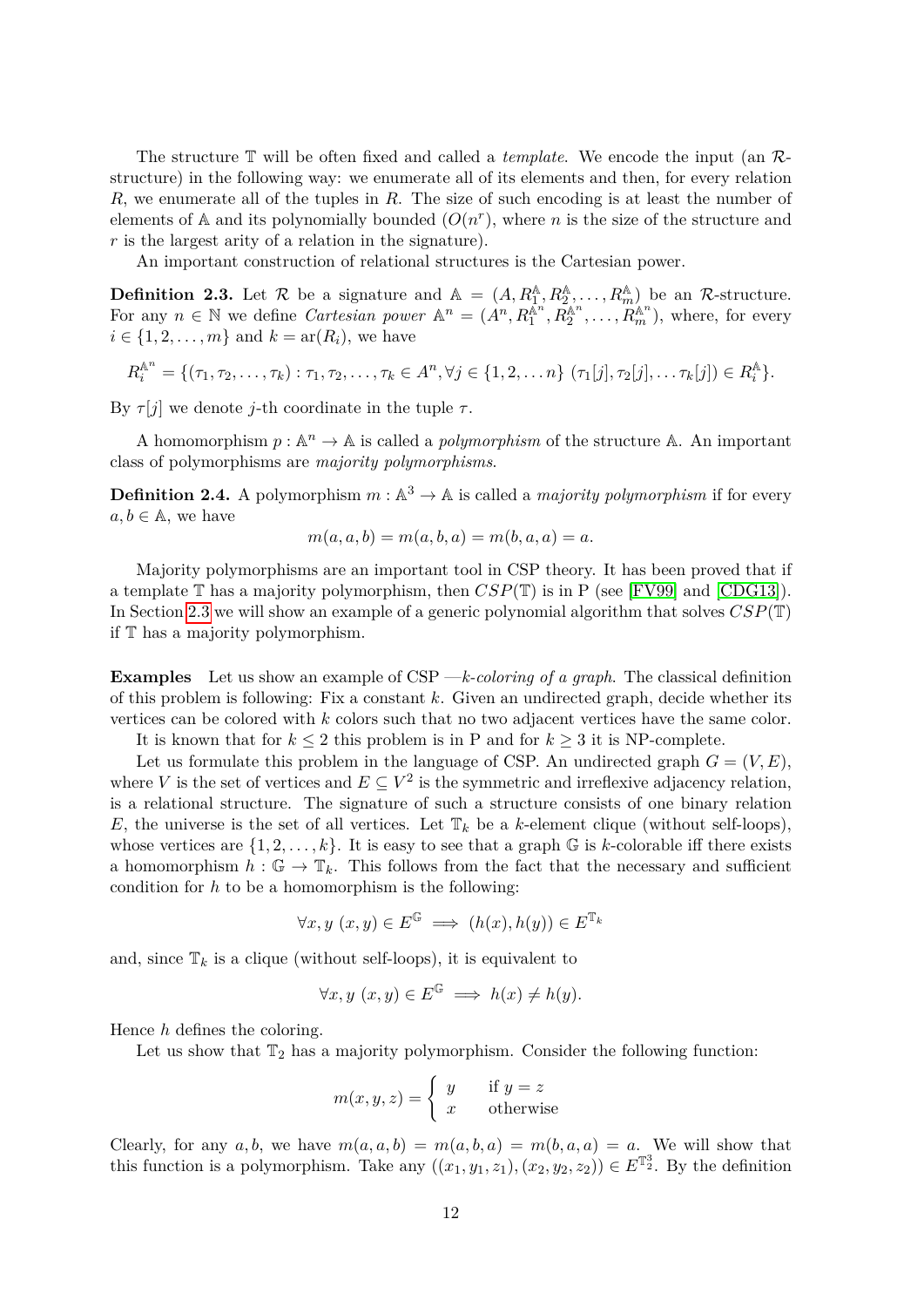The structure $\mathbb{T}$ will be often fixed and called a *template*. We encode the input (an $\mathcal{R}$-structure) in the following way: we enumerate all of its elements and then, for every relation $R$, we enumerate all of the tuples in $R$. The size of such encoding is at least the number of elements of $\mathbb{A}$ and its polynomially bounded ($O(n^r)$, where $n$ is the size of the structure and $r$ is the largest arity of a relation in the signature).

An important construction of relational structures is the Cartesian power.

**Definition 2.3.** Let $\mathcal{R}$ be a signature and $\mathbb{A} = (A, R_1^{\mathbb{A}}, R_2^{\mathbb{A}}, \ldots, R_m^{\mathbb{A}})$ be an $\mathcal{R}$-structure. For any $n \in \mathbb{N}$ we define *Cartesian power* $\mathbb{A}^n = (A^n, R_1^{\mathbb{A}^n}, R_2^{\mathbb{A}^n}, \ldots, R_m^{\mathbb{A}^n})$, where, for every $i \in \{1, 2, \ldots, m\}$ and $k = \operatorname{ar}(R_i)$, we have

$$R_i^{\mathbb{A}^n} = \{(\tau_1, \tau_2, \ldots, \tau_k) : \tau_1, \tau_2, \ldots, \tau_k \in A^n, \forall j \in \{1, 2, \ldots n\}\ (\tau_1[j], \tau_2[j], \ldots \tau_k[j]) \in R_i^{\mathbb{A}}\}.$$

By $\tau[j]$ we denote $j$-th coordinate in the tuple $\tau$.

A homomorphism $p : \mathbb{A}^n \to \mathbb{A}$ is called a *polymorphism* of the structure $\mathbb{A}$. An important class of polymorphisms are *majority polymorphisms*.

**Definition 2.4.** A polymorphism $m : \mathbb{A}^3 \to \mathbb{A}$ is called a *majority polymorphism* if for every $a, b \in \mathbb{A}$, we have

$$m(a, a, b) = m(a, b, a) = m(b, a, a) = a.$$

Majority polymorphisms are an important tool in CSP theory. It has been proved that if a template $\mathbb{T}$ has a majority polymorphism, then $CSP(\mathbb{T})$ is in P (see [FV99] and [CDG13]). In Section 2.3 we will show an example of a generic polynomial algorithm that solves $CSP(\mathbb{T})$ if $\mathbb{T}$ has a majority polymorphism.

**Examples** Let us show an example of CSP —*k-coloring of a graph*. The classical definition of this problem is following: Fix a constant $k$. Given an undirected graph, decide whether its vertices can be colored with $k$ colors such that no two adjacent vertices have the same color.

It is known that for $k \leq 2$ this problem is in P and for $k \geq 3$ it is NP-complete.

Let us formulate this problem in the language of CSP. An undirected graph $G = (V, E)$, where $V$ is the set of vertices and $E \subseteq V^2$ is the symmetric and irreflexive adjacency relation, is a relational structure. The signature of such a structure consists of one binary relation $E$, the universe is the set of all vertices. Let $\mathbb{T}_k$ be a $k$-element clique (without self-loops), whose vertices are $\{1, 2, \ldots, k\}$. It is easy to see that a graph $\mathbb{G}$ is $k$-colorable iff there exists a homomorphism $h : \mathbb{G} \to \mathbb{T}_k$. This follows from the fact that the necessary and sufficient condition for $h$ to be a homomorphism is the following:

$$\forall x, y\ (x, y) \in E^{\mathbb{G}} \implies (h(x), h(y)) \in E^{\mathbb{T}_k}$$

and, since $\mathbb{T}_k$ is a clique (without self-loops), it is equivalent to

$$\forall x, y\ (x, y) \in E^{\mathbb{G}} \implies h(x) \neq h(y).$$

Hence $h$ defines the coloring.

Let us show that $\mathbb{T}_2$ has a majority polymorphism. Consider the following function:

$$m(x, y, z) = \begin{cases} y & \text{if } y = z \\ x & \text{otherwise} \end{cases}$$

Clearly, for any $a, b$, we have $m(a, a, b) = m(a, b, a) = m(b, a, a) = a$. We will show that this function is a polymorphism. Take any $((x_1, y_1, z_1), (x_2, y_2, z_2)) \in E^{\mathbb{T}_2^3}$. By the definition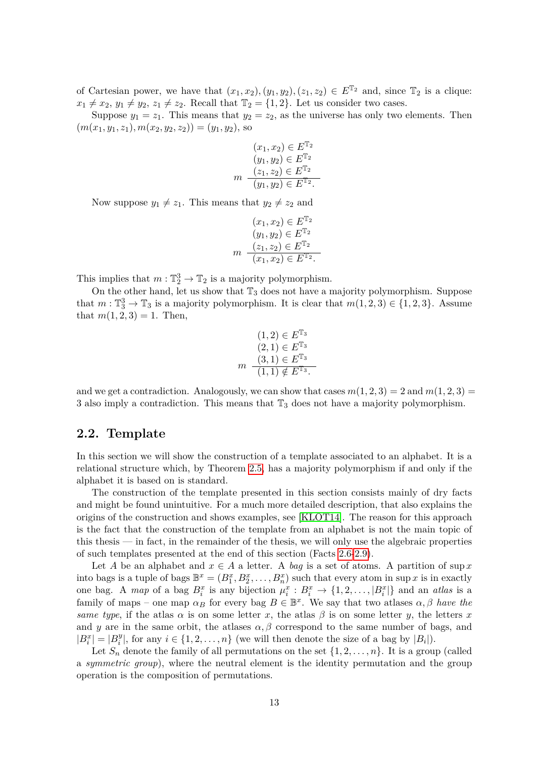of Cartesian power, we have that $(x_1, x_2), (y_1, y_2), (z_1, z_2) \in E^{\mathbb{T}_2}$ and, since $\mathbb{T}_2$ is a clique: $x_1 \neq x_2$, $y_1 \neq y_2$, $z_1 \neq z_2$. Recall that $\mathbb{T}_2 = \{1, 2\}$. Let us consider two cases.

Suppose $y_1 = z_1$. This means that $y_2 = z_2$, as the universe has only two elements. Then $(m(x_1, y_1, z_1), m(x_2, y_2, z_2)) = (y_1, y_2)$, so

$$m \; \frac{\begin{array}{c}(x_1, x_2) \in E^{\mathbb{T}_2} \\ (y_1, y_2) \in E^{\mathbb{T}_2} \\ (z_1, z_2) \in E^{\mathbb{T}_2}\end{array}}{(y_1, y_2) \in E^{\mathbb{T}_2}.}$$

Now suppose $y_1 \neq z_1$. This means that $y_2 \neq z_2$ and

$$m \; \frac{\begin{array}{c}(x_1, x_2) \in E^{\mathbb{T}_2} \\ (y_1, y_2) \in E^{\mathbb{T}_2} \\ (z_1, z_2) \in E^{\mathbb{T}_2}\end{array}}{(x_1, x_2) \in E^{\mathbb{T}_2}.}$$

This implies that $m : \mathbb{T}_2^3 \to \mathbb{T}_2$ is a majority polymorphism.

On the other hand, let us show that $\mathbb{T}_3$ does not have a majority polymorphism. Suppose that $m : \mathbb{T}_3^3 \to \mathbb{T}_3$ is a majority polymorphism. It is clear that $m(1, 2, 3) \in \{1, 2, 3\}$. Assume that $m(1, 2, 3) = 1$. Then,

$$m \; \frac{\begin{array}{c}(1, 2) \in E^{\mathbb{T}_3} \\ (2, 1) \in E^{\mathbb{T}_3} \\ (3, 1) \in E^{\mathbb{T}_3}\end{array}}{(1, 1) \notin E^{\mathbb{T}_3}.}$$

and we get a contradiction. Analogously, we can show that cases $m(1, 2, 3) = 2$ and $m(1, 2, 3) = 3$ also imply a contradiction. This means that $\mathbb{T}_3$ does not have a majority polymorphism.

## 2.2. Template

In this section we will show the construction of a template associated to an alphabet. It is a relational structure which, by Theorem 2.5, has a majority polymorphism if and only if the alphabet it is based on is standard.

The construction of the template presented in this section consists mainly of dry facts and might be found unintuitive. For a much more detailed description, that also explains the origins of the construction and shows examples, see [KLOT14]. The reason for this approach is the fact that the construction of the template from an alphabet is not the main topic of this thesis — in fact, in the remainder of the thesis, we will only use the algebraic properties of such templates presented at the end of this section (Facts 2.6–2.9).

Let $A$ be an alphabet and $x \in A$ a letter. A *bag* is a set of atoms. A partition of $\sup x$ into bags is a tuple of bags $\mathbb{B}^x = (B_1^x, B_2^x, \ldots, B_n^x)$ such that every atom in $\sup x$ is in exactly one bag. A *map* of a bag $B_i^x$ is any bijection $\mu_i^x : B_i^x \to \{1, 2, \ldots, |B_i^x|\}$ and an *atlas* is a family of maps – one map $\alpha_B$ for every bag $B \in \mathbb{B}^x$. We say that two atlases $\alpha, \beta$ *have the same type*, if the atlas $\alpha$ is on some letter $x$, the atlas $\beta$ is on some letter $y$, the letters $x$ and $y$ are in the same orbit, the atlases $\alpha, \beta$ correspond to the same number of bags, and $|B_i^x| = |B_i^y|$, for any $i \in \{1, 2, \ldots, n\}$ (we will then denote the size of a bag by $|B_i|$).

Let $S_n$ denote the family of all permutations on the set $\{1, 2, \ldots, n\}$. It is a group (called a *symmetric group*), where the neutral element is the identity permutation and the group operation is the composition of permutations.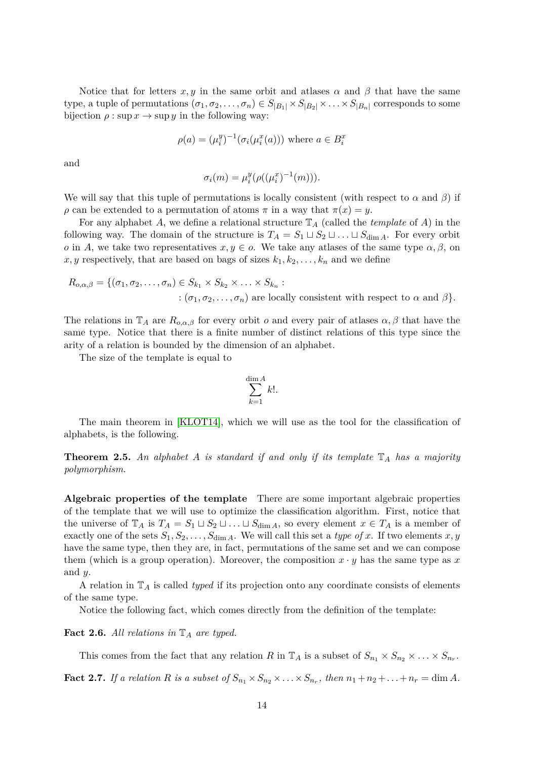Notice that for letters $x, y$ in the same orbit and atlases $\alpha$ and $\beta$ that have the same type, a tuple of permutations $(\sigma_1, \sigma_2, \ldots, \sigma_n) \in S_{|B_1|} \times S_{|B_2|} \times \ldots \times S_{|B_n|}$ corresponds to some bijection $\rho : \sup x \to \sup y$ in the following way:

$$\rho(a) = (\mu_i^y)^{-1}(\sigma_i(\mu_i^x(a))) \text{ where } a \in B_i^x$$

and

$$\sigma_i(m) = \mu_i^y(\rho((\mu_i^x)^{-1}(m))).$$

We will say that this tuple of permutations is locally consistent (with respect to $\alpha$ and $\beta$) if $\rho$ can be extended to a permutation of atoms $\pi$ in a way that $\pi(x) = y$.

For any alphabet $A$, we define a relational structure $\mathbb{T}_A$ (called the *template* of $A$) in the following way. The domain of the structure is $T_A = S_1 \sqcup S_2 \sqcup \ldots \sqcup S_{\dim A}$. For every orbit $o$ in $A$, we take two representatives $x, y \in o$. We take any atlases of the same type $\alpha, \beta$, on $x, y$ respectively, that are based on bags of sizes $k_1, k_2, \ldots, k_n$ and we define

$$R_{o,\alpha,\beta} = \{(\sigma_1, \sigma_2, \ldots, \sigma_n) \in S_{k_1} \times S_{k_2} \times \ldots \times S_{k_n} : \\ : (\sigma_1, \sigma_2, \ldots, \sigma_n) \text{ are locally consistent with respect to } \alpha \text{ and } \beta\}.$$

The relations in $\mathbb{T}_A$ are $R_{o,\alpha,\beta}$ for every orbit $o$ and every pair of atlases $\alpha, \beta$ that have the same type. Notice that there is a finite number of distinct relations of this type since the arity of a relation is bounded by the dimension of an alphabet.

The size of the template is equal to

$$\sum_{k=1}^{\dim A} k!.$$

The main theorem in [KLOT14], which we will use as the tool for the classification of alphabets, is the following.

**Theorem 2.5.** *An alphabet $A$ is standard if and only if its template $\mathbb{T}_A$ has a majority polymorphism.*

**Algebraic properties of the template** There are some important algebraic properties of the template that we will use to optimize the classification algorithm. First, notice that the universe of $\mathbb{T}_A$ is $T_A = S_1 \sqcup S_2 \sqcup \ldots \sqcup S_{\dim A}$, so every element $x \in T_A$ is a member of exactly one of the sets $S_1, S_2, \ldots, S_{\dim A}$. We will call this set a *type of* $x$. If two elements $x, y$ have the same type, then they are, in fact, permutations of the same set and we can compose them (which is a group operation). Moreover, the composition $x \cdot y$ has the same type as $x$ and $y$.

A relation in $\mathbb{T}_A$ is called *typed* if its projection onto any coordinate consists of elements of the same type.

Notice the following fact, which comes directly from the definition of the template:

**Fact 2.6.** *All relations in $\mathbb{T}_A$ are typed.*

This comes from the fact that any relation $R$ in $\mathbb{T}_A$ is a subset of $S_{n_1} \times S_{n_2} \times \ldots S_{n_r}$.

**Fact 2.7.** *If a relation $R$ is a subset of $S_{n_1} \times S_{n_2} \times \ldots \times S_{n_r}$, then $n_1 + n_2 + \ldots + n_r = \dim A$.*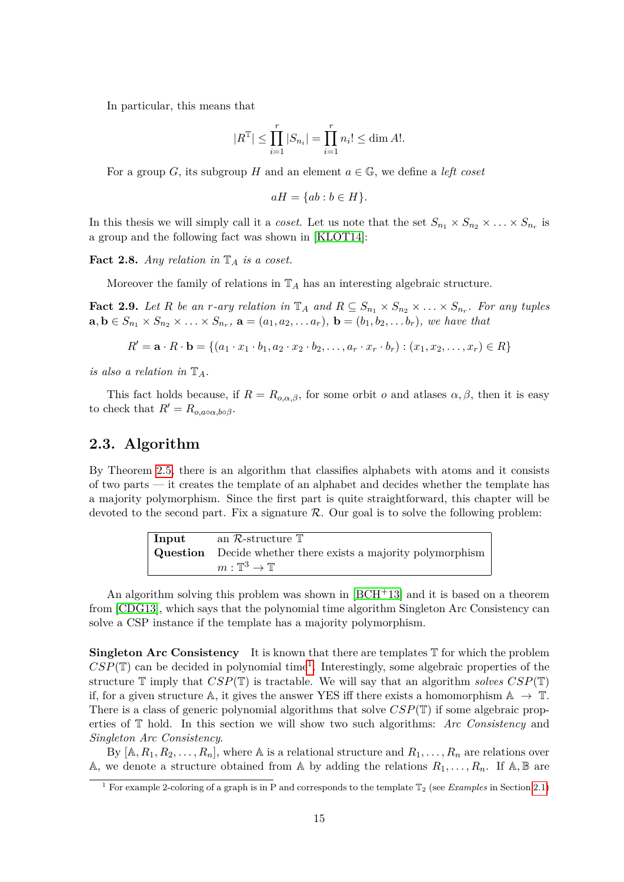In particular, this means that

$$|R^{\mathbb{T}}| \leq \prod_{i=1}^{r} |S_{n_i}| = \prod_{i=1}^{r} n_i! \leq \dim A!.$$

For a group $G$, its subgroup $H$ and an element $a \in \mathbb{G}$, we define a *left coset*

$$aH = \{ab : b \in H\}.$$

In this thesis we will simply call it a *coset*. Let us note that the set $S_{n_1} \times S_{n_2} \times \ldots \times S_{n_r}$ is a group and the following fact was shown in [KLOT14]:

**Fact 2.8.** *Any relation in $\mathbb{T}_A$ is a coset.*

Moreover the family of relations in $\mathbb{T}_A$ has an interesting algebraic structure.

**Fact 2.9.** *Let $R$ be an $r$-ary relation in $\mathbb{T}_A$ and $R \subseteq S_{n_1} \times S_{n_2} \times \ldots \times S_{n_r}$. For any tuples $\mathbf{a}, \mathbf{b} \in S_{n_1} \times S_{n_2} \times \ldots \times S_{n_r}$, $\mathbf{a} = (a_1, a_2, \ldots a_r)$, $\mathbf{b} = (b_1, b_2, \ldots b_r)$, we have that*

$$R' = \mathbf{a} \cdot R \cdot \mathbf{b} = \{(a_1 \cdot x_1 \cdot b_1, a_2 \cdot x_2 \cdot b_2, \ldots, a_r \cdot x_r \cdot b_r) : (x_1, x_2, \ldots, x_r) \in R\}$$

*is also a relation in $\mathbb{T}_A$.*

This fact holds because, if $R = R_{o,\alpha,\beta}$, for some orbit $o$ and atlases $\alpha, \beta$, then it is easy to check that $R' = R_{o,a\circ\alpha,b\circ\beta}$.

## 2.3. Algorithm

By Theorem 2.5, there is an algorithm that classifies alphabets with atoms and it consists of two parts — it creates the template of an alphabet and decides whether the template has a majority polymorphism. Since the first part is quite straightforward, this chapter will be devoted to the second part. Fix a signature $\mathcal{R}$. Our goal is to solve the following problem:

| | |
|---|---|
| **Input** | an $\mathcal{R}$-structure $\mathbb{T}$ |
| **Question** | Decide whether there exists a majority polymorphism $m : \mathbb{T}^3 \to \mathbb{T}$ |

An algorithm solving this problem was shown in [BCH+13] and it is based on a theorem from [CDG13], which says that the polynomial time algorithm Singleton Arc Consistency can solve a CSP instance if the template has a majority polymorphism.

**Singleton Arc Consistency** It is known that there are templates $\mathbb{T}$ for which the problem $CSP(\mathbb{T})$ can be decided in polynomial time[1]. Interestingly, some algebraic properties of the structure $\mathbb{T}$ imply that $CSP(\mathbb{T})$ is tractable. We will say that an algorithm *solves* $CSP(\mathbb{T})$ if, for a given structure $\mathbb{A}$, it gives the answer YES iff there exists a homomorphism $\mathbb{A} \to \mathbb{T}$. There is a class of generic polynomial algorithms that solve $CSP(\mathbb{T})$ if some algebraic properties of $\mathbb{T}$ hold. In this section we will show two such algorithms: *Arc Consistency* and *Singleton Arc Consistency*.

By $[\mathbb{A}, R_1, R_2, \ldots, R_n]$, where $\mathbb{A}$ is a relational structure and $R_1, \ldots, R_n$ are relations over $\mathbb{A}$, we denote a structure obtained from $\mathbb{A}$ by adding the relations $R_1, \ldots, R_n$. If $\mathbb{A}, \mathbb{B}$ are

[1] For example 2-coloring of a graph is in P and corresponds to the template $\mathbb{T}_2$ (see *Examples* in Section 2.1)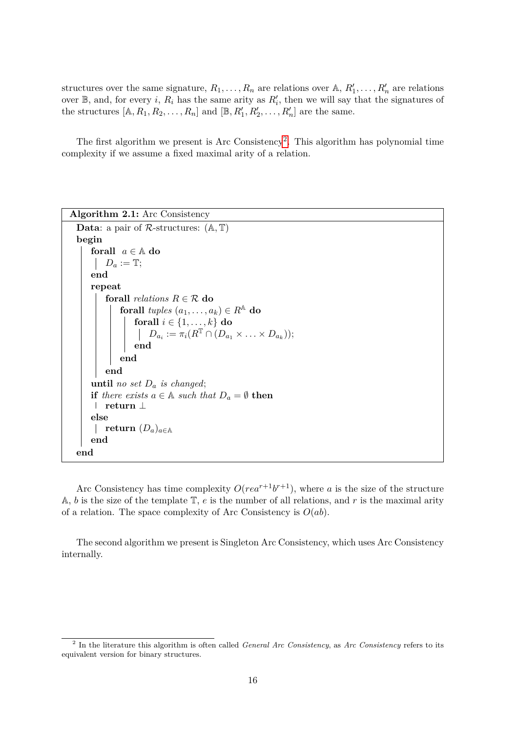structures over the same signature, $R_1, \ldots, R_n$ are relations over $\mathbb{A}$, $R'_1, \ldots, R'_n$ are relations over $\mathbb{B}$, and, for every $i$, $R_i$ has the same arity as $R'_i$, then we will say that the signatures of the structures $[\mathbb{A}, R_1, R_2, \ldots, R_n]$ and $[\mathbb{B}, R'_1, R'_2, \ldots, R'_n]$ are the same.

The first algorithm we present is Arc Consistency[2]. This algorithm has polynomial time complexity if we assume a fixed maximal arity of a relation.

**Algorithm 2.1:** Arc Consistency

```
Data: a pair of R-structures: (A, T)
begin
    forall a ∈ A do
        D_a := T;
    end
    repeat
        forall relations R ∈ R do
            forall tuples (a_1, ..., a_k) ∈ R^A do
                forall i ∈ {1, ..., k} do
                    D_{a_i} := π_i(R^T ∩ (D_{a_1} × ... × D_{a_k}));
                end
            end
        end
    until no set D_a is changed;
    if there exists a ∈ A such that D_a = ∅ then
        return ⊥
    else
        return (D_a)_{a∈A}
    end
end
```

Arc Consistency has time complexity $O(rea^{r+1}b^{r+1})$, where $a$ is the size of the structure $\mathbb{A}$, $b$ is the size of the template $\mathbb{T}$, $e$ is the number of all relations, and $r$ is the maximal arity of a relation. The space complexity of Arc Consistency is $O(ab)$.

The second algorithm we present is Singleton Arc Consistency, which uses Arc Consistency internally.

[2] In the literature this algorithm is often called *General Arc Consistency*, as *Arc Consistency* refers to its equivalent version for binary structures.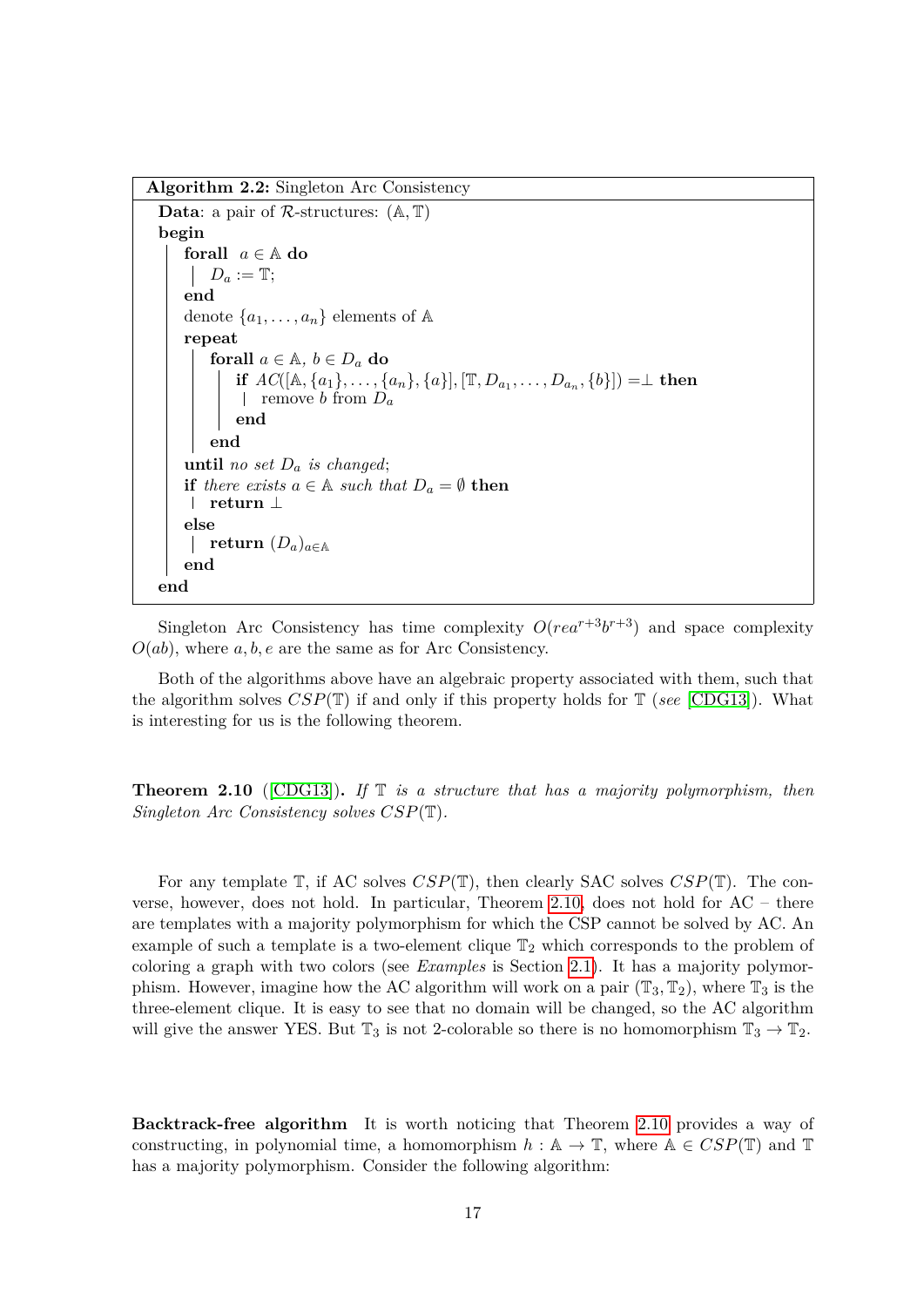**Algorithm 2.2:** Singleton Arc Consistency

```
Data: a pair of R-structures: (A, T)
begin
    forall a ∈ A do
        D_a := T;
    end
    denote {a_1, ..., a_n} elements of A
    repeat
        forall a ∈ A, b ∈ D_a do
            if AC([A, {a_1}, ..., {a_n}, {a}], [T, D_{a_1}, ..., D_{a_n}, {b}]) = ⊥ then
                remove b from D_a
            end
        end
    until no set D_a is changed;
    if there exists a ∈ A such that D_a = ∅ then
        return ⊥
    else
        return (D_a)_{a∈A}
    end
end
```

Singleton Arc Consistency has time complexity $O(rea^{r+3}b^{r+3})$ and space complexity $O(ab)$, where $a, b, e$ are the same as for Arc Consistency.

Both of the algorithms above have an algebraic property associated with them, such that the algorithm solves $CSP(\mathbb{T})$ if and only if this property holds for $\mathbb{T}$ (*see* [CDG13]). What is interesting for us is the following theorem.

**Theorem 2.10** ([CDG13]). *If $\mathbb{T}$ is a structure that has a majority polymorphism, then Singleton Arc Consistency solves $CSP(\mathbb{T})$.*

For any template $\mathbb{T}$, if AC solves $CSP(\mathbb{T})$, then clearly SAC solves $CSP(\mathbb{T})$. The converse, however, does not hold. In particular, Theorem 2.10 does not hold for AC – there are templates with a majority polymorphism for which the CSP cannot be solved by AC. An example of such a template is a two-element clique $\mathbb{T}_2$ which corresponds to the problem of coloring a graph with two colors (see *Examples* is Section 2.1). It has a majority polymorphism. However, imagine how the AC algorithm will work on a pair $(\mathbb{T}_3, \mathbb{T}_2)$, where $\mathbb{T}_3$ is the three-element clique. It is easy to see that no domain will be changed, so the AC algorithm will give the answer YES. But $\mathbb{T}_3$ is not 2-colorable so there is no homomorphism $\mathbb{T}_3 \to \mathbb{T}_2$.

**Backtrack-free algorithm** It is worth noticing that Theorem 2.10 provides a way of constructing, in polynomial time, a homomorphism $h : \mathbb{A} \to \mathbb{T}$, where $\mathbb{A} \in CSP(\mathbb{T})$ and $\mathbb{T}$ has a majority polymorphism. Consider the following algorithm: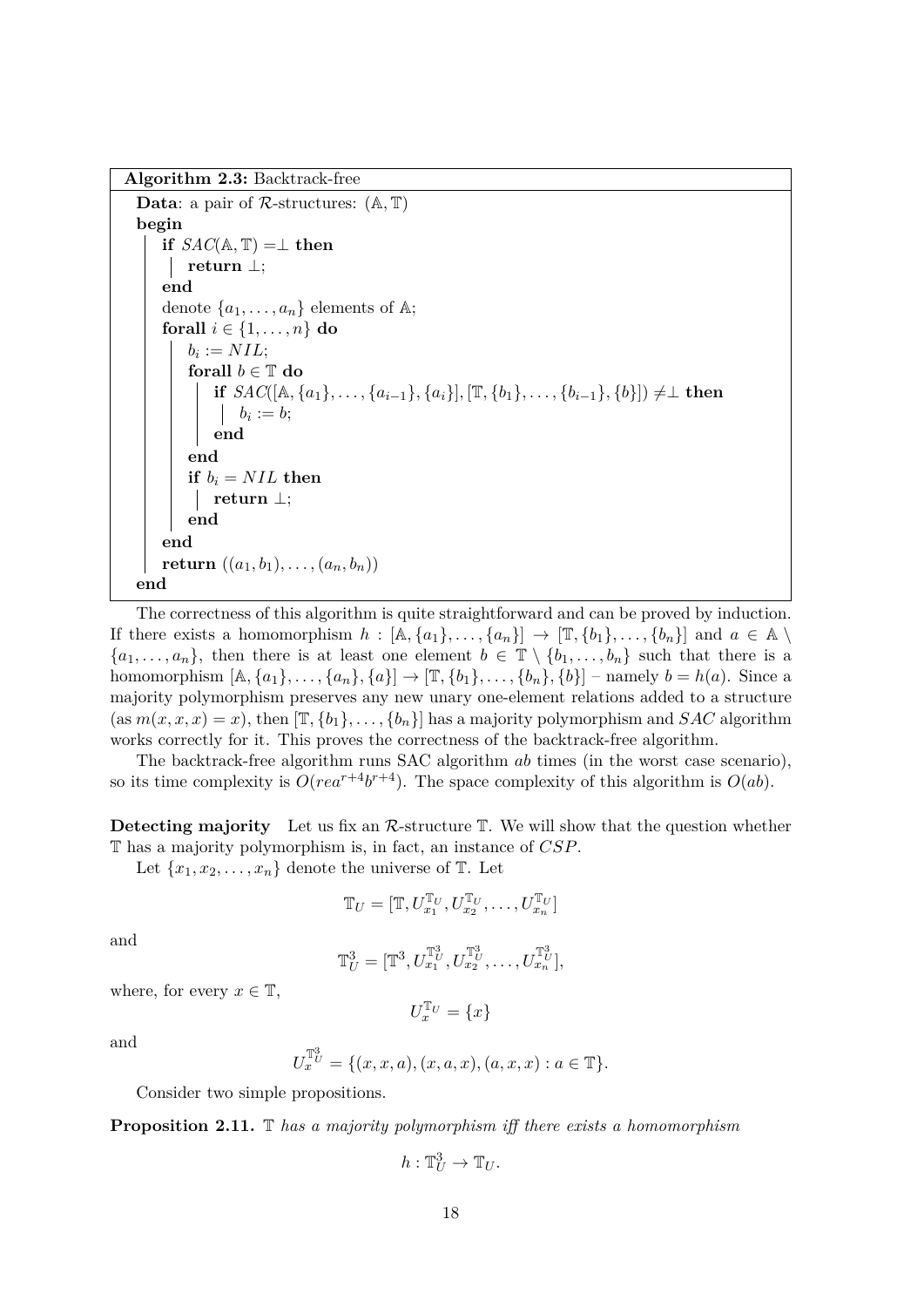**Algorithm 2.3:** Backtrack-free

```
Data: a pair of R-structures: (𝔸, 𝕋)
begin
    if SAC(𝔸, 𝕋) =⊥ then
        return ⊥;
    end
    denote {a_1, ..., a_n} elements of 𝔸;
    forall i ∈ {1, ..., n} do
        b_i := NIL;
        forall b ∈ 𝕋 do
            if SAC([𝔸, {a_1}, ..., {a_{i-1}}, {a_i}], [𝕋, {b_1}, ..., {b_{i-1}}, {b}]) ≠⊥ then
                b_i := b;
            end
        end
        if b_i = NIL then
            return ⊥;
        end
    end
    return ((a_1, b_1), ..., (a_n, b_n))
end
```

The correctness of this algorithm is quite straightforward and can be proved by induction. If there exists a homomorphism $h : [\mathbb{A}, \{a_1\}, \dots, \{a_n\}] \to [\mathbb{T}, \{b_1\}, \dots, \{b_n\}]$ and $a \in \mathbb{A} \setminus \{a_1, \dots, a_n\}$, then there is at least one element $b \in \mathbb{T} \setminus \{b_1, \dots, b_n\}$ such that there is a homomorphism $[\mathbb{A}, \{a_1\}, \dots, \{a_n\}, \{a\}] \to [\mathbb{T}, \{b_1\}, \dots, \{b_n\}, \{b\}]$ – namely $b = h(a)$. Since a majority polymorphism preserves any new unary one-element relations added to a structure (as $m(x, x, x) = x$), then $[\mathbb{T}, \{b_1\}, \dots, \{b_n\}]$ has a majority polymorphism and $SAC$ algorithm works correctly for it. This proves the correctness of the backtrack-free algorithm.

The backtrack-free algorithm runs SAC algorithm $ab$ times (in the worst case scenario), so its time complexity is $O(rea^{r+4}b^{r+4})$. The space complexity of this algorithm is $O(ab)$.

**Detecting majority** Let us fix an $\mathcal{R}$-structure $\mathbb{T}$. We will show that the question whether $\mathbb{T}$ has a majority polymorphism is, in fact, an instance of $CSP$.

Let $\{x_1, x_2, \dots, x_n\}$ denote the universe of $\mathbb{T}$. Let

$$\mathbb{T}_U = [\mathbb{T}, U_{x_1}^{\mathbb{T}_U}, U_{x_2}^{\mathbb{T}_U}, \dots, U_{x_n}^{\mathbb{T}_U}]$$

and

$$\mathbb{T}_U^3 = [\mathbb{T}^3, U_{x_1}^{\mathbb{T}_U^3}, U_{x_2}^{\mathbb{T}_U^3}, \dots, U_{x_n}^{\mathbb{T}_U^3}],$$

where, for every $x \in \mathbb{T}$,

$$U_x^{\mathbb{T}_U} = \{x\}$$

and

$$U_x^{\mathbb{T}_U^3} = \{(x, x, a), (x, a, x), (a, x, x) : a \in \mathbb{T}\}.$$

Consider two simple propositions.

**Proposition 2.11.** *$\mathbb{T}$ has a majority polymorphism iff there exists a homomorphism*

$$h : \mathbb{T}_U^3 \to \mathbb{T}_U.$$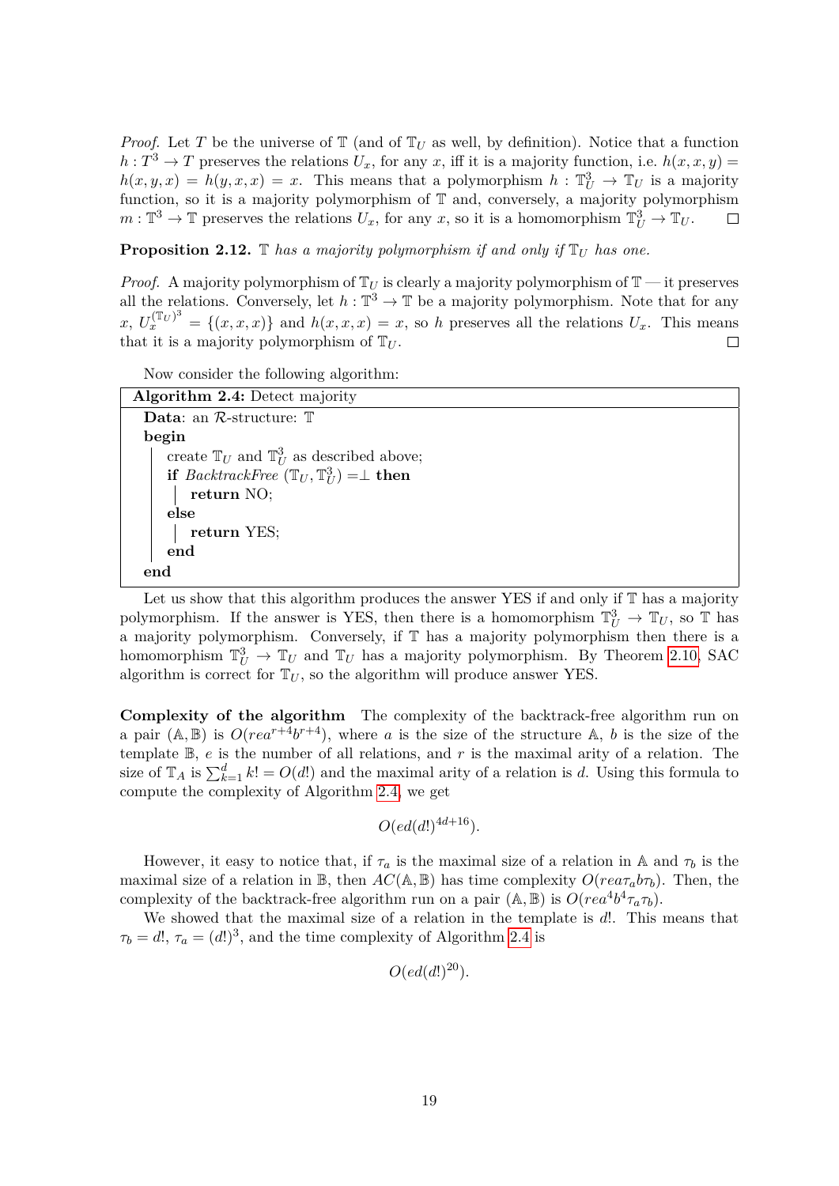*Proof.* Let $T$ be the universe of $\mathbb{T}$ (and of $\mathbb{T}_U$ as well, by definition). Notice that a function $h : T^3 \to T$ preserves the relations $U_x$, for any $x$, iff it is a majority function, i.e. $h(x,x,y) = h(x,y,x) = h(y,x,x) = x$. This means that a polymorphism $h : \mathbb{T}_U^3 \to \mathbb{T}_U$ is a majority function, so it is a majority polymorphism of $\mathbb{T}$ and, conversely, a majority polymorphism $m : \mathbb{T}^3 \to \mathbb{T}$ preserves the relations $U_x$, for any $x$, so it is a homomorphism $\mathbb{T}_U^3 \to \mathbb{T}_U$. □

**Proposition 2.12.** *$\mathbb{T}$ has a majority polymorphism if and only if $\mathbb{T}_U$ has one.*

*Proof.* A majority polymorphism of $\mathbb{T}_U$ is clearly a majority polymorphism of $\mathbb{T}$ — it preserves all the relations. Conversely, let $h : \mathbb{T}^3 \to \mathbb{T}$ be a majority polymorphism. Note that for any $x$, $U_x^{(\mathbb{T}_U)^3} = \{(x,x,x)\}$ and $h(x,x,x) = x$, so $h$ preserves all the relations $U_x$. This means that it is a majority polymorphism of $\mathbb{T}_U$. □

Now consider the following algorithm:

```
Algorithm 2.4: Detect majority
Data: an R-structure: T
begin
    create T_U and T_U^3 as described above;
    if BacktrackFree (T_U, T_U^3) =⊥ then
        return NO;
    else
        return YES;
    end
end
```

Let us show that this algorithm produces the answer YES if and only if $\mathbb{T}$ has a majority polymorphism. If the answer is YES, then there is a homomorphism $\mathbb{T}_U^3 \to \mathbb{T}_U$, so $\mathbb{T}$ has a majority polymorphism. Conversely, if $\mathbb{T}$ has a majority polymorphism then there is a homomorphism $\mathbb{T}_U^3 \to \mathbb{T}_U$ and $\mathbb{T}_U$ has a majority polymorphism. By Theorem 2.10, SAC algorithm is correct for $\mathbb{T}_U$, so the algorithm will produce answer YES.

**Complexity of the algorithm** The complexity of the backtrack-free algorithm run on a pair $(\mathbb{A}, \mathbb{B})$ is $O(rea^{r+4}b^{r+4})$, where $a$ is the size of the structure $\mathbb{A}$, $b$ is the size of the template $\mathbb{B}$, $e$ is the number of all relations, and $r$ is the maximal arity of a relation. The size of $\mathbb{T}_A$ is $\sum_{k=1}^{d} k! = O(d!)$ and the maximal arity of a relation is $d$. Using this formula to compute the complexity of Algorithm 2.4, we get

$$O(ed(d!)^{4d+16}).$$

However, it easy to notice that, if $\tau_a$ is the maximal size of a relation in $\mathbb{A}$ and $\tau_b$ is the maximal size of a relation in $\mathbb{B}$, then $AC(\mathbb{A}, \mathbb{B})$ has time complexity $O(rea\tau_a b\tau_b)$. Then, the complexity of the backtrack-free algorithm run on a pair $(\mathbb{A}, \mathbb{B})$ is $O(rea^4b^4\tau_a\tau_b)$.

We showed that the maximal size of a relation in the template is $d!$. This means that $\tau_b = d!$, $\tau_a = (d!)^3$, and the time complexity of Algorithm 2.4 is

$$O(ed(d!)^{20}).$$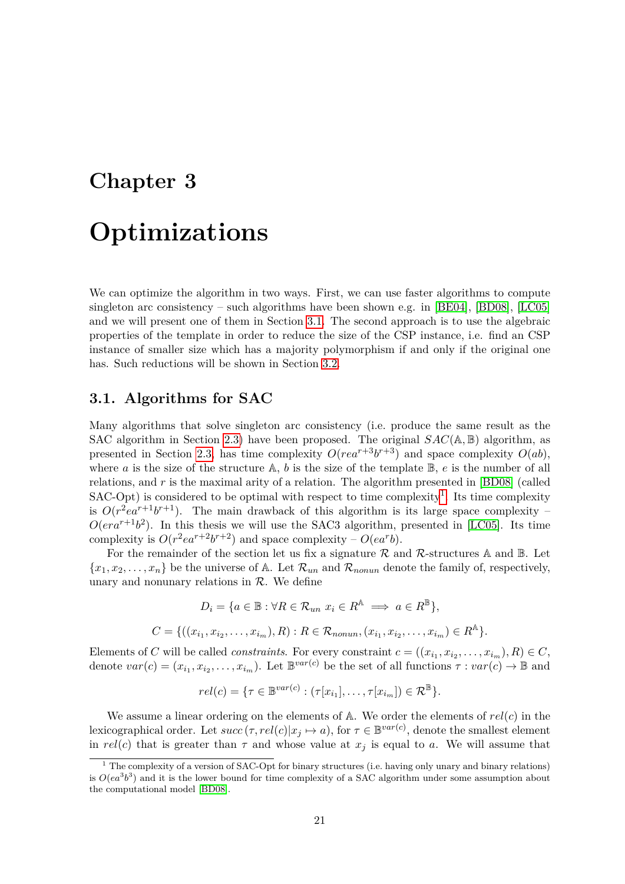# Chapter 3

# Optimizations

We can optimize the algorithm in two ways. First, we can use faster algorithms to compute singleton arc consistency – such algorithms have been shown e.g. in [BE04], [BD08], [LC05] and we will present one of them in Section 3.1. The second approach is to use the algebraic properties of the template in order to reduce the size of the CSP instance, i.e. find an CSP instance of smaller size which has a majority polymorphism if and only if the original one has. Such reductions will be shown in Section 3.2.

## 3.1. Algorithms for SAC

Many algorithms that solve singleton arc consistency (i.e. produce the same result as the SAC algorithm in Section 2.3) have been proposed. The original $SAC(\mathbb{A}, \mathbb{B})$ algorithm, as presented in Section 2.3, has time complexity $O(rea^{r+3}b^{r+3})$ and space complexity $O(ab)$, where $a$ is the size of the structure $\mathbb{A}$, $b$ is the size of the template $\mathbb{B}$, $e$ is the number of all relations, and $r$ is the maximal arity of a relation. The algorithm presented in [BD08] (called SAC-Opt) is considered to be optimal with respect to time complexity[1]. Its time complexity is $O(r^2ea^{r+1}b^{r+1})$. The main drawback of this algorithm is its large space complexity – $O(era^{r+1}b^2)$. In this thesis we will use the SAC3 algorithm, presented in [LC05]. Its time complexity is $O(r^2ea^{r+2}b^{r+2})$ and space complexity – $O(ea^rb)$.

For the remainder of the section let us fix a signature $\mathcal{R}$ and $\mathcal{R}$-structures $\mathbb{A}$ and $\mathbb{B}$. Let $\{x_1, x_2, \ldots, x_n\}$ be the universe of $\mathbb{A}$. Let $\mathcal{R}_{un}$ and $\mathcal{R}_{nonun}$ denote the family of, respectively, unary and nonunary relations in $\mathcal{R}$. We define

$$D_i = \{a \in \mathbb{B} : \forall R \in \mathcal{R}_{un}\ x_i \in R^{\mathbb{A}} \implies a \in R^{\mathbb{B}}\},$$

$$C = \{((x_{i_1}, x_{i_2}, \ldots, x_{i_m}), R) : R \in \mathcal{R}_{nonun}, (x_{i_1}, x_{i_2}, \ldots, x_{i_m}) \in R^{\mathbb{A}}\}.$$

Elements of $C$ will be called *constraints*. For every constraint $c = ((x_{i_1}, x_{i_2}, \ldots, x_{i_m}), R) \in C$, denote $var(c) = (x_{i_1}, x_{i_2}, \ldots, x_{i_m})$. Let $\mathbb{B}^{var(c)}$ be the set of all functions $\tau : var(c) \to \mathbb{B}$ and

$$rel(c) = \{\tau \in \mathbb{B}^{var(c)} : (\tau[x_{i_1}], \ldots, \tau[x_{i_m}]) \in \mathcal{R}^{\mathbb{B}}\}.$$

We assume a linear ordering on the elements of $\mathbb{A}$. We order the elements of $rel(c)$ in the lexicographical order. Let $succ(\tau, rel(c)|x_j \mapsto a)$, for $\tau \in \mathbb{B}^{var(c)}$, denote the smallest element in $rel(c)$ that is greater than $\tau$ and whose value at $x_j$ is equal to $a$. We will assume that

[1] The complexity of a version of SAC-Opt for binary structures (i.e. having only unary and binary relations) is $O(ea^3b^3)$ and it is the lower bound for time complexity of a SAC algorithm under some assumption about the computational model [BD08].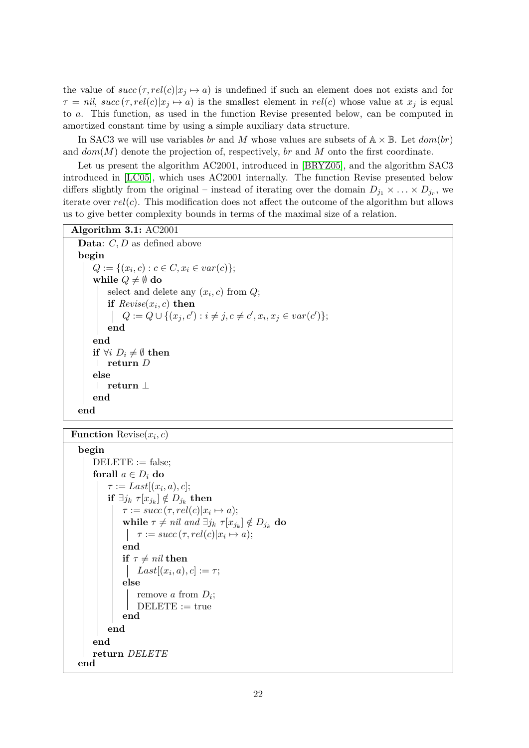the value of $succ(\tau, rel(c)|x_j \mapsto a)$ is undefined if such an element does not exists and for $\tau = nil$, $succ(\tau, rel(c)|x_j \mapsto a)$ is the smallest element in $rel(c)$ whose value at $x_j$ is equal to $a$. This function, as used in the function Revise presented below, can be computed in amortized constant time by using a simple auxiliary data structure.

In SAC3 we will use variables $br$ and $M$ whose values are subsets of $\mathbb{A} \times \mathbb{B}$. Let $dom(br)$ and $dom(M)$ denote the projection of, respectively, $br$ and $M$ onto the first coordinate.

Let us present the algorithm AC2001, introduced in [BRYZ05], and the algorithm SAC3 introduced in [LC05], which uses AC2001 internally. The function Revise presented below differs slightly from the original – instead of iterating over the domain $D_{j_1} \times \ldots \times D_{j_r}$, we iterate over $rel(c)$. This modification does not affect the outcome of the algorithm but allows us to give better complexity bounds in terms of the maximal size of a relation.

**Algorithm 3.1:** AC2001

```
Data: C, D as defined above
begin
    Q := {(x_i, c) : c ∈ C, x_i ∈ var(c)};
    while Q ≠ ∅ do
        select and delete any (x_i, c) from Q;
        if Revise(x_i, c) then
            Q := Q ∪ {(x_j, c') : i ≠ j, c ≠ c', x_i, x_j ∈ var(c')};
        end
    end
    if ∀i D_i ≠ ∅ then
        return D
    else
        return ⊥
    end
end
```

**Function** Revise($x_i, c$)

```
begin
    DELETE := false;
    forall a ∈ D_i do
        τ := Last[(x_i, a), c];
        if ∃j_k τ[x_{j_k}] ∉ D_{j_k} then
            τ := succ(τ, rel(c)|x_i ↦ a);
            while τ ≠ nil and ∃j_k τ[x_{j_k}] ∉ D_{j_k} do
                τ := succ(τ, rel(c)|x_i ↦ a);
            end
            if τ ≠ nil then
                Last[(x_i, a), c] := τ;
            else
                remove a from D_i;
                DELETE := true
            end
        end
    end
    return DELETE
end
```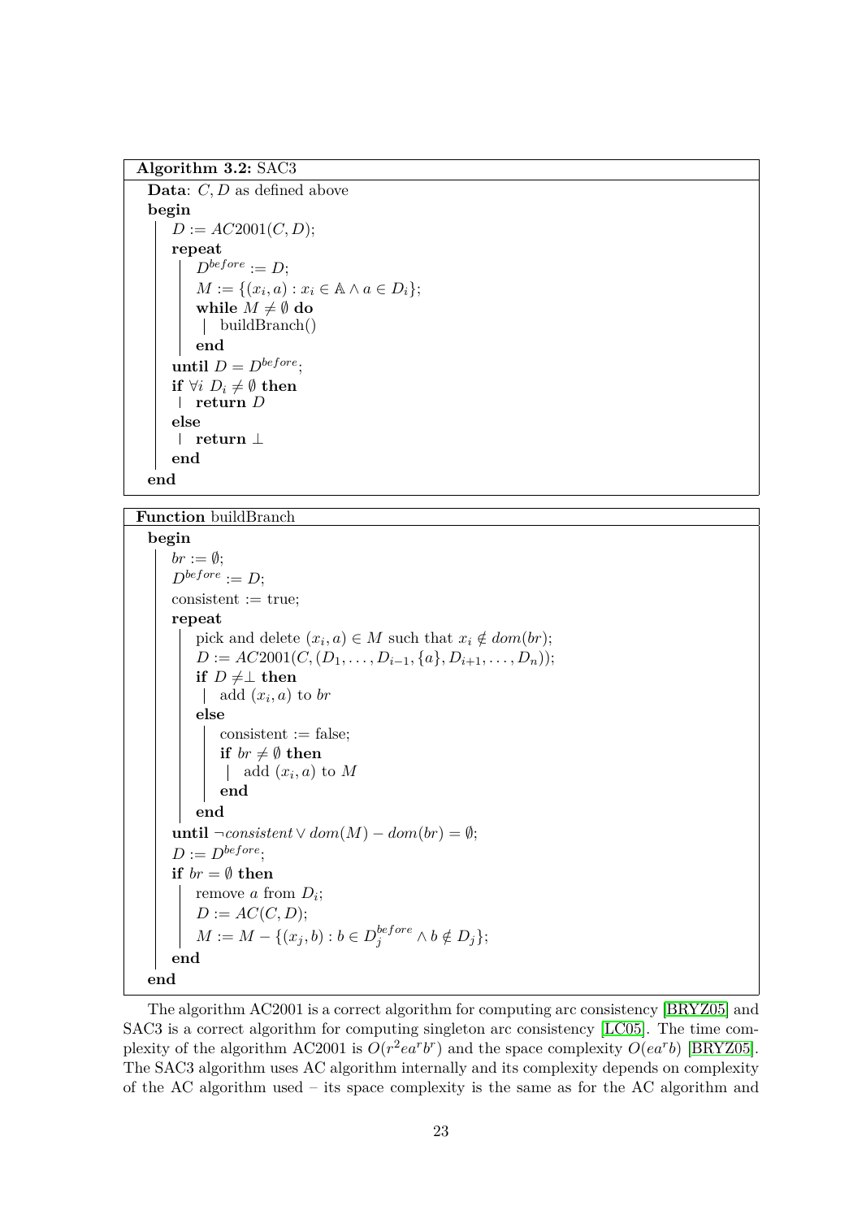**Algorithm 3.2:** SAC3

```
Data: C, D as defined above
begin
    D := AC2001(C, D);
    repeat
        D^before := D;
        M := {(x_i, a) : x_i ∈ 𝔸 ∧ a ∈ D_i};
        while M ≠ ∅ do
            buildBranch()
        end
    until D = D^before;
    if ∀i D_i ≠ ∅ then
        return D
    else
        return ⊥
    end
end
```

**Function** buildBranch

```
begin
    br := ∅;
    D^before := D;
    consistent := true;
    repeat
        pick and delete (x_i, a) ∈ M such that x_i ∉ dom(br);
        D := AC2001(C, (D_1, ..., D_{i-1}, {a}, D_{i+1}, ..., D_n));
        if D ≠ ⊥ then
            add (x_i, a) to br
        else
            consistent := false;
            if br ≠ ∅ then
                add (x_i, a) to M
            end
        end
    until ¬consistent ∨ dom(M) − dom(br) = ∅;
    D := D^before;
    if br = ∅ then
        remove a from D_i;
        D := AC(C, D);
        M := M − {(x_j, b) : b ∈ D_j^before ∧ b ∉ D_j};
    end
end
```

The algorithm AC2001 is a correct algorithm for computing arc consistency [BRYZ05] and SAC3 is a correct algorithm for computing singleton arc consistency [LC05]. The time complexity of the algorithm AC2001 is $O(r^2 e a^r b^r)$ and the space complexity $O(e a^r b)$ [BRYZ05]. The SAC3 algorithm uses AC algorithm internally and its complexity depends on complexity of the AC algorithm used – its space complexity is the same as for the AC algorithm and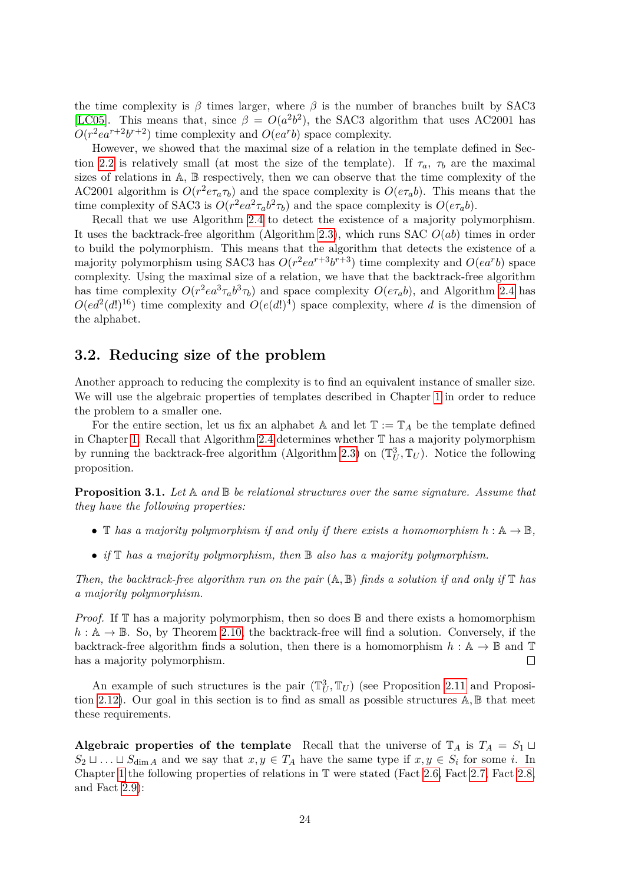the time complexity is $\beta$ times larger, where $\beta$ is the number of branches built by SAC3 [LC05]. This means that, since $\beta = O(a^2b^2)$, the SAC3 algorithm that uses AC2001 has $O(r^2ea^{r+2}b^{r+2})$ time complexity and $O(ea^rb)$ space complexity.

However, we showed that the maximal size of a relation in the template defined in Section 2.2 is relatively small (at most the size of the template). If $\tau_a$, $\tau_b$ are the maximal sizes of relations in $\mathbb{A}$, $\mathbb{B}$ respectively, then we can observe that the time complexity of the AC2001 algorithm is $O(r^2e\tau_a\tau_b)$ and the space complexity is $O(e\tau_ab)$. This means that the time complexity of SAC3 is $O(r^2ea^2\tau_ab^2\tau_b)$ and the space complexity is $O(e\tau_ab)$.

Recall that we use Algorithm 2.4 to detect the existence of a majority polymorphism. It uses the backtrack-free algorithm (Algorithm 2.3), which runs SAC $O(ab)$ times in order to build the polymorphism. This means that the algorithm that detects the existence of a majority polymorphism using SAC3 has $O(r^2ea^{r+3}b^{r+3})$ time complexity and $O(ea^rb)$ space complexity. Using the maximal size of a relation, we have that the backtrack-free algorithm has time complexity $O(r^2ea^3\tau_ab^3\tau_b)$ and space complexity $O(e\tau_ab)$, and Algorithm 2.4 has $O(ed^2(d!)^{16})$ time complexity and $O(e(d!)^4)$ space complexity, where $d$ is the dimension of the alphabet.

## 3.2. Reducing size of the problem

Another approach to reducing the complexity is to find an equivalent instance of smaller size. We will use the algebraic properties of templates described in Chapter 1 in order to reduce the problem to a smaller one.

For the entire section, let us fix an alphabet $\mathbb{A}$ and let $\mathbb{T} := \mathbb{T}_A$ be the template defined in Chapter 1. Recall that Algorithm 2.4 determines whether $\mathbb{T}$ has a majority polymorphism by running the backtrack-free algorithm (Algorithm 2.3) on $(\mathbb{T}_U^3, \mathbb{T}_U)$. Notice the following proposition.

**Proposition 3.1.** *Let $\mathbb{A}$ and $\mathbb{B}$ be relational structures over the same signature. Assume that they have the following properties:*

- *$\mathbb{T}$ has a majority polymorphism if and only if there exists a homomorphism $h : \mathbb{A} \to \mathbb{B}$,*
- *if $\mathbb{T}$ has a majority polymorphism, then $\mathbb{B}$ also has a majority polymorphism.*

*Then, the backtrack-free algorithm run on the pair $(\mathbb{A}, \mathbb{B})$ finds a solution if and only if $\mathbb{T}$ has a majority polymorphism.*

*Proof.* If $\mathbb{T}$ has a majority polymorphism, then so does $\mathbb{B}$ and there exists a homomorphism $h : \mathbb{A} \to \mathbb{B}$. So, by Theorem 2.10, the backtrack-free will find a solution. Conversely, if the backtrack-free algorithm finds a solution, then there is a homomorphism $h : \mathbb{A} \to \mathbb{B}$ and $\mathbb{T}$ has a majority polymorphism. □

An example of such structures is the pair $(\mathbb{T}_U^3, \mathbb{T}_U)$ (see Proposition 2.11 and Proposition 2.12). Our goal in this section is to find as small as possible structures $\mathbb{A}, \mathbb{B}$ that meet these requirements.

**Algebraic properties of the template** Recall that the universe of $\mathbb{T}_A$ is $T_A = S_1 \sqcup S_2 \sqcup \ldots \sqcup S_{\dim A}$ and we say that $x, y \in T_A$ have the same type if $x, y \in S_i$ for some $i$. In Chapter 1 the following properties of relations in $\mathbb{T}$ were stated (Fact 2.6, Fact 2.7, Fact 2.8, and Fact 2.9):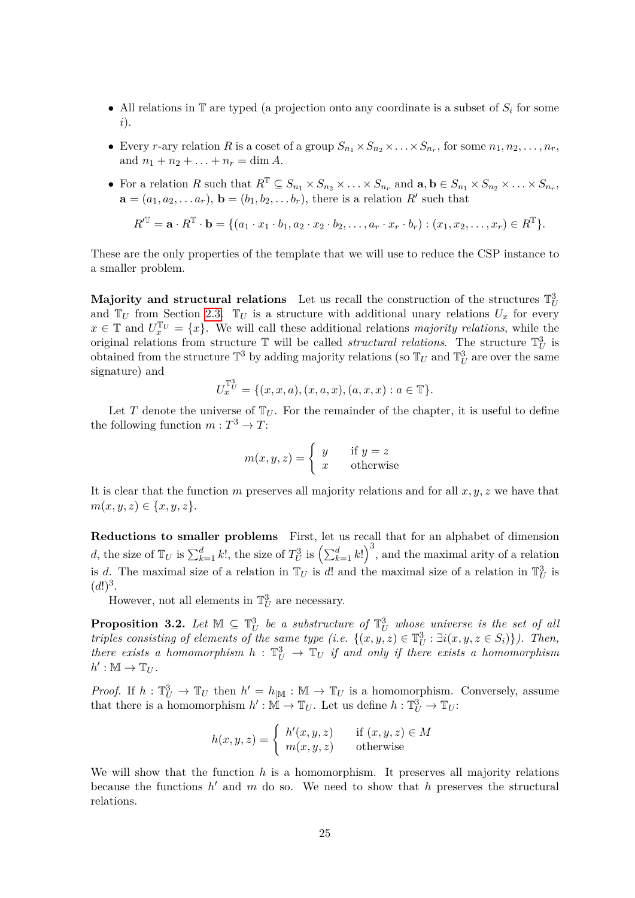- All relations in $\mathbb{T}$ are typed (a projection onto any coordinate is a subset of $S_i$ for some $i$).
- Every $r$-ary relation $R$ is a coset of a group $S_{n_1} \times S_{n_2} \times \ldots \times S_{n_r}$, for some $n_1, n_2, \ldots, n_r$, and $n_1 + n_2 + \ldots + n_r = \dim A$.
- For a relation $R$ such that $R^{\mathbb{T}} \subseteq S_{n_1} \times S_{n_2} \times \ldots \times S_{n_r}$ and $\mathbf{a}, \mathbf{b} \in S_{n_1} \times S_{n_2} \times \ldots \times S_{n_r}$, $\mathbf{a} = (a_1, a_2, \ldots a_r)$, $\mathbf{b} = (b_1, b_2, \ldots b_r)$, there is a relation $R'$ such that

$$R'^{\mathbb{T}} = \mathbf{a} \cdot R^{\mathbb{T}} \cdot \mathbf{b} = \{(a_1 \cdot x_1 \cdot b_1, a_2 \cdot x_2 \cdot b_2, \ldots, a_r \cdot x_r \cdot b_r) : (x_1, x_2, \ldots, x_r) \in R^{\mathbb{T}}\}.$$

These are the only properties of the template that we will use to reduce the CSP instance to a smaller problem.

**Majority and structural relations** Let us recall the construction of the structures $\mathbb{T}_U^3$ and $\mathbb{T}_U$ from Section 2.3. $\mathbb{T}_U$ is a structure with additional unary relations $U_x$ for every $x \in \mathbb{T}$ and $U_x^{\mathbb{T}_U} = \{x\}$. We will call these additional relations *majority relations*, while the original relations from structure $\mathbb{T}$ will be called *structural relations*. The structure $\mathbb{T}_U^3$ is obtained from the structure $\mathbb{T}^3$ by adding majority relations (so $\mathbb{T}_U$ and $\mathbb{T}_U^3$ are over the same signature) and

$$U_x^{\mathbb{T}_U^3} = \{(x, x, a), (x, a, x), (a, x, x) : a \in \mathbb{T}\}.$$

Let $T$ denote the universe of $\mathbb{T}_U$. For the remainder of the chapter, it is useful to define the following function $m : T^3 \to T$:

$$m(x, y, z) = \begin{cases} y & \text{if } y = z \\ x & \text{otherwise} \end{cases}$$

It is clear that the function $m$ preserves all majority relations and for all $x, y, z$ we have that $m(x, y, z) \in \{x, y, z\}$.

**Reductions to smaller problems** First, let us recall that for an alphabet of dimension $d$, the size of $\mathbb{T}_U$ is $\sum_{k=1}^{d} k!$, the size of $T_U^3$ is $\left(\sum_{k=1}^{d} k!\right)^3$, and the maximal arity of a relation is $d$. The maximal size of a relation in $\mathbb{T}_U$ is $d!$ and the maximal size of a relation in $\mathbb{T}_U^3$ is $(d!)^3$.

However, not all elements in $\mathbb{T}_U^3$ are necessary.

**Proposition 3.2.** *Let $\mathbb{M} \subseteq \mathbb{T}_U^3$ be a substructure of $\mathbb{T}_U^3$ whose universe is the set of all triples consisting of elements of the same type (i.e. $\{(x, y, z) \in \mathbb{T}_U^3 : \exists i (x, y, z \in S_i)\}$). Then, there exists a homomorphism $h : \mathbb{T}_U^3 \to \mathbb{T}_U$ if and only if there exists a homomorphism $h' : \mathbb{M} \to \mathbb{T}_U$.*

*Proof.* If $h : \mathbb{T}_U^3 \to \mathbb{T}_U$ then $h' = h_{|\mathbb{M}} : \mathbb{M} \to \mathbb{T}_U$ is a homomorphism. Conversely, assume that there is a homomorphism $h' : \mathbb{M} \to \mathbb{T}_U$. Let us define $h : \mathbb{T}_U^3 \to \mathbb{T}_U$:

$$h(x, y, z) = \begin{cases} h'(x, y, z) & \text{if } (x, y, z) \in M \\ m(x, y, z) & \text{otherwise} \end{cases}$$

We will show that the function $h$ is a homomorphism. It preserves all majority relations because the functions $h'$ and $m$ do so. We need to show that $h$ preserves the structural relations.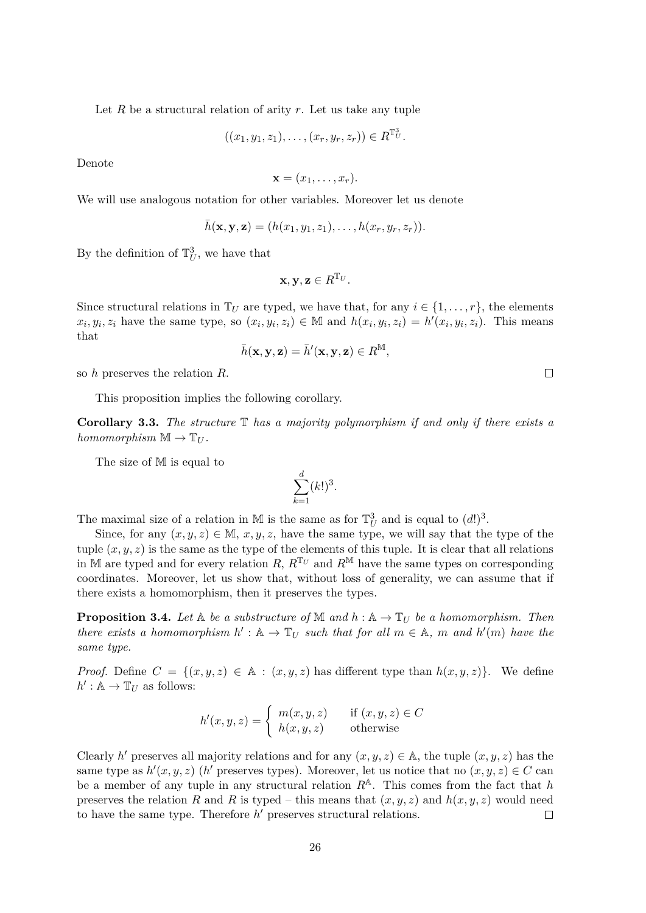Let $R$ be a structural relation of arity $r$. Let us take any tuple

$$((x_1, y_1, z_1), \ldots, (x_r, y_r, z_r)) \in R^{\mathbb{T}_U^3}.$$

Denote

$$\mathbf{x} = (x_1, \ldots, x_r).$$

We will use analogous notation for other variables. Moreover let us denote

$$\bar{h}(\mathbf{x}, \mathbf{y}, \mathbf{z}) = (h(x_1, y_1, z_1), \ldots, h(x_r, y_r, z_r)).$$

By the definition of $\mathbb{T}_U^3$, we have that

$$\mathbf{x}, \mathbf{y}, \mathbf{z} \in R^{\mathbb{T}_U}.$$

Since structural relations in $\mathbb{T}_U$ are typed, we have that, for any $i \in \{1, \ldots, r\}$, the elements $x_i, y_i, z_i$ have the same type, so $(x_i, y_i, z_i) \in \mathbb{M}$ and $h(x_i, y_i, z_i) = h'(x_i, y_i, z_i)$. This means that

$$\bar{h}(\mathbf{x}, \mathbf{y}, \mathbf{z}) = \bar{h}'(\mathbf{x}, \mathbf{y}, \mathbf{z}) \in R^{\mathbb{M}},$$

so $h$ preserves the relation $R$. □

This proposition implies the following corollary.

**Corollary 3.3.** *The structure $\mathbb{T}$ has a majority polymorphism if and only if there exists a homomorphism $\mathbb{M} \to \mathbb{T}_U$.*

The size of $\mathbb{M}$ is equal to

$$\sum_{k=1}^{d} (k!)^3.$$

The maximal size of a relation in $\mathbb{M}$ is the same as for $\mathbb{T}_U^3$ and is equal to $(d!)^3$.

Since, for any $(x, y, z) \in \mathbb{M}$, $x, y, z$, have the same type, we will say that the type of the tuple $(x, y, z)$ is the same as the type of the elements of this tuple. It is clear that all relations in $\mathbb{M}$ are typed and for every relation $R$, $R^{\mathbb{T}_U}$ and $R^{\mathbb{M}}$ have the same types on corresponding coordinates. Moreover, let us show that, without loss of generality, we can assume that if there exists a homomorphism, then it preserves the types.

**Proposition 3.4.** *Let $\mathbb{A}$ be a substructure of $\mathbb{M}$ and $h : \mathbb{A} \to \mathbb{T}_U$ be a homomorphism. Then there exists a homomorphism $h' : \mathbb{A} \to \mathbb{T}_U$ such that for all $m \in \mathbb{A}$, $m$ and $h'(m)$ have the same type.*

*Proof.* Define $C = \{(x, y, z) \in \mathbb{A} : (x, y, z) \text{ has different type than } h(x, y, z)\}$. We define $h' : \mathbb{A} \to \mathbb{T}_U$ as follows:

$$h'(x, y, z) = \begin{cases} m(x, y, z) & \text{if } (x, y, z) \in C \\ h(x, y, z) & \text{otherwise} \end{cases}$$

Clearly $h'$ preserves all majority relations and for any $(x, y, z) \in \mathbb{A}$, the tuple $(x, y, z)$ has the same type as $h'(x, y, z)$ ($h'$ preserves types). Moreover, let us notice that no $(x, y, z) \in C$ can be a member of any tuple in any structural relation $R^{\mathbb{A}}$. This comes from the fact that $h$ preserves the relation $R$ and $R$ is typed – this means that $(x, y, z)$ and $h(x, y, z)$ would need to have the same type. Therefore $h'$ preserves structural relations. □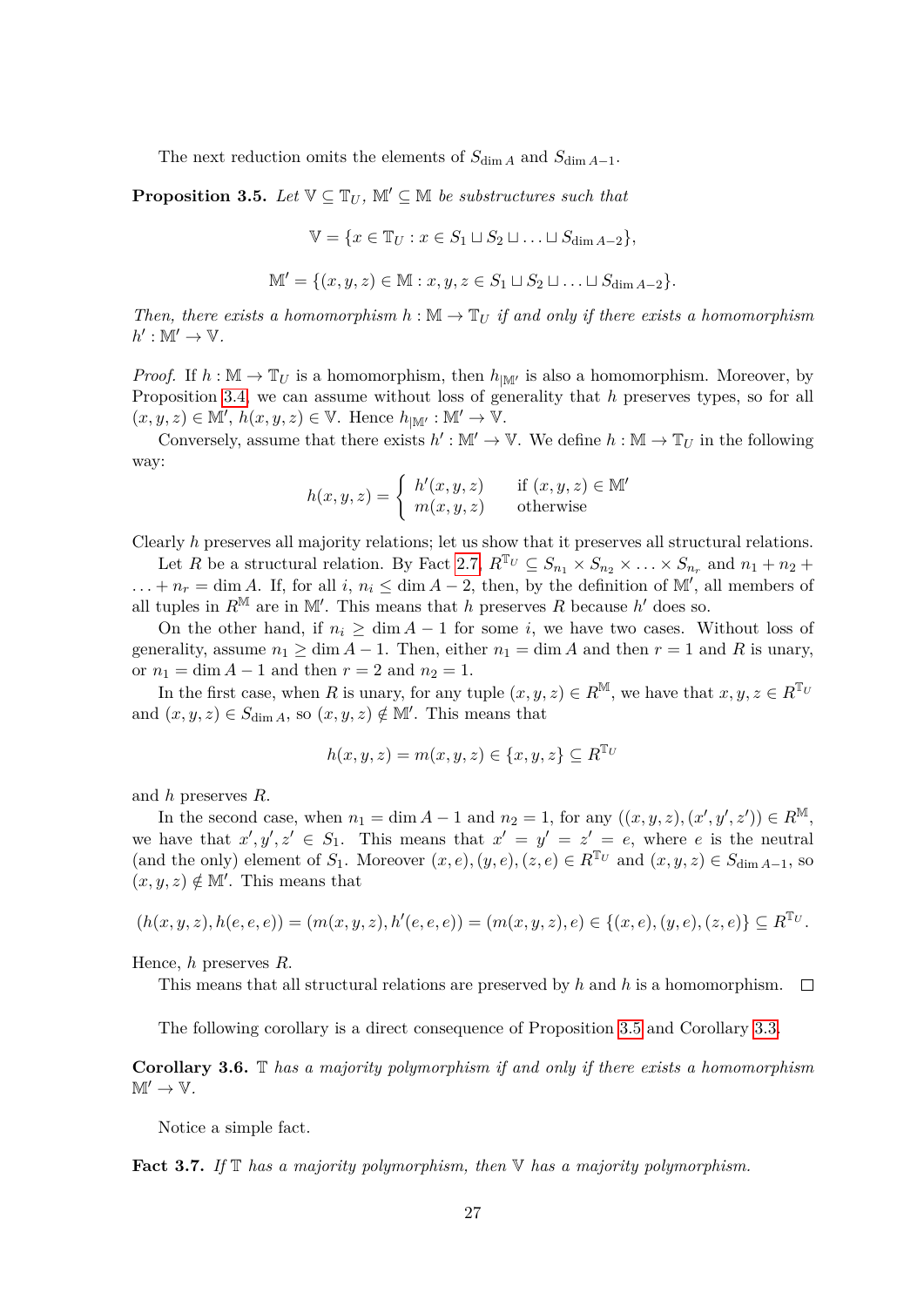The next reduction omits the elements of $S_{\dim A}$ and $S_{\dim A-1}$.

**Proposition 3.5.** *Let $\mathbb{V} \subseteq \mathbb{T}_U$, $\mathbb{M}' \subseteq \mathbb{M}$ be substructures such that*

$$\mathbb{V} = \{x \in \mathbb{T}_U : x \in S_1 \sqcup S_2 \sqcup \ldots \sqcup S_{\dim A-2}\},$$

$$\mathbb{M}' = \{(x, y, z) \in \mathbb{M} : x, y, z \in S_1 \sqcup S_2 \sqcup \ldots \sqcup S_{\dim A-2}\}.$$

*Then, there exists a homomorphism $h : \mathbb{M} \to \mathbb{T}_U$ if and only if there exists a homomorphism $h' : \mathbb{M}' \to \mathbb{V}$.*

*Proof.* If $h : \mathbb{M} \to \mathbb{T}_U$ is a homomorphism, then $h_{|\mathbb{M}'}$ is also a homomorphism. Moreover, by Proposition 3.4, we can assume without loss of generality that $h$ preserves types, so for all $(x, y, z) \in \mathbb{M}'$, $h(x, y, z) \in \mathbb{V}$. Hence $h_{|\mathbb{M}'} : \mathbb{M}' \to \mathbb{V}$.

Conversely, assume that there exists $h' : \mathbb{M}' \to \mathbb{V}$. We define $h : \mathbb{M} \to \mathbb{T}_U$ in the following way:

$$h(x, y, z) = \left\{ \begin{array}{ll} h'(x, y, z) & \text{if } (x, y, z) \in \mathbb{M}' \\ m(x, y, z) & \text{otherwise} \end{array} \right.$$

Clearly $h$ preserves all majority relations; let us show that it preserves all structural relations.

Let $R$ be a structural relation. By Fact 2.7, $R^{\mathbb{T}_U} \subseteq S_{n_1} \times S_{n_2} \times \ldots \times S_{n_r}$ and $n_1 + n_2 + \ldots + n_r = \dim A$. If, for all $i$, $n_i \leq \dim A - 2$, then, by the definition of $\mathbb{M}'$, all members of all tuples in $R^{\mathbb{M}}$ are in $\mathbb{M}'$. This means that $h$ preserves $R$ because $h'$ does so.

On the other hand, if $n_i \geq \dim A - 1$ for some $i$, we have two cases. Without loss of generality, assume $n_1 \geq \dim A - 1$. Then, either $n_1 = \dim A$ and then $r = 1$ and $R$ is unary, or $n_1 = \dim A - 1$ and then $r = 2$ and $n_2 = 1$.

In the first case, when $R$ is unary, for any tuple $(x, y, z) \in R^{\mathbb{M}}$, we have that $x, y, z \in R^{\mathbb{T}_U}$ and $(x, y, z) \in S_{\dim A}$, so $(x, y, z) \notin \mathbb{M}'$. This means that

$$h(x, y, z) = m(x, y, z) \in \{x, y, z\} \subseteq R^{\mathbb{T}_U}$$

and $h$ preserves $R$.

In the second case, when $n_1 = \dim A - 1$ and $n_2 = 1$, for any $((x, y, z), (x', y', z')) \in R^{\mathbb{M}}$, we have that $x', y', z' \in S_1$. This means that $x' = y' = z' = e$, where $e$ is the neutral (and the only) element of $S_1$. Moreover $(x, e), (y, e), (z, e) \in R^{\mathbb{T}_U}$ and $(x, y, z) \in S_{\dim A-1}$, so $(x, y, z) \notin \mathbb{M}'$. This means that

$$(h(x, y, z), h(e, e, e)) = (m(x, y, z), h'(e, e, e)) = (m(x, y, z), e) \in \{(x, e), (y, e), (z, e)\} \subseteq R^{\mathbb{T}_U}.$$

Hence, $h$ preserves $R$.

This means that all structural relations are preserved by $h$ and $h$ is a homomorphism. $\square$

The following corollary is a direct consequence of Proposition 3.5 and Corollary 3.3.

**Corollary 3.6.** *$\mathbb{T}$ has a majority polymorphism if and only if there exists a homomorphism $\mathbb{M}' \to \mathbb{V}$.*

Notice a simple fact.

**Fact 3.7.** *If $\mathbb{T}$ has a majority polymorphism, then $\mathbb{V}$ has a majority polymorphism.*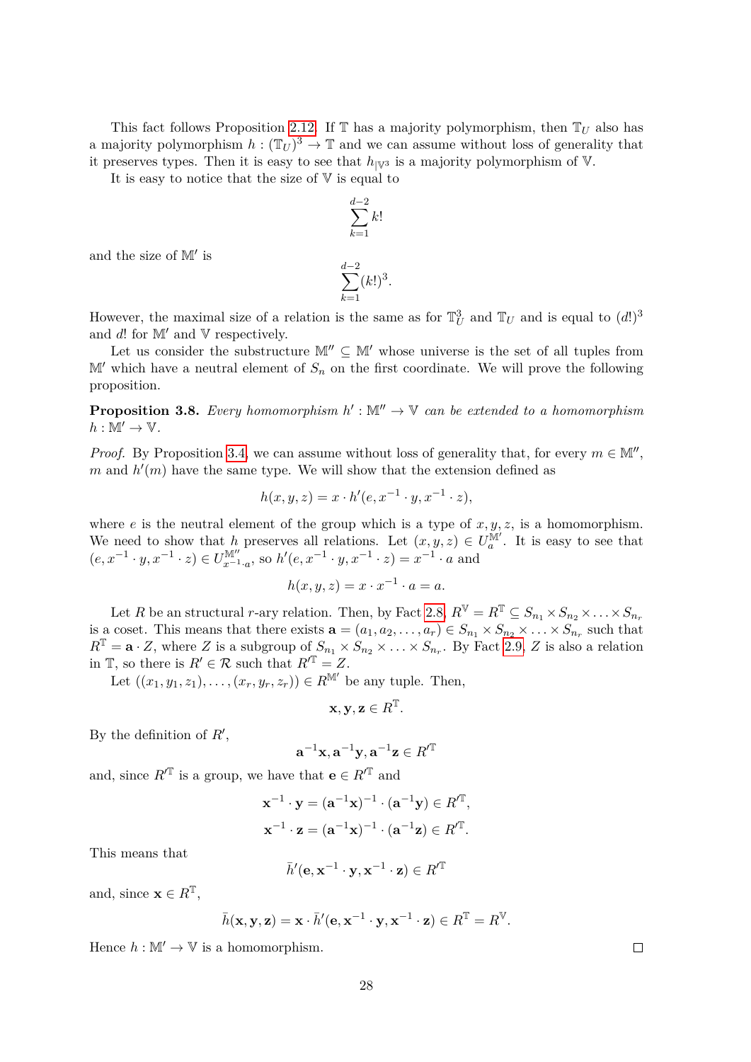This fact follows Proposition 2.12. If $\mathbb{T}$ has a majority polymorphism, then $\mathbb{T}_U$ also has a majority polymorphism $h : (\mathbb{T}_U)^3 \to \mathbb{T}$ and we can assume without loss of generality that it preserves types. Then it is easy to see that $h_{|\mathbb{V}^3}$ is a majority polymorphism of $\mathbb{V}$.

It is easy to notice that the size of $\mathbb{V}$ is equal to

$$\sum_{k=1}^{d-2} k!$$

and the size of $\mathbb{M}'$ is

$$\sum_{k=1}^{d-2} (k!)^3.$$

However, the maximal size of a relation is the same as for $\mathbb{T}_U^3$ and $\mathbb{T}_U$ and is equal to $(d!)^3$ and $d!$ for $\mathbb{M}'$ and $\mathbb{V}$ respectively.

Let us consider the substructure $\mathbb{M}'' \subseteq \mathbb{M}'$ whose universe is the set of all tuples from $\mathbb{M}'$ which have a neutral element of $S_n$ on the first coordinate. We will prove the following proposition.

**Proposition 3.8.** *Every homomorphism $h' : \mathbb{M}'' \to \mathbb{V}$ can be extended to a homomorphism $h : \mathbb{M}' \to \mathbb{V}$.*

*Proof.* By Proposition 3.4, we can assume without loss of generality that, for every $m \in \mathbb{M}''$, $m$ and $h'(m)$ have the same type. We will show that the extension defined as

$$h(x, y, z) = x \cdot h'(e, x^{-1} \cdot y, x^{-1} \cdot z),$$

where $e$ is the neutral element of the group which is a type of $x, y, z$, is a homomorphism. We need to show that $h$ preserves all relations. Let $(x, y, z) \in U_a^{\mathbb{M}'}$. It is easy to see that $(e, x^{-1} \cdot y, x^{-1} \cdot z) \in U_{x^{-1} \cdot a}^{\mathbb{M}''}$, so $h'(e, x^{-1} \cdot y, x^{-1} \cdot z) = x^{-1} \cdot a$ and

$$h(x, y, z) = x \cdot x^{-1} \cdot a = a.$$

Let $R$ be an structural $r$-ary relation. Then, by Fact 2.8, $R^{\mathbb{V}} = R^{\mathbb{T}} \subseteq S_{n_1} \times S_{n_2} \times \ldots \times S_{n_r}$ is a coset. This means that there exists $\mathbf{a} = (a_1, a_2, \ldots, a_r) \in S_{n_1} \times S_{n_2} \times \ldots \times S_{n_r}$ such that $R^{\mathbb{T}} = \mathbf{a} \cdot Z$, where $Z$ is a subgroup of $S_{n_1} \times S_{n_2} \times \ldots \times S_{n_r}$. By Fact 2.9, $Z$ is also a relation in $\mathbb{T}$, so there is $R' \in \mathcal{R}$ such that $R'^{\mathbb{T}} = Z$.

Let $((x_1, y_1, z_1), \ldots, (x_r, y_r, z_r)) \in R^{\mathbb{M}'}$ be any tuple. Then,

$$\mathbf{x}, \mathbf{y}, \mathbf{z} \in R^{\mathbb{T}}.$$

By the definition of $R'$,

$$\mathbf{a}^{-1}\mathbf{x}, \mathbf{a}^{-1}\mathbf{y}, \mathbf{a}^{-1}\mathbf{z} \in R'^{\mathbb{T}}$$

and, since $R'^{\mathbb{T}}$ is a group, we have that $\mathbf{e} \in R'^{\mathbb{T}}$ and

$$\mathbf{x}^{-1} \cdot \mathbf{y} = (\mathbf{a}^{-1}\mathbf{x})^{-1} \cdot (\mathbf{a}^{-1}\mathbf{y}) \in R'^{\mathbb{T}},$$

$$\mathbf{x}^{-1} \cdot \mathbf{z} = (\mathbf{a}^{-1}\mathbf{x})^{-1} \cdot (\mathbf{a}^{-1}\mathbf{z}) \in R'^{\mathbb{T}}.$$

This means that

$$\bar{h}'(\mathbf{e}, \mathbf{x}^{-1} \cdot \mathbf{y}, \mathbf{x}^{-1} \cdot \mathbf{z}) \in R'^{\mathbb{T}}$$

and, since $\mathbf{x} \in R^{\mathbb{T}}$,

$$\bar{h}(\mathbf{x}, \mathbf{y}, \mathbf{z}) = \mathbf{x} \cdot \bar{h}'(\mathbf{e}, \mathbf{x}^{-1} \cdot \mathbf{y}, \mathbf{x}^{-1} \cdot \mathbf{z}) \in R^{\mathbb{T}} = R^{\mathbb{V}}.$$

Hence $h : \mathbb{M}' \to \mathbb{V}$ is a homomorphism. $\square$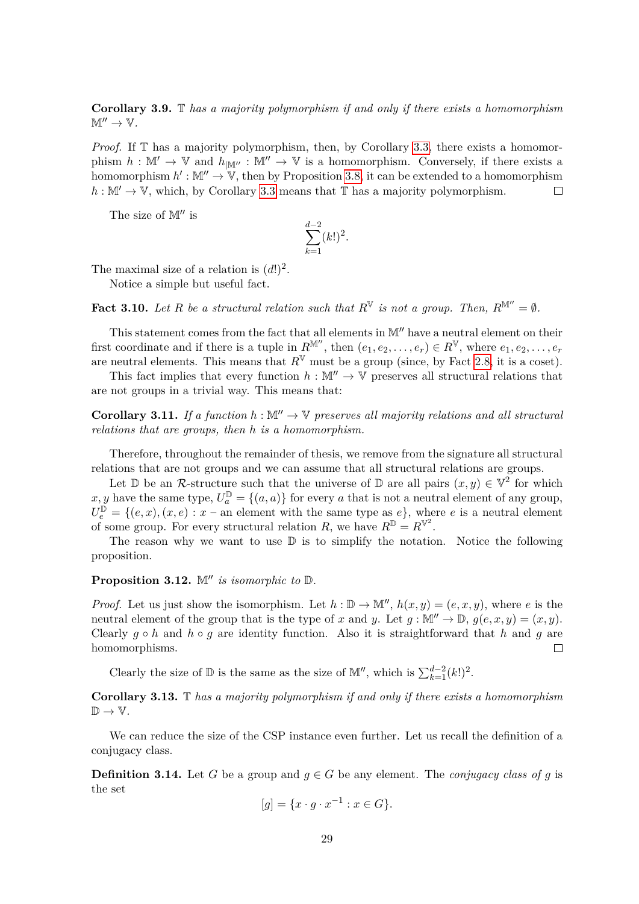**Corollary 3.9.** *$\mathbb{T}$ has a majority polymorphism if and only if there exists a homomorphism $\mathbb{M}'' \to \mathbb{V}$.*

*Proof.* If $\mathbb{T}$ has a majority polymorphism, then, by Corollary 3.3, there exists a homomorphism $h : \mathbb{M}' \to \mathbb{V}$ and $h_{|\mathbb{M}''} : \mathbb{M}'' \to \mathbb{V}$ is a homomorphism. Conversely, if there exists a homomorphism $h' : \mathbb{M}'' \to \mathbb{V}$, then by Proposition 3.8, it can be extended to a homomorphism $h : \mathbb{M}' \to \mathbb{V}$, which, by Corollary 3.3 means that $\mathbb{T}$ has a majority polymorphism. □

The size of $\mathbb{M}''$ is

$$\sum_{k=1}^{d-2} (k!)^2.$$

The maximal size of a relation is $(d!)^2$.

Notice a simple but useful fact.

**Fact 3.10.** *Let $R$ be a structural relation such that $R^{\mathbb{V}}$ is not a group. Then, $R^{\mathbb{M}''} = \emptyset$.*

This statement comes from the fact that all elements in $\mathbb{M}''$ have a neutral element on their first coordinate and if there is a tuple in $R^{\mathbb{M}''}$, then $(e_1, e_2, \ldots, e_r) \in R^{\mathbb{V}}$, where $e_1, e_2, \ldots, e_r$ are neutral elements. This means that $R^{\mathbb{V}}$ must be a group (since, by Fact 2.8, it is a coset).

This fact implies that every function $h : \mathbb{M}'' \to \mathbb{V}$ preserves all structural relations that are not groups in a trivial way. This means that:

**Corollary 3.11.** *If a function $h : \mathbb{M}'' \to \mathbb{V}$ preserves all majority relations and all structural relations that are groups, then $h$ is a homomorphism.*

Therefore, throughout the remainder of thesis, we remove from the signature all structural relations that are not groups and we can assume that all structural relations are groups.

Let $\mathbb{D}$ be an $\mathcal{R}$-structure such that the universe of $\mathbb{D}$ are all pairs $(x, y) \in \mathbb{V}^2$ for which $x, y$ have the same type, $U_a^{\mathbb{D}} = \{(a, a)\}$ for every $a$ that is not a neutral element of any group, $U_e^{\mathbb{D}} = \{(e, x), (x, e) : x$ – an element with the same type as $e\}$, where $e$ is a neutral element of some group. For every structural relation $R$, we have $R^{\mathbb{D}} = R^{\mathbb{V}^2}$.

The reason why we want to use $\mathbb{D}$ is to simplify the notation. Notice the following proposition.

**Proposition 3.12.** *$\mathbb{M}''$ is isomorphic to $\mathbb{D}$.*

*Proof.* Let us just show the isomorphism. Let $h : \mathbb{D} \to \mathbb{M}''$, $h(x, y) = (e, x, y)$, where $e$ is the neutral element of the group that is the type of $x$ and $y$. Let $g : \mathbb{M}'' \to \mathbb{D}$, $g(e, x, y) = (x, y)$. Clearly $g \circ h$ and $h \circ g$ are identity function. Also it is straightforward that $h$ and $g$ are homomorphisms. □

Clearly the size of $\mathbb{D}$ is the same as the size of $\mathbb{M}''$, which is $\sum_{k=1}^{d-2} (k!)^2$.

**Corollary 3.13.** *$\mathbb{T}$ has a majority polymorphism if and only if there exists a homomorphism $\mathbb{D} \to \mathbb{V}$.*

We can reduce the size of the CSP instance even further. Let us recall the definition of a conjugacy class.

**Definition 3.14.** Let $G$ be a group and $g \in G$ be any element. The *conjugacy class of $g$* is the set

$$[g] = \{x \cdot g \cdot x^{-1} : x \in G\}.$$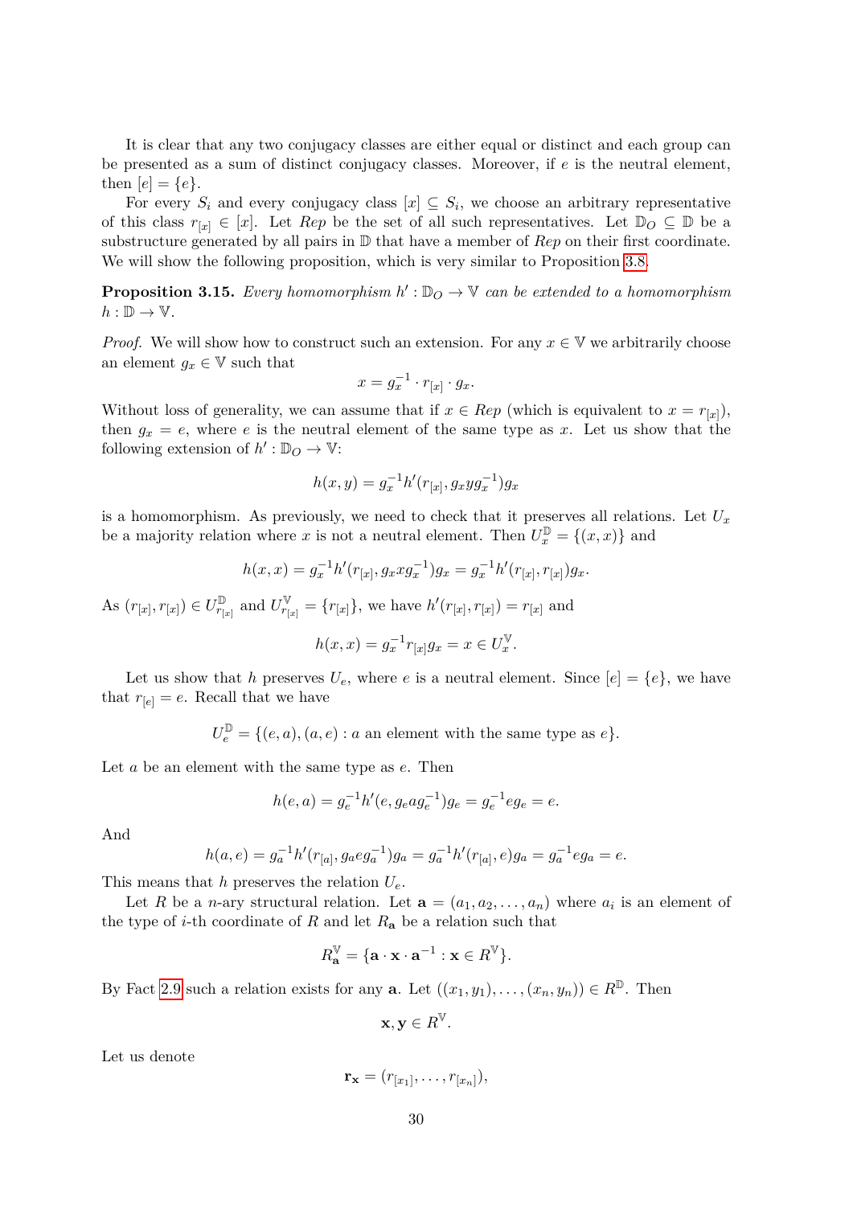It is clear that any two conjugacy classes are either equal or distinct and each group can be presented as a sum of distinct conjugacy classes. Moreover, if $e$ is the neutral element, then $[e] = \{e\}$.

For every $S_i$ and every conjugacy class $[x] \subseteq S_i$, we choose an arbitrary representative of this class $r_{[x]} \in [x]$. Let *Rep* be the set of all such representatives. Let $\mathbb{D}_O \subseteq \mathbb{D}$ be a substructure generated by all pairs in $\mathbb{D}$ that have a member of *Rep* on their first coordinate. We will show the following proposition, which is very similar to Proposition 3.8.

**Proposition 3.15.** *Every homomorphism $h' : \mathbb{D}_O \to \mathbb{V}$ can be extended to a homomorphism $h : \mathbb{D} \to \mathbb{V}$.*

*Proof.* We will show how to construct such an extension. For any $x \in \mathbb{V}$ we arbitrarily choose an element $g_x \in \mathbb{V}$ such that

$$x = g_x^{-1} \cdot r_{[x]} \cdot g_x.$$

Without loss of generality, we can assume that if $x \in Rep$ (which is equivalent to $x = r_{[x]}$), then $g_x = e$, where $e$ is the neutral element of the same type as $x$. Let us show that the following extension of $h' : \mathbb{D}_O \to \mathbb{V}$:

$$h(x, y) = g_x^{-1} h'(r_{[x]}, g_x y g_x^{-1}) g_x$$

is a homomorphism. As previously, we need to check that it preserves all relations. Let $U_x$ be a majority relation where $x$ is not a neutral element. Then $U_x^{\mathbb{D}} = \{(x, x)\}$ and

$$h(x, x) = g_x^{-1} h'(r_{[x]}, g_x x g_x^{-1}) g_x = g_x^{-1} h'(r_{[x]}, r_{[x]}) g_x.$$

As $(r_{[x]}, r_{[x]}) \in U_{r_{[x]}}^{\mathbb{D}}$ and $U_{r_{[x]}}^{\mathbb{V}} = \{r_{[x]}\}$, we have $h'(r_{[x]}, r_{[x]}) = r_{[x]}$ and

$$h(x, x) = g_x^{-1} r_{[x]} g_x = x \in U_x^{\mathbb{V}}.$$

Let us show that $h$ preserves $U_e$, where $e$ is a neutral element. Since $[e] = \{e\}$, we have that $r_{[e]} = e$. Recall that we have

$$U_e^{\mathbb{D}} = \{(e, a), (a, e) : a \text{ an element with the same type as } e\}.$$

Let $a$ be an element with the same type as $e$. Then

$$h(e, a) = g_e^{-1} h'(e, g_e a g_e^{-1}) g_e = g_e^{-1} e g_e = e.$$

And

$$h(a, e) = g_a^{-1} h'(r_{[a]}, g_a e g_a^{-1}) g_a = g_a^{-1} h'(r_{[a]}, e) g_a = g_a^{-1} e g_a = e.$$

This means that $h$ preserves the relation $U_e$.

Let $R$ be a $n$-ary structural relation. Let $\mathbf{a} = (a_1, a_2, \ldots, a_n)$ where $a_i$ is an element of the type of $i$-th coordinate of $R$ and let $R_{\mathbf{a}}$ be a relation such that

$$R_{\mathbf{a}}^{\mathbb{V}} = \{\mathbf{a} \cdot \mathbf{x} \cdot \mathbf{a}^{-1} : \mathbf{x} \in R^{\mathbb{V}}\}.$$

By Fact 2.9 such a relation exists for any $\mathbf{a}$. Let $((x_1, y_1), \ldots, (x_n, y_n)) \in R^{\mathbb{D}}$. Then

$$\mathbf{x}, \mathbf{y} \in R^{\mathbb{V}}.$$

Let us denote

$$\mathbf{r}_{\mathbf{x}} = (r_{[x_1]}, \ldots, r_{[x_n]}),$$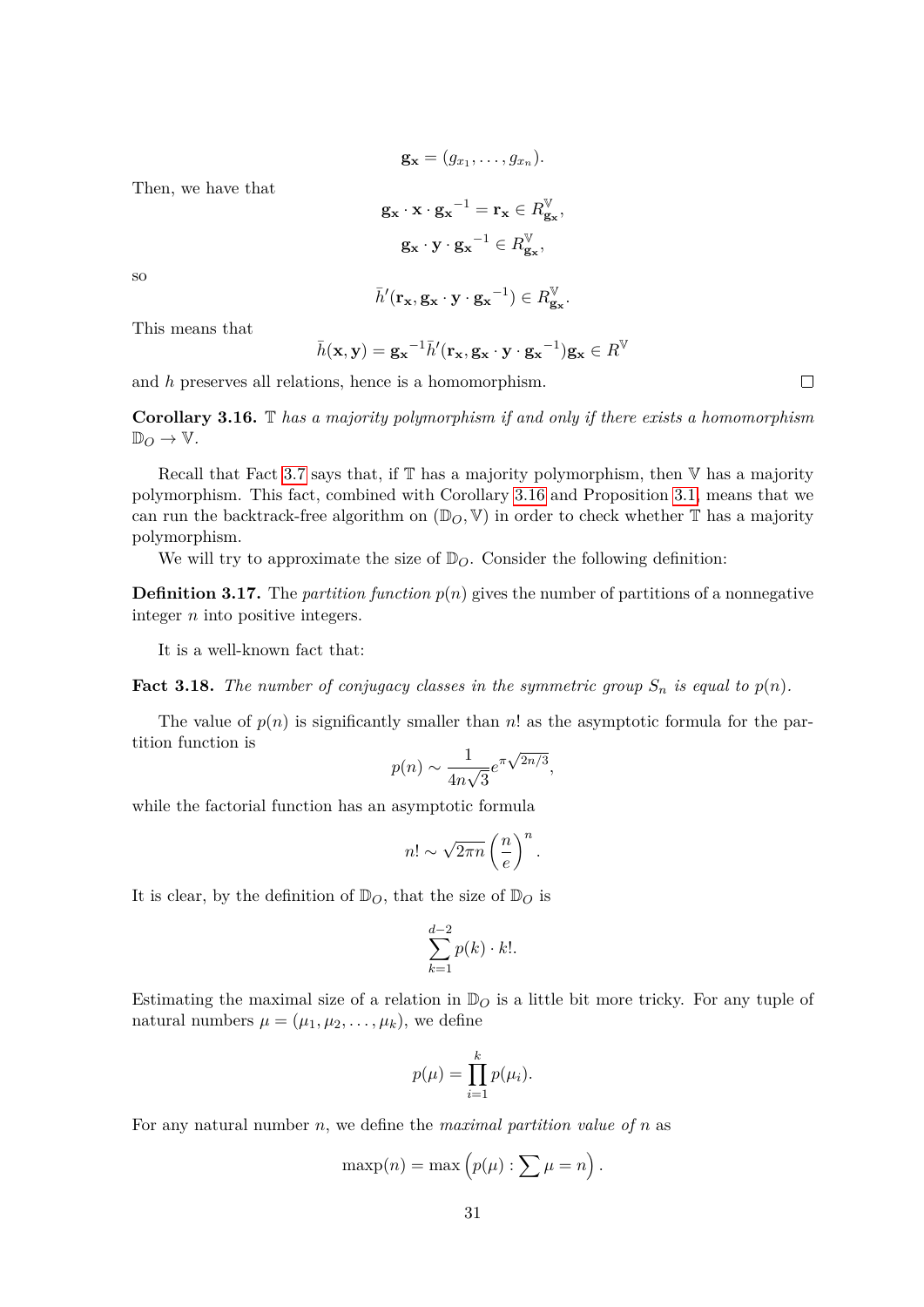$$\mathbf{g_x} = (g_{x_1}, \ldots, g_{x_n}).$$

Then, we have that

$$\mathbf{g_x} \cdot \mathbf{x} \cdot \mathbf{g_x}^{-1} = \mathbf{r_x} \in R^{\mathbb{V}}_{\mathbf{g_x}},$$

$$\mathbf{g_x} \cdot \mathbf{y} \cdot \mathbf{g_x}^{-1} \in R^{\mathbb{V}}_{\mathbf{g_x}},$$

so

$$\bar{h}'(\mathbf{r_x}, \mathbf{g_x} \cdot \mathbf{y} \cdot \mathbf{g_x}^{-1}) \in R^{\mathbb{V}}_{\mathbf{g_x}}.$$

This means that

$$\bar{h}(\mathbf{x}, \mathbf{y}) = \mathbf{g_x}^{-1} \bar{h}'(\mathbf{r_x}, \mathbf{g_x} \cdot \mathbf{y} \cdot \mathbf{g_x}^{-1}) \mathbf{g_x} \in R^{\mathbb{V}}$$

and $h$ preserves all relations, hence is a homomorphism. $\square$

**Corollary 3.16.** *$\mathbb{T}$ has a majority polymorphism if and only if there exists a homomorphism $\mathbb{D}_O \to \mathbb{V}$.*

Recall that Fact 3.7 says that, if $\mathbb{T}$ has a majority polymorphism, then $\mathbb{V}$ has a majority polymorphism. This fact, combined with Corollary 3.16 and Proposition 3.1, means that we can run the backtrack-free algorithm on $(\mathbb{D}_O, \mathbb{V})$ in order to check whether $\mathbb{T}$ has a majority polymorphism.

We will try to approximate the size of $\mathbb{D}_O$. Consider the following definition:

**Definition 3.17.** The *partition function* $p(n)$ gives the number of partitions of a nonnegative integer $n$ into positive integers.

It is a well-known fact that:

**Fact 3.18.** *The number of conjugacy classes in the symmetric group $S_n$ is equal to $p(n)$.*

The value of $p(n)$ is significantly smaller than $n!$ as the asymptotic formula for the partition function is

$$p(n) \sim \frac{1}{4n\sqrt{3}} e^{\pi\sqrt{2n/3}},$$

while the factorial function has an asymptotic formula

$$n! \sim \sqrt{2\pi n} \left(\frac{n}{e}\right)^n.$$

It is clear, by the definition of $\mathbb{D}_O$, that the size of $\mathbb{D}_O$ is

$$\sum_{k=1}^{d-2} p(k) \cdot k!.$$

Estimating the maximal size of a relation in $\mathbb{D}_O$ is a little bit more tricky. For any tuple of natural numbers $\mu = (\mu_1, \mu_2, \ldots, \mu_k)$, we define

$$p(\mu) = \prod_{i=1}^{k} p(\mu_i).$$

For any natural number $n$, we define the *maximal partition value of* $n$ as

$$\text{maxp}(n) = \max\left(p(\mu) : \sum \mu = n\right).$$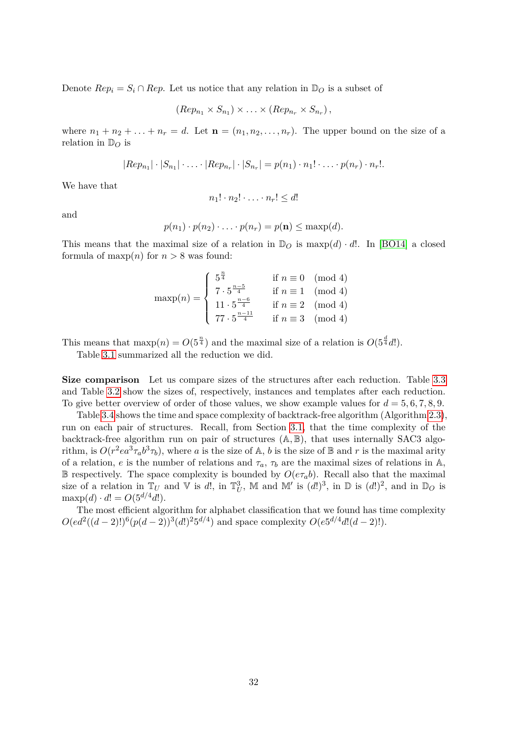Denote $Rep_i = S_i \cap Rep$. Let us notice that any relation in $\mathbb{D}_O$ is a subset of

$$(Rep_{n_1} \times S_{n_1}) \times \ldots \times (Rep_{n_r} \times S_{n_r}),$$

where $n_1 + n_2 + \ldots + n_r = d$. Let $\mathbf{n} = (n_1, n_2, \ldots, n_r)$. The upper bound on the size of a relation in $\mathbb{D}_O$ is

$$|Rep_{n_1}| \cdot |S_{n_1}| \cdot \ldots \cdot |Rep_{n_r}| \cdot |S_{n_r}| = p(n_1) \cdot n_1! \cdot \ldots \cdot p(n_r) \cdot n_r!.$$

We have that

$$n_1! \cdot n_2! \cdot \ldots \cdot n_r! \leq d!$$

and

$$p(n_1) \cdot p(n_2) \cdot \ldots \cdot p(n_r) = p(\mathbf{n}) \leq \mathrm{maxp}(d).$$

This means that the maximal size of a relation in $\mathbb{D}_O$ is $\mathrm{maxp}(d) \cdot d!$. In [BO14] a closed formula of $\mathrm{maxp}(n)$ for $n > 8$ was found:

$$\mathrm{maxp}(n) = \begin{cases} 5^{\frac{n}{4}} & \text{if } n \equiv 0 \pmod 4 \\ 7 \cdot 5^{\frac{n-5}{4}} & \text{if } n \equiv 1 \pmod 4 \\ 11 \cdot 5^{\frac{n-6}{4}} & \text{if } n \equiv 2 \pmod 4 \\ 77 \cdot 5^{\frac{n-11}{4}} & \text{if } n \equiv 3 \pmod 4 \end{cases}$$

This means that $\mathrm{maxp}(n) = O(5^{\frac{n}{4}})$ and the maximal size of a relation is $O(5^{\frac{d}{4}} d!)$.

Table 3.1 summarized all the reduction we did.

**Size comparison** Let us compare sizes of the structures after each reduction. Table 3.3 and Table 3.2 show the sizes of, respectively, instances and templates after each reduction. To give better overview of order of those values, we show example values for $d = 5, 6, 7, 8, 9$.

Table 3.4 shows the time and space complexity of backtrack-free algorithm (Algorithm 2.3), run on each pair of structures. Recall, from Section 3.1, that the time complexity of the backtrack-free algorithm run on pair of structures $(\mathbb{A}, \mathbb{B})$, that uses internally SAC3 algorithm, is $O(r^2 e a^3 \tau_a b^3 \tau_b)$, where $a$ is the size of $\mathbb{A}$, $b$ is the size of $\mathbb{B}$ and $r$ is the maximal arity of a relation, $e$ is the number of relations and $\tau_a$, $\tau_b$ are the maximal sizes of relations in $\mathbb{A}$, $\mathbb{B}$ respectively. The space complexity is bounded by $O(e \tau_a b)$. Recall also that the maximal size of a relation in $\mathbb{T}_U$ and $\mathbb{V}$ is $d!$, in $\mathbb{T}_U^3$, $\mathbb{M}$ and $\mathbb{M}'$ is $(d!)^3$, in $\mathbb{D}$ is $(d!)^2$, and in $\mathbb{D}_O$ is $\mathrm{maxp}(d) \cdot d! = O(5^{d/4} d!)$.

The most efficient algorithm for alphabet classification that we found has time complexity $O(ed^2((d-2)!)^6(p(d-2))^3(d!)^2 5^{d/4})$ and space complexity $O(e 5^{d/4} d!(d-2)!)$.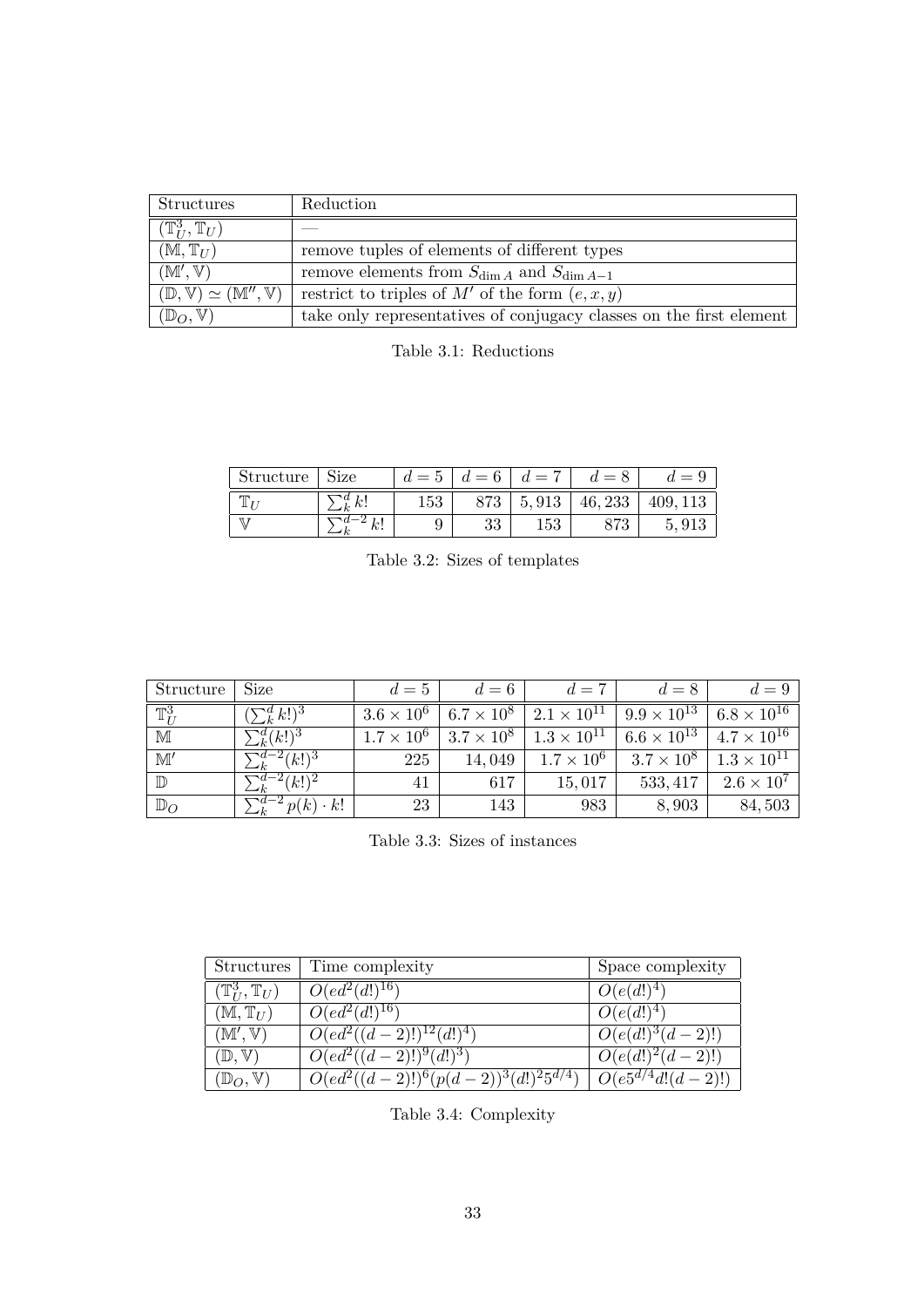| Structures | Reduction |
|---|---|
| $(\mathbb{T}_U^3, \mathbb{T}_U)$ | — |
| $(\mathbb{M}, \mathbb{T}_U)$ | remove tuples of elements of different types |
| $(\mathbb{M}', \mathbb{V})$ | remove elements from $S_{\dim A}$ and $S_{\dim A-1}$ |
| $(\mathbb{D}, \mathbb{V}) \simeq (\mathbb{M}'', \mathbb{V})$ | restrict to triples of $M'$ of the form $(e, x, y)$ |
| $(\mathbb{D}_O, \mathbb{V})$ | take only representatives of conjugacy classes on the first element |

Table 3.1: Reductions

| Structure | Size | $d = 5$ | $d = 6$ | $d = 7$ | $d = 8$ | $d = 9$ |
|---|---|---|---|---|---|---|
| $\mathbb{T}_U$ | $\sum_k^d k!$ | 153 | 873 | 5,913 | 46,233 | 409,113 |
| $\mathbb{V}$ | $\sum_k^{d-2} k!$ | 9 | 33 | 153 | 873 | 5,913 |

Table 3.2: Sizes of templates

| Structure | Size | $d = 5$ | $d = 6$ | $d = 7$ | $d = 8$ | $d = 9$ |
|---|---|---|---|---|---|---|
| $\mathbb{T}_U^3$ | $(\sum_k^d k!)^3$ | $3.6 \times 10^6$ | $6.7 \times 10^8$ | $2.1 \times 10^{11}$ | $9.9 \times 10^{13}$ | $6.8 \times 10^{16}$ |
| $\mathbb{M}$ | $\sum_k^d (k!)^3$ | $1.7 \times 10^6$ | $3.7 \times 10^8$ | $1.3 \times 10^{11}$ | $6.6 \times 10^{13}$ | $4.7 \times 10^{16}$ |
| $\mathbb{M}'$ | $\sum_k^{d-2} (k!)^3$ | 225 | 14,049 | $1.7 \times 10^6$ | $3.7 \times 10^8$ | $1.3 \times 10^{11}$ |
| $\mathbb{D}$ | $\sum_k^{d-2} (k!)^2$ | 41 | 617 | 15,017 | 533,417 | $2.6 \times 10^7$ |
| $\mathbb{D}_O$ | $\sum_k^{d-2} p(k) \cdot k!$ | 23 | 143 | 983 | 8,903 | 84,503 |

Table 3.3: Sizes of instances

| Structures | Time complexity | Space complexity |
|---|---|---|
| $(\mathbb{T}_U^3, \mathbb{T}_U)$ | $O(ed^2(d!)^{16})$ | $O(e(d!)^4)$ |
| $(\mathbb{M}, \mathbb{T}_U)$ | $O(ed^2(d!)^{16})$ | $O(e(d!)^4)$ |
| $(\mathbb{M}', \mathbb{V})$ | $O(ed^2((d-2)!)^{12}(d!)^4)$ | $O(e(d!)^3(d-2)!)$ |
| $(\mathbb{D}, \mathbb{V})$ | $O(ed^2((d-2)!)^9(d!)^3)$ | $O(e(d!)^2(d-2)!)$ |
| $(\mathbb{D}_O, \mathbb{V})$ | $O(ed^2((d-2)!)^6(p(d-2))^3(d!)^2 5^{d/4})$ | $O(e5^{d/4}d!(d-2)!)$ |

Table 3.4: Complexity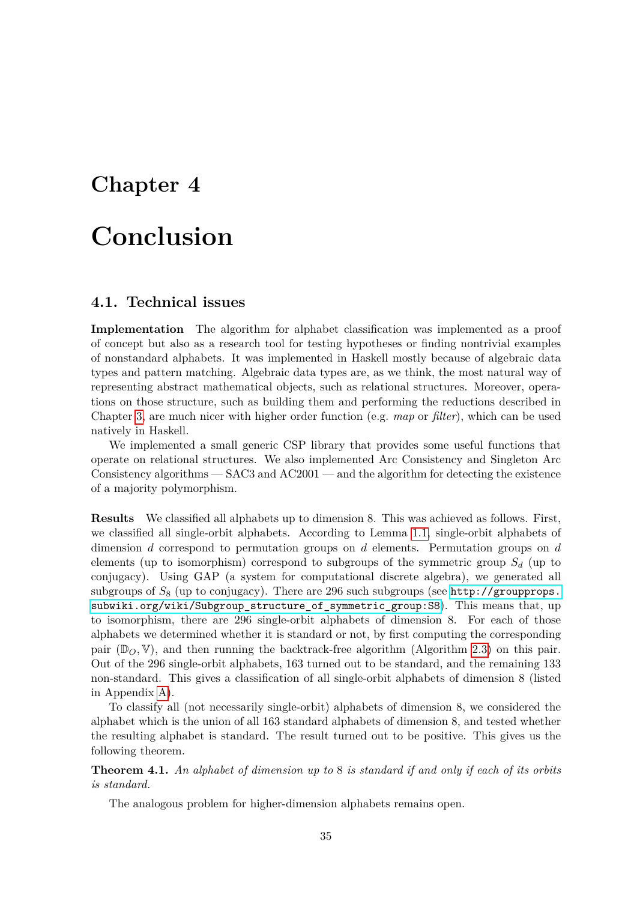# Chapter 4

# Conclusion

## 4.1. Technical issues

**Implementation** The algorithm for alphabet classification was implemented as a proof of concept but also as a research tool for testing hypotheses or finding nontrivial examples of nonstandard alphabets. It was implemented in Haskell mostly because of algebraic data types and pattern matching. Algebraic data types are, as we think, the most natural way of representing abstract mathematical objects, such as relational structures. Moreover, operations on those structure, such as building them and performing the reductions described in Chapter 3, are much nicer with higher order function (e.g. *map* or *filter*), which can be used natively in Haskell.

We implemented a small generic CSP library that provides some useful functions that operate on relational structures. We also implemented Arc Consistency and Singleton Arc Consistency algorithms — SAC3 and AC2001 — and the algorithm for detecting the existence of a majority polymorphism.

**Results** We classified all alphabets up to dimension 8. This was achieved as follows. First, we classified all single-orbit alphabets. According to Lemma 1.1, single-orbit alphabets of dimension $d$ correspond to permutation groups on $d$ elements. Permutation groups on $d$ elements (up to isomorphism) correspond to subgroups of the symmetric group $S_d$ (up to conjugacy). Using GAP (a system for computational discrete algebra), we generated all subgroups of $S_8$ (up to conjugacy). There are 296 such subgroups (see http://groupprops.subwiki.org/wiki/Subgroup_structure_of_symmetric_group:S8). This means that, up to isomorphism, there are 296 single-orbit alphabets of dimension 8. For each of those alphabets we determined whether it is standard or not, by first computing the corresponding pair $(\mathbb{D}_O, \mathbb{V})$, and then running the backtrack-free algorithm (Algorithm 2.3) on this pair. Out of the 296 single-orbit alphabets, 163 turned out to be standard, and the remaining 133 non-standard. This gives a classification of all single-orbit alphabets of dimension 8 (listed in Appendix A).

To classify all (not necessarily single-orbit) alphabets of dimension 8, we considered the alphabet which is the union of all 163 standard alphabets of dimension 8, and tested whether the resulting alphabet is standard. The result turned out to be positive. This gives us the following theorem.

**Theorem 4.1.** *An alphabet of dimension up to 8 is standard if and only if each of its orbits is standard.*

The analogous problem for higher-dimension alphabets remains open.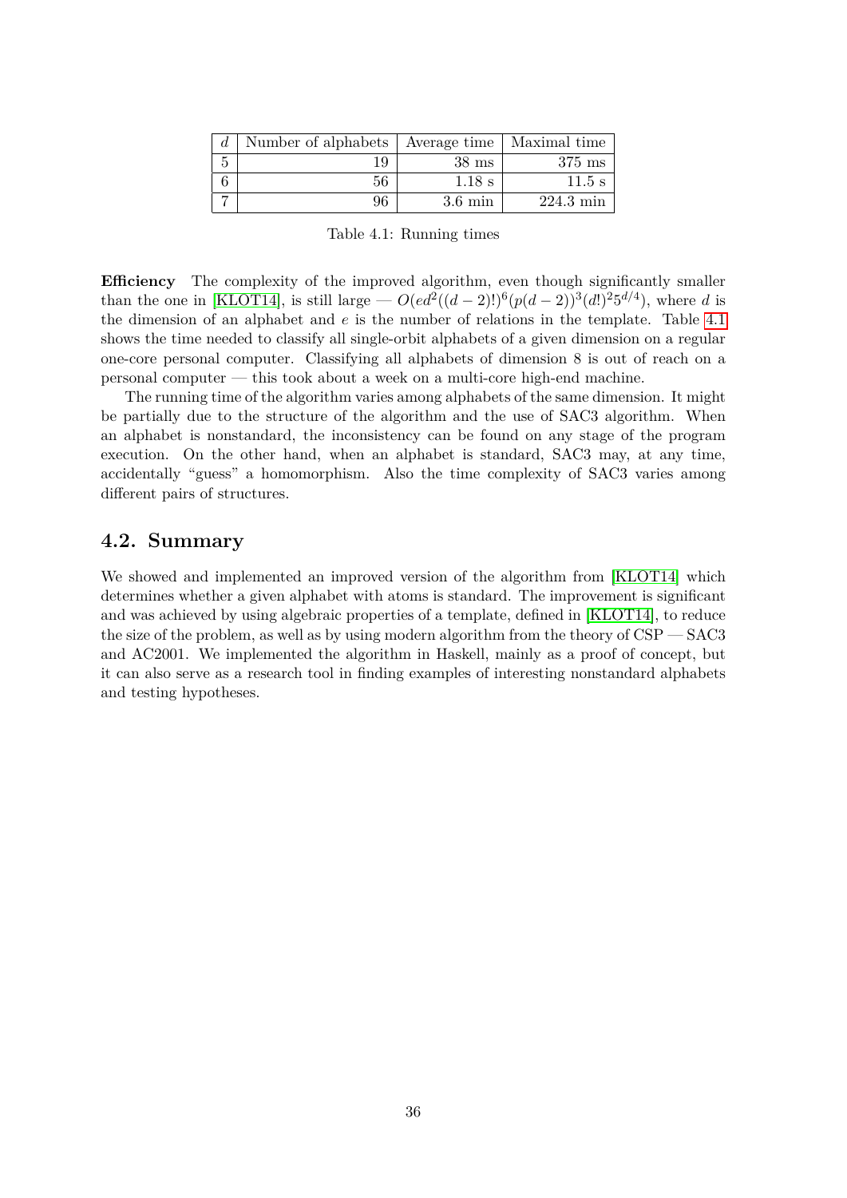| $d$ | Number of alphabets | Average time | Maximal time |
|---|---|---|---|
| 5 | 19 | 38 ms | 375 ms |
| 6 | 56 | 1.18 s | 11.5 s |
| 7 | 96 | 3.6 min | 224.3 min |

Table 4.1: Running times

**Efficiency** The complexity of the improved algorithm, even though significantly smaller than the one in [KLOT14], is still large — $O(ed^2((d-2)!)^6(p(d-2))^3(d!)^2 5^{d/4})$, where $d$ is the dimension of an alphabet and $e$ is the number of relations in the template. Table 4.1 shows the time needed to classify all single-orbit alphabets of a given dimension on a regular one-core personal computer. Classifying all alphabets of dimension 8 is out of reach on a personal computer — this took about a week on a multi-core high-end machine.

The running time of the algorithm varies among alphabets of the same dimension. It might be partially due to the structure of the algorithm and the use of SAC3 algorithm. When an alphabet is nonstandard, the inconsistency can be found on any stage of the program execution. On the other hand, when an alphabet is standard, SAC3 may, at any time, accidentally "guess" a homomorphism. Also the time complexity of SAC3 varies among different pairs of structures.

## 4.2. Summary

We showed and implemented an improved version of the algorithm from [KLOT14] which determines whether a given alphabet with atoms is standard. The improvement is significant and was achieved by using algebraic properties of a template, defined in [KLOT14], to reduce the size of the problem, as well as by using modern algorithm from the theory of CSP — SAC3 and AC2001. We implemented the algorithm in Haskell, mainly as a proof of concept, but it can also serve as a research tool in finding examples of interesting nonstandard alphabets and testing hypotheses.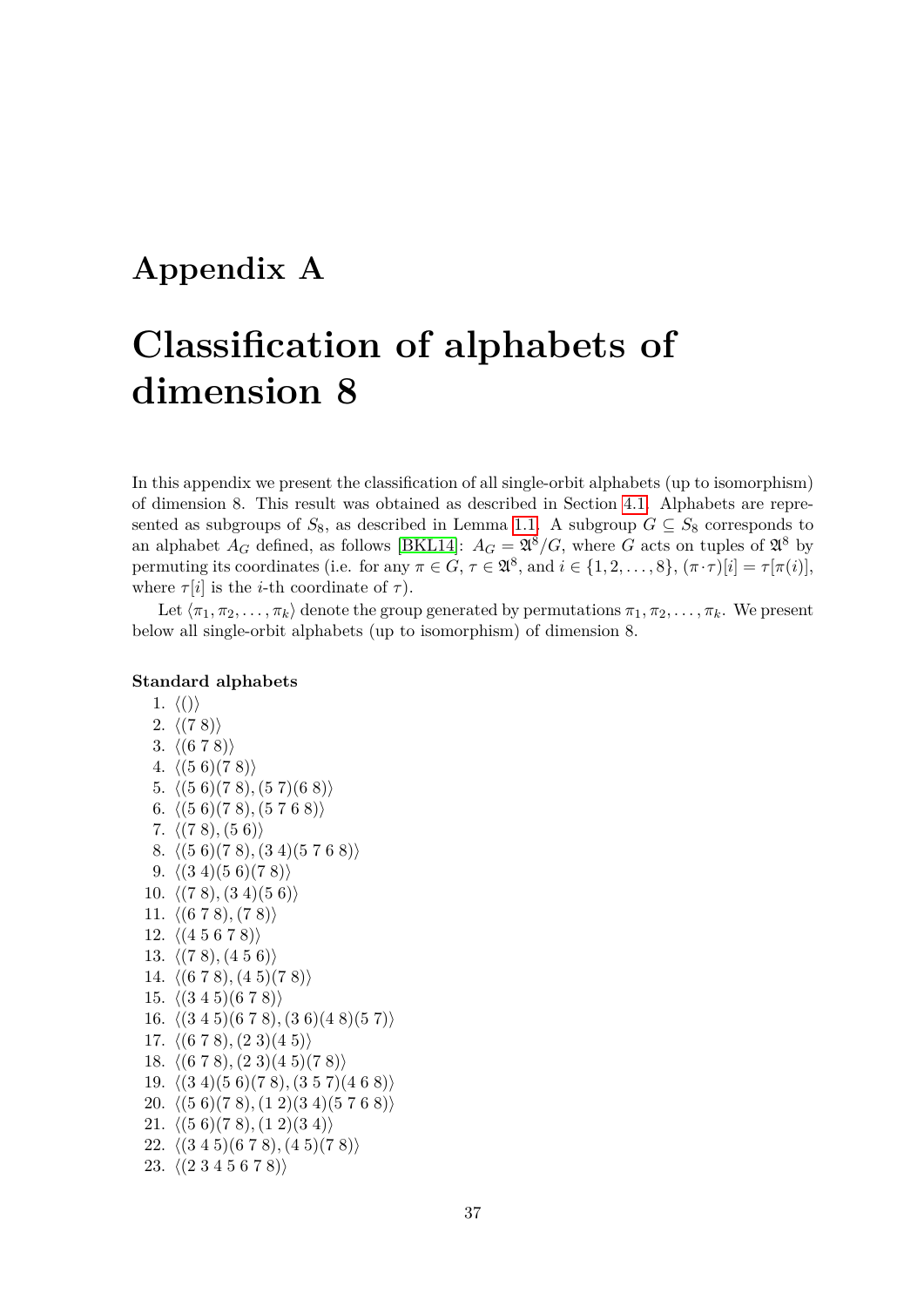# Appendix A

# Classification of alphabets of dimension 8

In this appendix we present the classification of all single-orbit alphabets (up to isomorphism) of dimension 8. This result was obtained as described in Section 4.1. Alphabets are represented as subgroups of $S_8$, as described in Lemma 1.1. A subgroup $G \subseteq S_8$ corresponds to an alphabet $A_G$ defined, as follows [BKL14]: $A_G = \mathfrak{A}^8/G$, where $G$ acts on tuples of $\mathfrak{A}^8$ by permuting its coordinates (i.e. for any $\pi \in G$, $\tau \in \mathfrak{A}^8$, and $i \in \{1, 2, \ldots, 8\}$, $(\pi \cdot \tau)[i] = \tau[\pi(i)]$, where $\tau[i]$ is the $i$-th coordinate of $\tau$).

Let $\langle \pi_1, \pi_2, \ldots, \pi_k \rangle$ denote the group generated by permutations $\pi_1, \pi_2, \ldots, \pi_k$. We present below all single-orbit alphabets (up to isomorphism) of dimension 8.

**Standard alphabets**

1. $\langle () \rangle$
2. $\langle (7\ 8) \rangle$
3. $\langle (6\ 7\ 8) \rangle$
4. $\langle (5\ 6)(7\ 8) \rangle$
5. $\langle (5\ 6)(7\ 8), (5\ 7)(6\ 8) \rangle$
6. $\langle (5\ 6)(7\ 8), (5\ 7\ 6\ 8) \rangle$
7. $\langle (7\ 8), (5\ 6) \rangle$
8. $\langle (5\ 6)(7\ 8), (3\ 4)(5\ 7\ 6\ 8) \rangle$
9. $\langle (3\ 4)(5\ 6)(7\ 8) \rangle$
10. $\langle (7\ 8), (3\ 4)(5\ 6) \rangle$
11. $\langle (6\ 7\ 8), (7\ 8) \rangle$
12. $\langle (4\ 5\ 6\ 7\ 8) \rangle$
13. $\langle (7\ 8), (4\ 5\ 6) \rangle$
14. $\langle (6\ 7\ 8), (4\ 5)(7\ 8) \rangle$
15. $\langle (3\ 4\ 5)(6\ 7\ 8) \rangle$
16. $\langle (3\ 4\ 5)(6\ 7\ 8), (3\ 6)(4\ 8)(5\ 7) \rangle$
17. $\langle (6\ 7\ 8), (2\ 3)(4\ 5) \rangle$
18. $\langle (6\ 7\ 8), (2\ 3)(4\ 5)(7\ 8) \rangle$
19. $\langle (3\ 4)(5\ 6)(7\ 8), (3\ 5\ 7)(4\ 6\ 8) \rangle$
20. $\langle (5\ 6)(7\ 8), (1\ 2)(3\ 4)(5\ 7\ 6\ 8) \rangle$
21. $\langle (5\ 6)(7\ 8), (1\ 2)(3\ 4) \rangle$
22. $\langle (3\ 4\ 5)(6\ 7\ 8), (4\ 5)(7\ 8) \rangle$
23. $\langle (2\ 3\ 4\ 5\ 6\ 7\ 8) \rangle$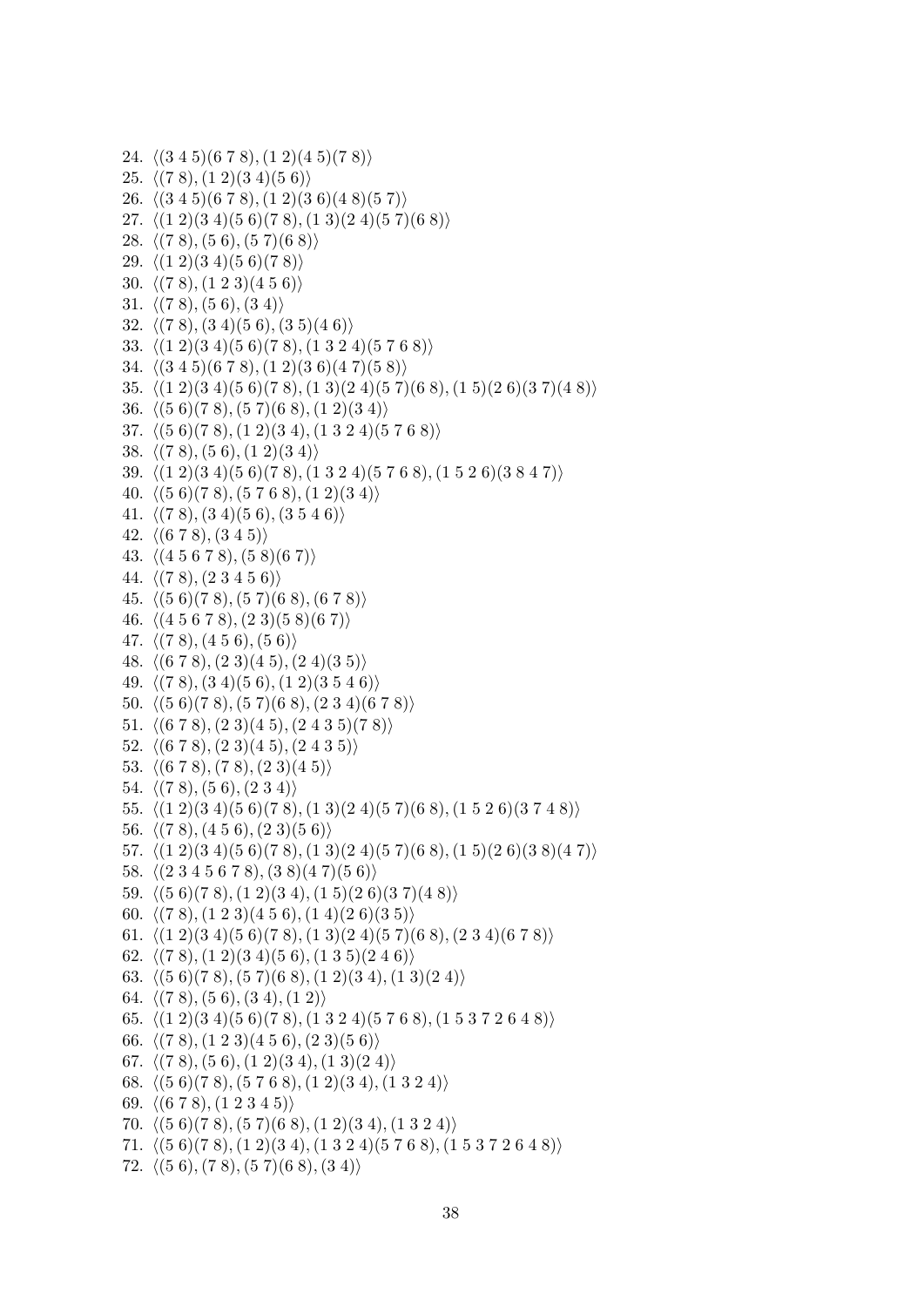24. $\langle (3\ 4\ 5)(6\ 7\ 8), (1\ 2)(4\ 5)(7\ 8) \rangle$
25. $\langle (7\ 8), (1\ 2)(3\ 4)(5\ 6) \rangle$
26. $\langle (3\ 4\ 5)(6\ 7\ 8), (1\ 2)(3\ 6)(4\ 8)(5\ 7) \rangle$
27. $\langle (1\ 2)(3\ 4)(5\ 6)(7\ 8), (1\ 3)(2\ 4)(5\ 7)(6\ 8) \rangle$
28. $\langle (7\ 8), (5\ 6), (5\ 7)(6\ 8) \rangle$
29. $\langle (1\ 2)(3\ 4)(5\ 6)(7\ 8) \rangle$
30. $\langle (7\ 8), (1\ 2\ 3)(4\ 5\ 6) \rangle$
31. $\langle (7\ 8), (5\ 6), (3\ 4) \rangle$
32. $\langle (7\ 8), (3\ 4)(5\ 6), (3\ 5)(4\ 6) \rangle$
33. $\langle (1\ 2)(3\ 4)(5\ 6)(7\ 8), (1\ 3\ 2\ 4)(5\ 7\ 6\ 8) \rangle$
34. $\langle (3\ 4\ 5)(6\ 7\ 8), (1\ 2)(3\ 6)(4\ 7)(5\ 8) \rangle$
35. $\langle (1\ 2)(3\ 4)(5\ 6)(7\ 8), (1\ 3)(2\ 4)(5\ 7)(6\ 8), (1\ 5)(2\ 6)(3\ 7)(4\ 8) \rangle$
36. $\langle (5\ 6)(7\ 8), (5\ 7)(6\ 8), (1\ 2)(3\ 4) \rangle$
37. $\langle (5\ 6)(7\ 8), (1\ 2)(3\ 4), (1\ 3\ 2\ 4)(5\ 7\ 6\ 8) \rangle$
38. $\langle (7\ 8), (5\ 6), (1\ 2)(3\ 4) \rangle$
39. $\langle (1\ 2)(3\ 4)(5\ 6)(7\ 8), (1\ 3\ 2\ 4)(5\ 7\ 6\ 8), (1\ 5\ 2\ 6)(3\ 8\ 4\ 7) \rangle$
40. $\langle (5\ 6)(7\ 8), (5\ 7\ 6\ 8), (1\ 2)(3\ 4) \rangle$
41. $\langle (7\ 8), (3\ 4)(5\ 6), (3\ 5\ 4\ 6) \rangle$
42. $\langle (6\ 7\ 8), (3\ 4\ 5) \rangle$
43. $\langle (4\ 5\ 6\ 7\ 8), (5\ 8)(6\ 7) \rangle$
44. $\langle (7\ 8), (2\ 3\ 4\ 5\ 6) \rangle$
45. $\langle (5\ 6)(7\ 8), (5\ 7)(6\ 8), (6\ 7\ 8) \rangle$
46. $\langle (4\ 5\ 6\ 7\ 8), (2\ 3)(5\ 8)(6\ 7) \rangle$
47. $\langle (7\ 8), (4\ 5\ 6), (5\ 6) \rangle$
48. $\langle (6\ 7\ 8), (2\ 3)(4\ 5), (2\ 4)(3\ 5) \rangle$
49. $\langle (7\ 8), (3\ 4)(5\ 6), (1\ 2)(3\ 5\ 4\ 6) \rangle$
50. $\langle (5\ 6)(7\ 8), (5\ 7)(6\ 8), (2\ 3\ 4)(6\ 7\ 8) \rangle$
51. $\langle (6\ 7\ 8), (2\ 3)(4\ 5), (2\ 4\ 3\ 5)(7\ 8) \rangle$
52. $\langle (6\ 7\ 8), (2\ 3)(4\ 5), (2\ 4\ 3\ 5) \rangle$
53. $\langle (6\ 7\ 8), (7\ 8), (2\ 3)(4\ 5) \rangle$
54. $\langle (7\ 8), (5\ 6), (2\ 3\ 4) \rangle$
55. $\langle (1\ 2)(3\ 4)(5\ 6)(7\ 8), (1\ 3)(2\ 4)(5\ 7)(6\ 8), (1\ 5\ 2\ 6)(3\ 7\ 4\ 8) \rangle$
56. $\langle (7\ 8), (4\ 5\ 6), (2\ 3)(5\ 6) \rangle$
57. $\langle (1\ 2)(3\ 4)(5\ 6)(7\ 8), (1\ 3)(2\ 4)(5\ 7)(6\ 8), (1\ 5)(2\ 6)(3\ 8)(4\ 7) \rangle$
58. $\langle (2\ 3\ 4\ 5\ 6\ 7\ 8), (3\ 8)(4\ 7)(5\ 6) \rangle$
59. $\langle (5\ 6)(7\ 8), (1\ 2)(3\ 4), (1\ 5)(2\ 6)(3\ 7)(4\ 8) \rangle$
60. $\langle (7\ 8), (1\ 2\ 3)(4\ 5\ 6), (1\ 4)(2\ 6)(3\ 5) \rangle$
61. $\langle (1\ 2)(3\ 4)(5\ 6)(7\ 8), (1\ 3)(2\ 4)(5\ 7)(6\ 8), (2\ 3\ 4)(6\ 7\ 8) \rangle$
62. $\langle (7\ 8), (1\ 2)(3\ 4)(5\ 6), (1\ 3\ 5)(2\ 4\ 6) \rangle$
63. $\langle (5\ 6)(7\ 8), (5\ 7)(6\ 8), (1\ 2)(3\ 4), (1\ 3)(2\ 4) \rangle$
64. $\langle (7\ 8), (5\ 6), (3\ 4), (1\ 2) \rangle$
65. $\langle (1\ 2)(3\ 4)(5\ 6)(7\ 8), (1\ 3\ 2\ 4)(5\ 7\ 6\ 8), (1\ 5\ 3\ 7\ 2\ 6\ 4\ 8) \rangle$
66. $\langle (7\ 8), (1\ 2\ 3)(4\ 5\ 6), (2\ 3)(5\ 6) \rangle$
67. $\langle (7\ 8), (5\ 6), (1\ 2)(3\ 4), (1\ 3)(2\ 4) \rangle$
68. $\langle (5\ 6)(7\ 8), (5\ 7\ 6\ 8), (1\ 2)(3\ 4), (1\ 3\ 2\ 4) \rangle$
69. $\langle (6\ 7\ 8), (1\ 2\ 3\ 4\ 5) \rangle$
70. $\langle (5\ 6)(7\ 8), (5\ 7)(6\ 8), (1\ 2)(3\ 4), (1\ 3\ 2\ 4) \rangle$
71. $\langle (5\ 6)(7\ 8), (1\ 2)(3\ 4), (1\ 3\ 2\ 4)(5\ 7\ 6\ 8), (1\ 5\ 3\ 7\ 2\ 6\ 4\ 8) \rangle$
72. $\langle (5\ 6), (7\ 8), (5\ 7)(6\ 8), (3\ 4) \rangle$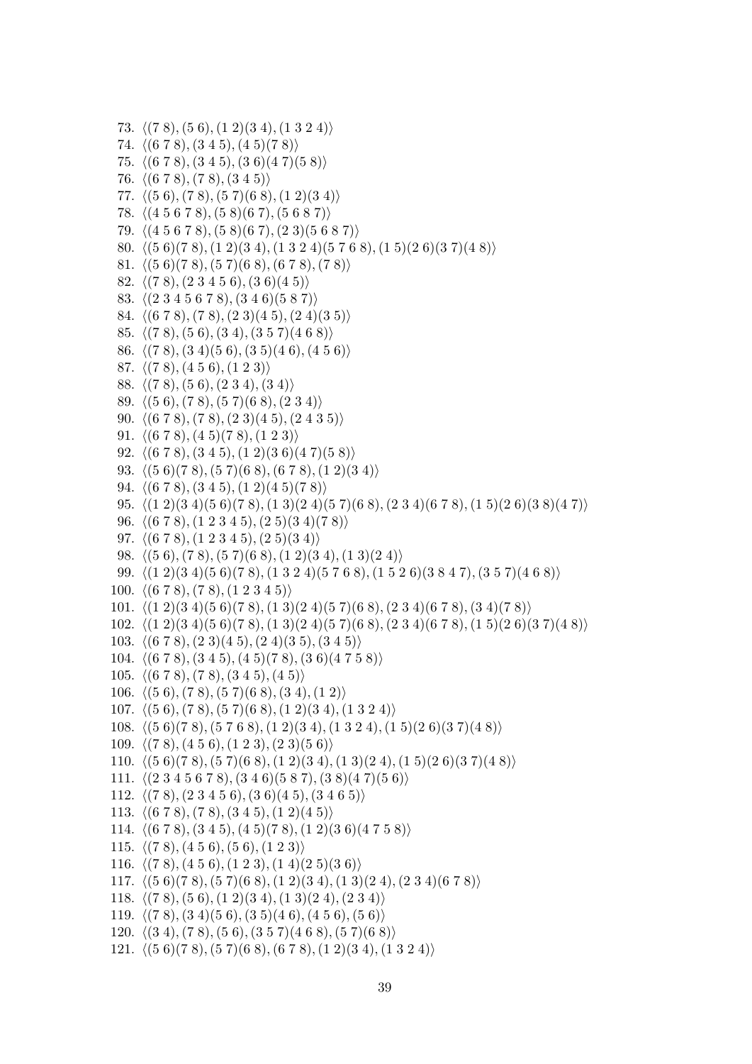73. $\langle (7\ 8), (5\ 6), (1\ 2)(3\ 4), (1\ 3\ 2\ 4) \rangle$
74. $\langle (6\ 7\ 8), (3\ 4\ 5), (4\ 5)(7\ 8) \rangle$
75. $\langle (6\ 7\ 8), (3\ 4\ 5), (3\ 6)(4\ 7)(5\ 8) \rangle$
76. $\langle (6\ 7\ 8), (7\ 8), (3\ 4\ 5) \rangle$
77. $\langle (5\ 6), (7\ 8), (5\ 7)(6\ 8), (1\ 2)(3\ 4) \rangle$
78. $\langle (4\ 5\ 6\ 7\ 8), (5\ 8)(6\ 7), (5\ 6\ 8\ 7) \rangle$
79. $\langle (4\ 5\ 6\ 7\ 8), (5\ 8)(6\ 7), (2\ 3)(5\ 6\ 8\ 7) \rangle$
80. $\langle (5\ 6)(7\ 8), (1\ 2)(3\ 4), (1\ 3\ 2\ 4)(5\ 7\ 6\ 8), (1\ 5)(2\ 6)(3\ 7)(4\ 8) \rangle$
81. $\langle (5\ 6)(7\ 8), (5\ 7)(6\ 8), (6\ 7\ 8), (7\ 8) \rangle$
82. $\langle (7\ 8), (2\ 3\ 4\ 5\ 6), (3\ 6)(4\ 5) \rangle$
83. $\langle (2\ 3\ 4\ 5\ 6\ 7\ 8), (3\ 4\ 6)(5\ 8\ 7) \rangle$
84. $\langle (6\ 7\ 8), (7\ 8), (2\ 3)(4\ 5), (2\ 4)(3\ 5) \rangle$
85. $\langle (7\ 8), (5\ 6), (3\ 4), (3\ 5\ 7)(4\ 6\ 8) \rangle$
86. $\langle (7\ 8), (3\ 4)(5\ 6), (3\ 5)(4\ 6), (4\ 5\ 6) \rangle$
87. $\langle (7\ 8), (4\ 5\ 6), (1\ 2\ 3) \rangle$
88. $\langle (7\ 8), (5\ 6), (2\ 3\ 4), (3\ 4) \rangle$
89. $\langle (5\ 6), (7\ 8), (5\ 7)(6\ 8), (2\ 3\ 4) \rangle$
90. $\langle (6\ 7\ 8), (7\ 8), (2\ 3)(4\ 5), (2\ 4\ 3\ 5) \rangle$
91. $\langle (6\ 7\ 8), (4\ 5)(7\ 8), (1\ 2\ 3) \rangle$
92. $\langle (6\ 7\ 8), (3\ 4\ 5), (1\ 2)(3\ 6)(4\ 7)(5\ 8) \rangle$
93. $\langle (5\ 6)(7\ 8), (5\ 7)(6\ 8), (6\ 7\ 8), (1\ 2)(3\ 4) \rangle$
94. $\langle (6\ 7\ 8), (3\ 4\ 5), (1\ 2)(4\ 5)(7\ 8) \rangle$
95. $\langle (1\ 2)(3\ 4)(5\ 6)(7\ 8), (1\ 3)(2\ 4)(5\ 7)(6\ 8), (2\ 3\ 4)(6\ 7\ 8), (1\ 5)(2\ 6)(3\ 8)(4\ 7) \rangle$
96. $\langle (6\ 7\ 8), (1\ 2\ 3\ 4\ 5), (2\ 5)(3\ 4)(7\ 8) \rangle$
97. $\langle (6\ 7\ 8), (1\ 2\ 3\ 4\ 5), (2\ 5)(3\ 4) \rangle$
98. $\langle (5\ 6), (7\ 8), (5\ 7)(6\ 8), (1\ 2)(3\ 4), (1\ 3)(2\ 4) \rangle$
99. $\langle (1\ 2)(3\ 4)(5\ 6)(7\ 8), (1\ 3\ 2\ 4)(5\ 7\ 6\ 8), (1\ 5\ 2\ 6)(3\ 8\ 4\ 7), (3\ 5\ 7)(4\ 6\ 8) \rangle$
100. $\langle (6\ 7\ 8), (7\ 8), (1\ 2\ 3\ 4\ 5) \rangle$
101. $\langle (1\ 2)(3\ 4)(5\ 6)(7\ 8), (1\ 3)(2\ 4)(5\ 7)(6\ 8), (2\ 3\ 4)(6\ 7\ 8), (3\ 4)(7\ 8) \rangle$
102. $\langle (1\ 2)(3\ 4)(5\ 6)(7\ 8), (1\ 3)(2\ 4)(5\ 7)(6\ 8), (2\ 3\ 4)(6\ 7\ 8), (1\ 5)(2\ 6)(3\ 7)(4\ 8) \rangle$
103. $\langle (6\ 7\ 8), (2\ 3)(4\ 5), (2\ 4)(3\ 5), (3\ 4\ 5) \rangle$
104. $\langle (6\ 7\ 8), (3\ 4\ 5), (4\ 5)(7\ 8), (3\ 6)(4\ 7\ 5\ 8) \rangle$
105. $\langle (6\ 7\ 8), (7\ 8), (3\ 4\ 5), (4\ 5) \rangle$
106. $\langle (5\ 6), (7\ 8), (5\ 7)(6\ 8), (3\ 4), (1\ 2) \rangle$
107. $\langle (5\ 6), (7\ 8), (5\ 7)(6\ 8), (1\ 2)(3\ 4), (1\ 3\ 2\ 4) \rangle$
108. $\langle (5\ 6)(7\ 8), (5\ 7\ 6\ 8), (1\ 2)(3\ 4), (1\ 3\ 2\ 4), (1\ 5)(2\ 6)(3\ 7)(4\ 8) \rangle$
109. $\langle (7\ 8), (4\ 5\ 6), (1\ 2\ 3), (2\ 3)(5\ 6) \rangle$
110. $\langle (5\ 6)(7\ 8), (5\ 7)(6\ 8), (1\ 2)(3\ 4), (1\ 3)(2\ 4), (1\ 5)(2\ 6)(3\ 7)(4\ 8) \rangle$
111. $\langle (2\ 3\ 4\ 5\ 6\ 7\ 8), (3\ 4\ 6)(5\ 8\ 7), (3\ 8)(4\ 7)(5\ 6) \rangle$
112. $\langle (7\ 8), (2\ 3\ 4\ 5\ 6), (3\ 6)(4\ 5), (3\ 4\ 6\ 5) \rangle$
113. $\langle (6\ 7\ 8), (7\ 8), (3\ 4\ 5), (1\ 2)(4\ 5) \rangle$
114. $\langle (6\ 7\ 8), (3\ 4\ 5), (4\ 5)(7\ 8), (1\ 2)(3\ 6)(4\ 7\ 5\ 8) \rangle$
115. $\langle (7\ 8), (4\ 5\ 6), (5\ 6), (1\ 2\ 3) \rangle$
116. $\langle (7\ 8), (4\ 5\ 6), (1\ 2\ 3), (1\ 4)(2\ 5)(3\ 6) \rangle$
117. $\langle (5\ 6)(7\ 8), (5\ 7)(6\ 8), (1\ 2)(3\ 4), (1\ 3)(2\ 4), (2\ 3\ 4)(6\ 7\ 8) \rangle$
118. $\langle (7\ 8), (5\ 6), (1\ 2)(3\ 4), (1\ 3)(2\ 4), (2\ 3\ 4) \rangle$
119. $\langle (7\ 8), (3\ 4)(5\ 6), (3\ 5)(4\ 6), (4\ 5\ 6), (5\ 6) \rangle$
120. $\langle (3\ 4), (7\ 8), (5\ 6), (3\ 5\ 7)(4\ 6\ 8), (5\ 7)(6\ 8) \rangle$
121. $\langle (5\ 6)(7\ 8), (5\ 7)(6\ 8), (6\ 7\ 8), (1\ 2)(3\ 4), (1\ 3\ 2\ 4) \rangle$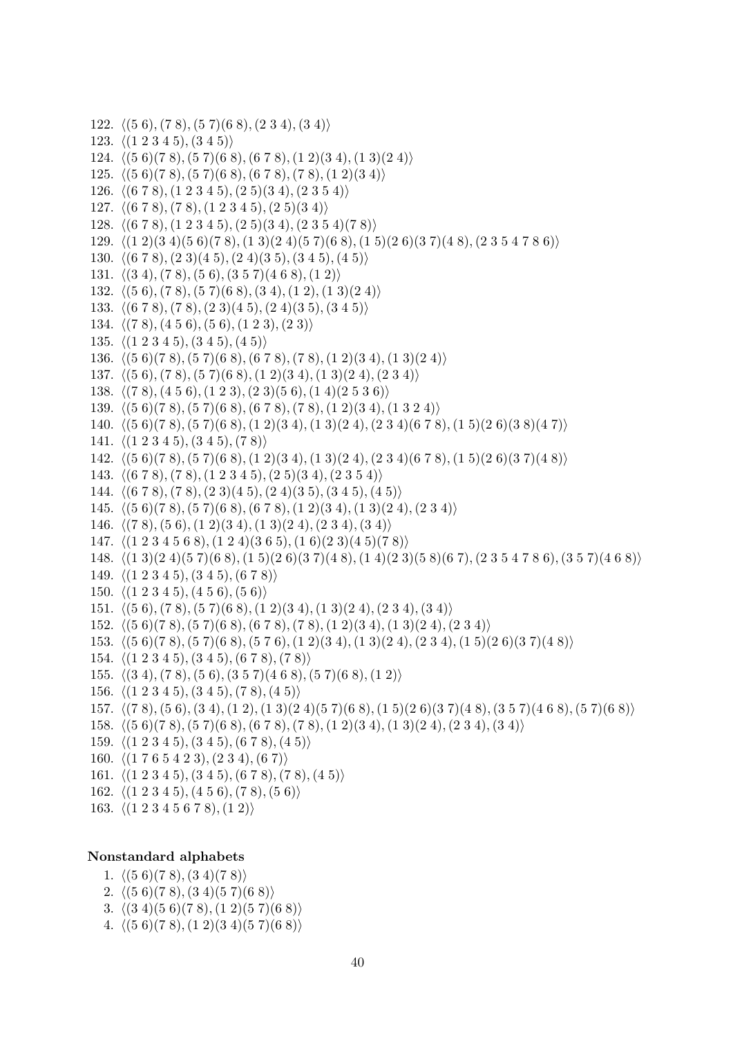122. $\langle (5\ 6), (7\ 8), (5\ 7)(6\ 8), (2\ 3\ 4), (3\ 4) \rangle$
123. $\langle (1\ 2\ 3\ 4\ 5), (3\ 4\ 5) \rangle$
124. $\langle (5\ 6)(7\ 8), (5\ 7)(6\ 8), (6\ 7\ 8), (1\ 2)(3\ 4), (1\ 3)(2\ 4) \rangle$
125. $\langle (5\ 6)(7\ 8), (5\ 7)(6\ 8), (6\ 7\ 8), (7\ 8), (1\ 2)(3\ 4) \rangle$
126. $\langle (6\ 7\ 8), (1\ 2\ 3\ 4\ 5), (2\ 5)(3\ 4), (2\ 3\ 5\ 4) \rangle$
127. $\langle (6\ 7\ 8), (7\ 8), (1\ 2\ 3\ 4\ 5), (2\ 5)(3\ 4) \rangle$
128. $\langle (6\ 7\ 8), (1\ 2\ 3\ 4\ 5), (2\ 5)(3\ 4), (2\ 3\ 5\ 4)(7\ 8) \rangle$
129. $\langle (1\ 2)(3\ 4)(5\ 6)(7\ 8), (1\ 3)(2\ 4)(5\ 7)(6\ 8), (1\ 5)(2\ 6)(3\ 7)(4\ 8), (2\ 3\ 5\ 4\ 7\ 8\ 6) \rangle$
130. $\langle (6\ 7\ 8), (2\ 3)(4\ 5), (2\ 4)(3\ 5), (3\ 4\ 5), (4\ 5) \rangle$
131. $\langle (3\ 4), (7\ 8), (5\ 6), (3\ 5\ 7)(4\ 6\ 8), (1\ 2) \rangle$
132. $\langle (5\ 6), (7\ 8), (5\ 7)(6\ 8), (3\ 4), (1\ 2), (1\ 3)(2\ 4) \rangle$
133. $\langle (6\ 7\ 8), (7\ 8), (2\ 3)(4\ 5), (2\ 4)(3\ 5), (3\ 4\ 5) \rangle$
134. $\langle (7\ 8), (4\ 5\ 6), (5\ 6), (1\ 2\ 3), (2\ 3) \rangle$
135. $\langle (1\ 2\ 3\ 4\ 5), (3\ 4\ 5), (4\ 5) \rangle$
136. $\langle (5\ 6)(7\ 8), (5\ 7)(6\ 8), (6\ 7\ 8), (7\ 8), (1\ 2)(3\ 4), (1\ 3)(2\ 4) \rangle$
137. $\langle (5\ 6), (7\ 8), (5\ 7)(6\ 8), (1\ 2)(3\ 4), (1\ 3)(2\ 4), (2\ 3\ 4) \rangle$
138. $\langle (7\ 8), (4\ 5\ 6), (1\ 2\ 3), (2\ 3)(5\ 6), (1\ 4)(2\ 5\ 3\ 6) \rangle$
139. $\langle (5\ 6)(7\ 8), (5\ 7)(6\ 8), (6\ 7\ 8), (7\ 8), (1\ 2)(3\ 4), (1\ 3\ 2\ 4) \rangle$
140. $\langle (5\ 6)(7\ 8), (5\ 7)(6\ 8), (1\ 2)(3\ 4), (1\ 3)(2\ 4), (2\ 3\ 4)(6\ 7\ 8), (1\ 5)(2\ 6)(3\ 8)(4\ 7) \rangle$
141. $\langle (1\ 2\ 3\ 4\ 5), (3\ 4\ 5), (7\ 8) \rangle$
142. $\langle (5\ 6)(7\ 8), (5\ 7)(6\ 8), (1\ 2)(3\ 4), (1\ 3)(2\ 4), (2\ 3\ 4)(6\ 7\ 8), (1\ 5)(2\ 6)(3\ 7)(4\ 8) \rangle$
143. $\langle (6\ 7\ 8), (7\ 8), (1\ 2\ 3\ 4\ 5), (2\ 5)(3\ 4), (2\ 3\ 5\ 4) \rangle$
144. $\langle (6\ 7\ 8), (7\ 8), (2\ 3)(4\ 5), (2\ 4)(3\ 5), (3\ 4\ 5), (4\ 5) \rangle$
145. $\langle (5\ 6)(7\ 8), (5\ 7)(6\ 8), (1\ 2)(3\ 4), (1\ 3)(2\ 4), (2\ 3\ 4) \rangle$
146. $\langle (7\ 8), (5\ 6), (1\ 2)(3\ 4), (1\ 3)(2\ 4), (2\ 3\ 4), (3\ 4) \rangle$
147. $\langle (1\ 2\ 3\ 4\ 5\ 6\ 8), (1\ 2\ 4)(3\ 6\ 5), (1\ 6)(2\ 3)(4\ 5)(7\ 8) \rangle$
148. $\langle (1\ 3)(2\ 4)(5\ 7)(6\ 8), (1\ 5)(2\ 6)(3\ 7)(4\ 8), (1\ 4)(2\ 3)(5\ 8)(6\ 7), (2\ 3\ 5\ 4\ 7\ 8\ 6), (3\ 5\ 7)(4\ 6\ 8) \rangle$
149. $\langle (1\ 2\ 3\ 4\ 5), (3\ 4\ 5), (6\ 7\ 8) \rangle$
150. $\langle (1\ 2\ 3\ 4\ 5), (4\ 5\ 6), (5\ 6) \rangle$
151. $\langle (5\ 6), (7\ 8), (5\ 7)(6\ 8), (1\ 2)(3\ 4), (1\ 3)(2\ 4), (2\ 3\ 4), (3\ 4) \rangle$
152. $\langle (5\ 6)(7\ 8), (5\ 7)(6\ 8), (6\ 7\ 8), (7\ 8), (1\ 2)(3\ 4), (1\ 3)(2\ 4), (2\ 3\ 4) \rangle$
153. $\langle (5\ 6)(7\ 8), (5\ 7)(6\ 8), (5\ 7\ 6), (1\ 2)(3\ 4), (1\ 3)(2\ 4), (2\ 3\ 4), (1\ 5)(2\ 6)(3\ 7)(4\ 8) \rangle$
154. $\langle (1\ 2\ 3\ 4\ 5), (3\ 4\ 5), (6\ 7\ 8), (7\ 8) \rangle$
155. $\langle (3\ 4), (7\ 8), (5\ 6), (3\ 5\ 7)(4\ 6\ 8), (5\ 7)(6\ 8), (1\ 2) \rangle$
156. $\langle (1\ 2\ 3\ 4\ 5), (3\ 4\ 5), (7\ 8), (4\ 5) \rangle$
157. $\langle (7\ 8), (5\ 6), (3\ 4), (1\ 2), (1\ 3)(2\ 4)(5\ 7)(6\ 8), (1\ 5)(2\ 6)(3\ 7)(4\ 8), (3\ 5\ 7)(4\ 6\ 8), (5\ 7)(6\ 8) \rangle$
158. $\langle (5\ 6)(7\ 8), (5\ 7)(6\ 8), (6\ 7\ 8), (7\ 8), (1\ 2)(3\ 4), (1\ 3)(2\ 4), (2\ 3\ 4), (3\ 4) \rangle$
159. $\langle (1\ 2\ 3\ 4\ 5), (3\ 4\ 5), (6\ 7\ 8), (4\ 5) \rangle$
160. $\langle (1\ 7\ 6\ 5\ 4\ 2\ 3), (2\ 3\ 4), (6\ 7) \rangle$
161. $\langle (1\ 2\ 3\ 4\ 5), (3\ 4\ 5), (6\ 7\ 8), (7\ 8), (4\ 5) \rangle$
162. $\langle (1\ 2\ 3\ 4\ 5), (4\ 5\ 6), (7\ 8), (5\ 6) \rangle$
163. $\langle (1\ 2\ 3\ 4\ 5\ 6\ 7\ 8), (1\ 2) \rangle$

**Nonstandard alphabets**

1. $\langle (5\ 6)(7\ 8), (3\ 4)(7\ 8) \rangle$
2. $\langle (5\ 6)(7\ 8), (3\ 4)(5\ 7)(6\ 8) \rangle$
3. $\langle (3\ 4)(5\ 6)(7\ 8), (1\ 2)(5\ 7)(6\ 8) \rangle$
4. $\langle (5\ 6)(7\ 8), (1\ 2)(3\ 4)(5\ 7)(6\ 8) \rangle$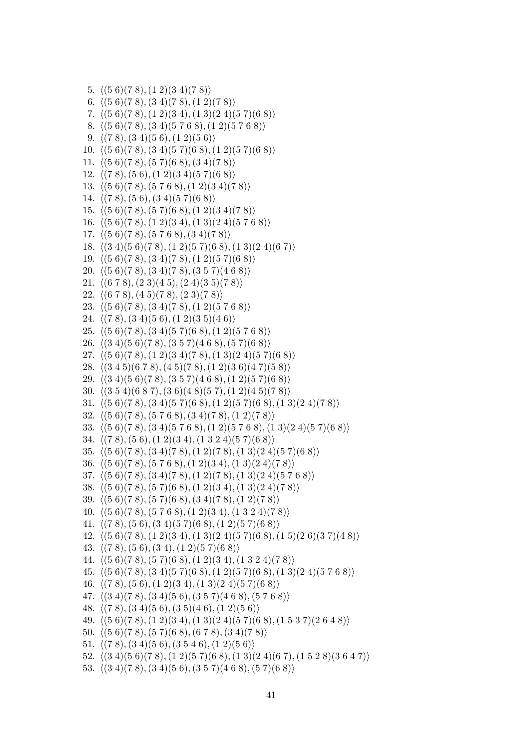5. $\langle (5\,6)(7\,8), (1\,2)(3\,4)(7\,8) \rangle$
6. $\langle (5\,6)(7\,8), (3\,4)(7\,8), (1\,2)(7\,8) \rangle$
7. $\langle (5\,6)(7\,8), (1\,2)(3\,4), (1\,3)(2\,4)(5\,7)(6\,8) \rangle$
8. $\langle (5\,6)(7\,8), (3\,4)(5\,7\,6\,8), (1\,2)(5\,7\,6\,8) \rangle$
9. $\langle (7\,8), (3\,4)(5\,6), (1\,2)(5\,6) \rangle$
10. $\langle (5\,6)(7\,8), (3\,4)(5\,7)(6\,8), (1\,2)(5\,7)(6\,8) \rangle$
11. $\langle (5\,6)(7\,8), (5\,7)(6\,8), (3\,4)(7\,8) \rangle$
12. $\langle (7\,8), (5\,6), (1\,2)(3\,4)(5\,7)(6\,8) \rangle$
13. $\langle (5\,6)(7\,8), (5\,7\,6\,8), (1\,2)(3\,4)(7\,8) \rangle$
14. $\langle (7\,8), (5\,6), (3\,4)(5\,7)(6\,8) \rangle$
15. $\langle (5\,6)(7\,8), (5\,7)(6\,8), (1\,2)(3\,4)(7\,8) \rangle$
16. $\langle (5\,6)(7\,8), (1\,2)(3\,4), (1\,3)(2\,4)(5\,7\,6\,8) \rangle$
17. $\langle (5\,6)(7\,8), (5\,7\,6\,8), (3\,4)(7\,8) \rangle$
18. $\langle (3\,4)(5\,6)(7\,8), (1\,2)(5\,7)(6\,8), (1\,3)(2\,4)(6\,7) \rangle$
19. $\langle (5\,6)(7\,8), (3\,4)(7\,8), (1\,2)(5\,7)(6\,8) \rangle$
20. $\langle (5\,6)(7\,8), (3\,4)(7\,8), (3\,5\,7)(4\,6\,8) \rangle$
21. $\langle (6\,7\,8), (2\,3)(4\,5), (2\,4)(3\,5)(7\,8) \rangle$
22. $\langle (6\,7\,8), (4\,5)(7\,8), (2\,3)(7\,8) \rangle$
23. $\langle (5\,6)(7\,8), (3\,4)(7\,8), (1\,2)(5\,7\,6\,8) \rangle$
24. $\langle (7\,8), (3\,4)(5\,6), (1\,2)(3\,5)(4\,6) \rangle$
25. $\langle (5\,6)(7\,8), (3\,4)(5\,7)(6\,8), (1\,2)(5\,7\,6\,8) \rangle$
26. $\langle (3\,4)(5\,6)(7\,8), (3\,5\,7)(4\,6\,8), (5\,7)(6\,8) \rangle$
27. $\langle (5\,6)(7\,8), (1\,2)(3\,4)(7\,8), (1\,3)(2\,4)(5\,7)(6\,8) \rangle$
28. $\langle (3\,4\,5)(6\,7\,8), (4\,5)(7\,8), (1\,2)(3\,6)(4\,7)(5\,8) \rangle$
29. $\langle (3\,4)(5\,6)(7\,8), (3\,5\,7)(4\,6\,8), (1\,2)(5\,7)(6\,8) \rangle$
30. $\langle (3\,5\,4)(6\,8\,7), (3\,6)(4\,8)(5\,7), (1\,2)(4\,5)(7\,8) \rangle$
31. $\langle (5\,6)(7\,8), (3\,4)(5\,7)(6\,8), (1\,2)(5\,7)(6\,8), (1\,3)(2\,4)(7\,8) \rangle$
32. $\langle (5\,6)(7\,8), (5\,7\,6\,8), (3\,4)(7\,8), (1\,2)(7\,8) \rangle$
33. $\langle (5\,6)(7\,8), (3\,4)(5\,7\,6\,8), (1\,2)(5\,7\,6\,8), (1\,3)(2\,4)(5\,7)(6\,8) \rangle$
34. $\langle (7\,8), (5\,6), (1\,2)(3\,4), (1\,3\,2\,4)(5\,7)(6\,8) \rangle$
35. $\langle (5\,6)(7\,8), (3\,4)(7\,8), (1\,2)(7\,8), (1\,3)(2\,4)(5\,7)(6\,8) \rangle$
36. $\langle (5\,6)(7\,8), (5\,7\,6\,8), (1\,2)(3\,4), (1\,3)(2\,4)(7\,8) \rangle$
37. $\langle (5\,6)(7\,8), (3\,4)(7\,8), (1\,2)(7\,8), (1\,3)(2\,4)(5\,7\,6\,8) \rangle$
38. $\langle (5\,6)(7\,8), (5\,7)(6\,8), (1\,2)(3\,4), (1\,3)(2\,4)(7\,8) \rangle$
39. $\langle (5\,6)(7\,8), (5\,7)(6\,8), (3\,4)(7\,8), (1\,2)(7\,8) \rangle$
40. $\langle (5\,6)(7\,8), (5\,7\,6\,8), (1\,2)(3\,4), (1\,3\,2\,4)(7\,8) \rangle$
41. $\langle (7\,8), (5\,6), (3\,4)(5\,7)(6\,8), (1\,2)(5\,7)(6\,8) \rangle$
42. $\langle (5\,6)(7\,8), (1\,2)(3\,4), (1\,3)(2\,4)(5\,7)(6\,8), (1\,5)(2\,6)(3\,7)(4\,8) \rangle$
43. $\langle (7\,8), (5\,6), (3\,4), (1\,2)(5\,7)(6\,8) \rangle$
44. $\langle (5\,6)(7\,8), (5\,7)(6\,8), (1\,2)(3\,4), (1\,3\,2\,4)(7\,8) \rangle$
45. $\langle (5\,6)(7\,8), (3\,4)(5\,7)(6\,8), (1\,2)(5\,7)(6\,8), (1\,3)(2\,4)(5\,7\,6\,8) \rangle$
46. $\langle (7\,8), (5\,6), (1\,2)(3\,4), (1\,3)(2\,4)(5\,7)(6\,8) \rangle$
47. $\langle (3\,4)(7\,8), (3\,4)(5\,6), (3\,5\,7)(4\,6\,8), (5\,7\,6\,8) \rangle$
48. $\langle (7\,8), (3\,4)(5\,6), (3\,5)(4\,6), (1\,2)(5\,6) \rangle$
49. $\langle (5\,6)(7\,8), (1\,2)(3\,4), (1\,3)(2\,4)(5\,7)(6\,8), (1\,5\,3\,7)(2\,6\,4\,8) \rangle$
50. $\langle (5\,6)(7\,8), (5\,7)(6\,8), (6\,7\,8), (3\,4)(7\,8) \rangle$
51. $\langle (7\,8), (3\,4)(5\,6), (3\,5\,4\,6), (1\,2)(5\,6) \rangle$
52. $\langle (3\,4)(5\,6)(7\,8), (1\,2)(5\,7)(6\,8), (1\,3)(2\,4)(6\,7), (1\,5\,2\,8)(3\,6\,4\,7) \rangle$
53. $\langle (3\,4)(7\,8), (3\,4)(5\,6), (3\,5\,7)(4\,6\,8), (5\,7)(6\,8) \rangle$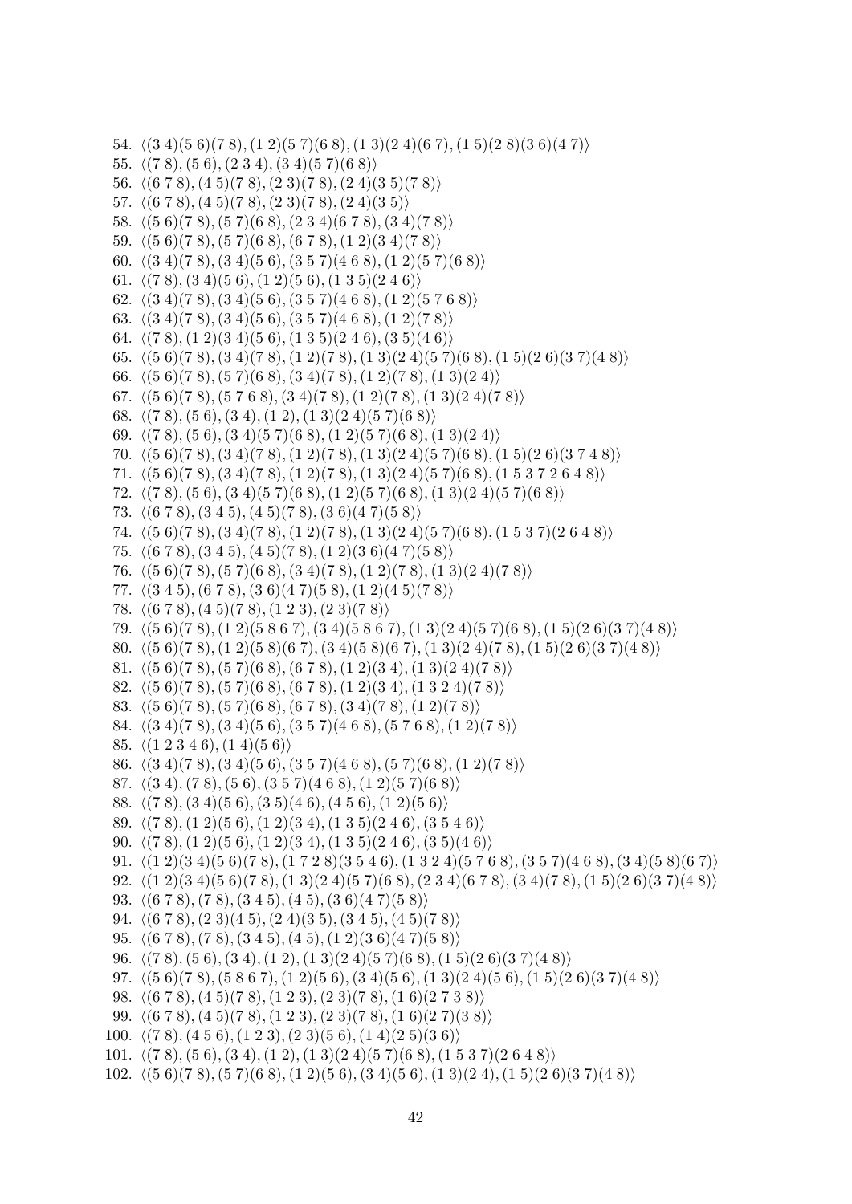54. $\langle (3\,4)(5\,6)(7\,8), (1\,2)(5\,7)(6\,8), (1\,3)(2\,4)(6\,7), (1\,5)(2\,8)(3\,6)(4\,7) \rangle$
55. $\langle (7\,8), (5\,6), (2\,3\,4), (3\,4)(5\,7)(6\,8) \rangle$
56. $\langle (6\,7\,8), (4\,5)(7\,8), (2\,3)(7\,8), (2\,4)(3\,5)(7\,8) \rangle$
57. $\langle (6\,7\,8), (4\,5)(7\,8), (2\,3)(7\,8), (2\,4)(3\,5) \rangle$
58. $\langle (5\,6)(7\,8), (5\,7)(6\,8), (2\,3\,4)(6\,7\,8), (3\,4)(7\,8) \rangle$
59. $\langle (5\,6)(7\,8), (5\,7)(6\,8), (6\,7\,8), (1\,2)(3\,4)(7\,8) \rangle$
60. $\langle (3\,4)(7\,8), (3\,4)(5\,6), (3\,5\,7)(4\,6\,8), (1\,2)(5\,7)(6\,8) \rangle$
61. $\langle (7\,8), (3\,4)(5\,6), (1\,2)(5\,6), (1\,3\,5)(2\,4\,6) \rangle$
62. $\langle (3\,4)(7\,8), (3\,4)(5\,6), (3\,5\,7)(4\,6\,8), (1\,2)(5\,7\,6\,8) \rangle$
63. $\langle (3\,4)(7\,8), (3\,4)(5\,6), (3\,5\,7)(4\,6\,8), (1\,2)(7\,8) \rangle$
64. $\langle (7\,8), (1\,2)(3\,4)(5\,6), (1\,3\,5)(2\,4\,6), (3\,5)(4\,6) \rangle$
65. $\langle (5\,6)(7\,8), (3\,4)(7\,8), (1\,2)(7\,8), (1\,3)(2\,4)(5\,7)(6\,8), (1\,5)(2\,6)(3\,7)(4\,8) \rangle$
66. $\langle (5\,6)(7\,8), (5\,7)(6\,8), (3\,4)(7\,8), (1\,2)(7\,8), (1\,3)(2\,4) \rangle$
67. $\langle (5\,6)(7\,8), (5\,7\,6\,8), (3\,4)(7\,8), (1\,2)(7\,8), (1\,3)(2\,4)(7\,8) \rangle$
68. $\langle (7\,8), (5\,6), (3\,4), (1\,2), (1\,3)(2\,4)(5\,7)(6\,8) \rangle$
69. $\langle (7\,8), (5\,6), (3\,4)(5\,7)(6\,8), (1\,2)(5\,7)(6\,8), (1\,3)(2\,4) \rangle$
70. $\langle (5\,6)(7\,8), (3\,4)(7\,8), (1\,2)(7\,8), (1\,3)(2\,4)(5\,7)(6\,8), (1\,5)(2\,6)(3\,7\,4\,8) \rangle$
71. $\langle (5\,6)(7\,8), (3\,4)(7\,8), (1\,2)(7\,8), (1\,3)(2\,4)(5\,7)(6\,8), (1\,5\,3\,7\,2\,6\,4\,8) \rangle$
72. $\langle (7\,8), (5\,6), (3\,4)(5\,7)(6\,8), (1\,2)(5\,7)(6\,8), (1\,3)(2\,4)(5\,7)(6\,8) \rangle$
73. $\langle (6\,7\,8), (3\,4\,5), (4\,5)(7\,8), (3\,6)(4\,7)(5\,8) \rangle$
74. $\langle (5\,6)(7\,8), (3\,4)(7\,8), (1\,2)(7\,8), (1\,3)(2\,4)(5\,7)(6\,8), (1\,5\,3\,7)(2\,6\,4\,8) \rangle$
75. $\langle (6\,7\,8), (3\,4\,5), (4\,5)(7\,8), (1\,2)(3\,6)(4\,7)(5\,8) \rangle$
76. $\langle (5\,6)(7\,8), (5\,7)(6\,8), (3\,4)(7\,8), (1\,2)(7\,8), (1\,3)(2\,4)(7\,8) \rangle$
77. $\langle (3\,4\,5), (6\,7\,8), (3\,6)(4\,7)(5\,8), (1\,2)(4\,5)(7\,8) \rangle$
78. $\langle (6\,7\,8), (4\,5)(7\,8), (1\,2\,3), (2\,3)(7\,8) \rangle$
79. $\langle (5\,6)(7\,8), (1\,2)(5\,8\,6\,7), (3\,4)(5\,8\,6\,7), (1\,3)(2\,4)(5\,7)(6\,8), (1\,5)(2\,6)(3\,7)(4\,8) \rangle$
80. $\langle (5\,6)(7\,8), (1\,2)(5\,8)(6\,7), (3\,4)(5\,8)(6\,7), (1\,3)(2\,4)(7\,8), (1\,5)(2\,6)(3\,7)(4\,8) \rangle$
81. $\langle (5\,6)(7\,8), (5\,7)(6\,8), (6\,7\,8), (1\,2)(3\,4), (1\,3)(2\,4)(7\,8) \rangle$
82. $\langle (5\,6)(7\,8), (5\,7)(6\,8), (6\,7\,8), (1\,2)(3\,4), (1\,3\,2\,4)(7\,8) \rangle$
83. $\langle (5\,6)(7\,8), (5\,7)(6\,8), (6\,7\,8), (3\,4)(7\,8), (1\,2)(7\,8) \rangle$
84. $\langle (3\,4)(7\,8), (3\,4)(5\,6), (3\,5\,7)(4\,6\,8), (5\,7\,6\,8), (1\,2)(7\,8) \rangle$
85. $\langle (1\,2\,3\,4\,6), (1\,4)(5\,6) \rangle$
86. $\langle (3\,4)(7\,8), (3\,4)(5\,6), (3\,5\,7)(4\,6\,8), (5\,7)(6\,8), (1\,2)(7\,8) \rangle$
87. $\langle (3\,4), (7\,8), (5\,6), (3\,5\,7)(4\,6\,8), (1\,2)(5\,7)(6\,8) \rangle$
88. $\langle (7\,8), (3\,4)(5\,6), (3\,5)(4\,6), (4\,5\,6), (1\,2)(5\,6) \rangle$
89. $\langle (7\,8), (1\,2)(5\,6), (1\,2)(3\,4), (1\,3\,5)(2\,4\,6), (3\,5\,4\,6) \rangle$
90. $\langle (7\,8), (1\,2)(5\,6), (1\,2)(3\,4), (1\,3\,5)(2\,4\,6), (3\,5)(4\,6) \rangle$
91. $\langle (1\,2)(3\,4)(5\,6)(7\,8), (1\,7\,2\,8)(3\,5\,4\,6), (1\,3\,2\,4)(5\,7\,6\,8), (3\,5\,7)(4\,6\,8), (3\,4)(5\,8)(6\,7) \rangle$
92. $\langle (1\,2)(3\,4)(5\,6)(7\,8), (1\,3)(2\,4)(5\,7)(6\,8), (2\,3\,4)(6\,7\,8), (3\,4)(7\,8), (1\,5)(2\,6)(3\,7)(4\,8) \rangle$
93. $\langle (6\,7\,8), (7\,8), (3\,4\,5), (4\,5), (3\,6)(4\,7)(5\,8) \rangle$
94. $\langle (6\,7\,8), (2\,3)(4\,5), (2\,4)(3\,5), (3\,4\,5), (4\,5)(7\,8) \rangle$
95. $\langle (6\,7\,8), (7\,8), (3\,4\,5), (4\,5), (1\,2)(3\,6)(4\,7)(5\,8) \rangle$
96. $\langle (7\,8), (5\,6), (3\,4), (1\,2), (1\,3)(2\,4)(5\,7)(6\,8), (1\,5)(2\,6)(3\,7)(4\,8) \rangle$
97. $\langle (5\,6)(7\,8), (5\,8\,6\,7), (1\,2)(5\,6), (3\,4)(5\,6), (1\,3)(2\,4)(5\,6), (1\,5)(2\,6)(3\,7)(4\,8) \rangle$
98. $\langle (6\,7\,8), (4\,5)(7\,8), (1\,2\,3), (2\,3)(7\,8), (1\,6)(2\,7\,3\,8) \rangle$
99. $\langle (6\,7\,8), (4\,5)(7\,8), (1\,2\,3), (2\,3)(7\,8), (1\,6)(2\,7)(3\,8) \rangle$
100. $\langle (7\,8), (4\,5\,6), (1\,2\,3), (2\,3)(5\,6), (1\,4)(2\,5)(3\,6) \rangle$
101. $\langle (7\,8), (5\,6), (3\,4), (1\,2), (1\,3)(2\,4)(5\,7)(6\,8), (1\,5\,3\,7)(2\,6\,4\,8) \rangle$
102. $\langle (5\,6)(7\,8), (5\,7)(6\,8), (1\,2)(5\,6), (3\,4)(5\,6), (1\,3)(2\,4), (1\,5)(2\,6)(3\,7)(4\,8) \rangle$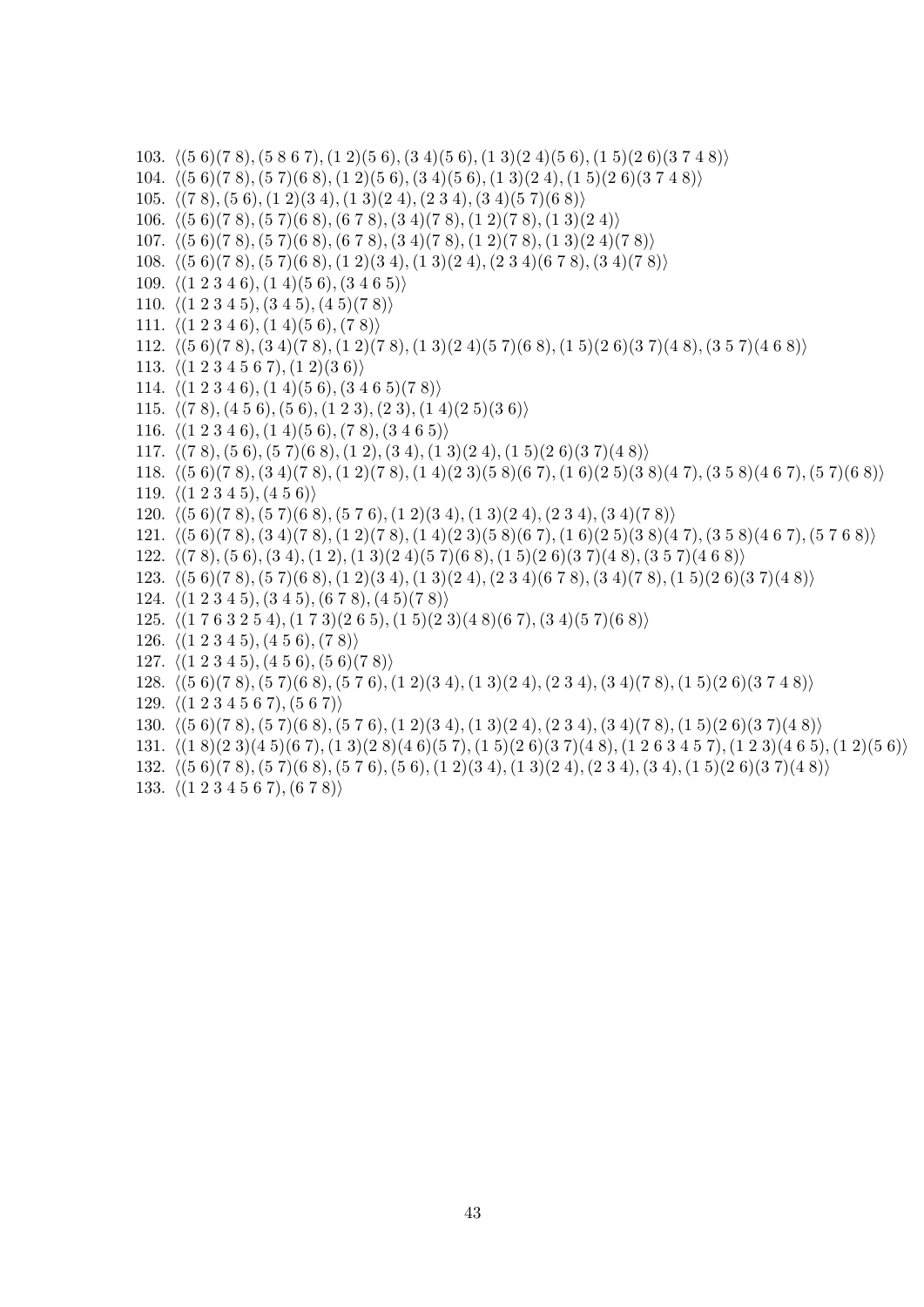103. $\langle (5\ 6)(7\ 8), (5\ 8\ 6\ 7), (1\ 2)(5\ 6), (3\ 4)(5\ 6), (1\ 3)(2\ 4)(5\ 6), (1\ 5)(2\ 6)(3\ 7\ 4\ 8) \rangle$
104. $\langle (5\ 6)(7\ 8), (5\ 7)(6\ 8), (1\ 2)(5\ 6), (3\ 4)(5\ 6), (1\ 3)(2\ 4), (1\ 5)(2\ 6)(3\ 7\ 4\ 8) \rangle$
105. $\langle (7\ 8), (5\ 6), (1\ 2)(3\ 4), (1\ 3)(2\ 4), (2\ 3\ 4), (3\ 4)(5\ 7)(6\ 8) \rangle$
106. $\langle (5\ 6)(7\ 8), (5\ 7)(6\ 8), (6\ 7\ 8), (3\ 4)(7\ 8), (1\ 2)(7\ 8), (1\ 3)(2\ 4) \rangle$
107. $\langle (5\ 6)(7\ 8), (5\ 7)(6\ 8), (6\ 7\ 8), (3\ 4)(7\ 8), (1\ 2)(7\ 8), (1\ 3)(2\ 4)(7\ 8) \rangle$
108. $\langle (5\ 6)(7\ 8), (5\ 7)(6\ 8), (1\ 2)(3\ 4), (1\ 3)(2\ 4), (2\ 3\ 4)(6\ 7\ 8), (3\ 4)(7\ 8) \rangle$
109. $\langle (1\ 2\ 3\ 4\ 6), (1\ 4)(5\ 6), (3\ 4\ 6\ 5) \rangle$
110. $\langle (1\ 2\ 3\ 4\ 5), (3\ 4\ 5), (4\ 5)(7\ 8) \rangle$
111. $\langle (1\ 2\ 3\ 4\ 6), (1\ 4)(5\ 6), (7\ 8) \rangle$
112. $\langle (5\ 6)(7\ 8), (3\ 4)(7\ 8), (1\ 2)(7\ 8), (1\ 3)(2\ 4)(5\ 7)(6\ 8), (1\ 5)(2\ 6)(3\ 7)(4\ 8), (3\ 5\ 7)(4\ 6\ 8) \rangle$
113. $\langle (1\ 2\ 3\ 4\ 5\ 6\ 7), (1\ 2)(3\ 6) \rangle$
114. $\langle (1\ 2\ 3\ 4\ 6), (1\ 4)(5\ 6), (3\ 4\ 6\ 5)(7\ 8) \rangle$
115. $\langle (7\ 8), (4\ 5\ 6), (5\ 6), (1\ 2\ 3), (2\ 3), (1\ 4)(2\ 5)(3\ 6) \rangle$
116. $\langle (1\ 2\ 3\ 4\ 6), (1\ 4)(5\ 6), (7\ 8), (3\ 4\ 6\ 5) \rangle$
117. $\langle (7\ 8), (5\ 6), (5\ 7)(6\ 8), (1\ 2), (3\ 4), (1\ 3)(2\ 4), (1\ 5)(2\ 6)(3\ 7)(4\ 8) \rangle$
118. $\langle (5\ 6)(7\ 8), (3\ 4)(7\ 8), (1\ 2)(7\ 8), (1\ 4)(2\ 3)(5\ 8)(6\ 7), (1\ 6)(2\ 5)(3\ 8)(4\ 7), (3\ 5\ 8)(4\ 6\ 7), (5\ 7)(6\ 8) \rangle$
119. $\langle (1\ 2\ 3\ 4\ 5), (4\ 5\ 6) \rangle$
120. $\langle (5\ 6)(7\ 8), (5\ 7)(6\ 8), (5\ 7\ 6), (1\ 2)(3\ 4), (1\ 3)(2\ 4), (2\ 3\ 4), (3\ 4)(7\ 8) \rangle$
121. $\langle (5\ 6)(7\ 8), (3\ 4)(7\ 8), (1\ 2)(7\ 8), (1\ 4)(2\ 3)(5\ 8)(6\ 7), (1\ 6)(2\ 5)(3\ 8)(4\ 7), (3\ 5\ 8)(4\ 6\ 7), (5\ 7\ 6\ 8) \rangle$
122. $\langle (7\ 8), (5\ 6), (3\ 4), (1\ 2), (1\ 3)(2\ 4)(5\ 7)(6\ 8), (1\ 5)(2\ 6)(3\ 7)(4\ 8), (3\ 5\ 7)(4\ 6\ 8) \rangle$
123. $\langle (5\ 6)(7\ 8), (5\ 7)(6\ 8), (1\ 2)(3\ 4), (1\ 3)(2\ 4), (2\ 3\ 4)(6\ 7\ 8), (3\ 4)(7\ 8), (1\ 5)(2\ 6)(3\ 7)(4\ 8) \rangle$
124. $\langle (1\ 2\ 3\ 4\ 5), (3\ 4\ 5), (6\ 7\ 8), (4\ 5)(7\ 8) \rangle$
125. $\langle (1\ 7\ 6\ 3\ 2\ 5\ 4), (1\ 7\ 3)(2\ 6\ 5), (1\ 5)(2\ 3)(4\ 8)(6\ 7), (3\ 4)(5\ 7)(6\ 8) \rangle$
126. $\langle (1\ 2\ 3\ 4\ 5), (4\ 5\ 6), (7\ 8) \rangle$
127. $\langle (1\ 2\ 3\ 4\ 5), (4\ 5\ 6), (5\ 6)(7\ 8) \rangle$
128. $\langle (5\ 6)(7\ 8), (5\ 7)(6\ 8), (5\ 7\ 6), (1\ 2)(3\ 4), (1\ 3)(2\ 4), (2\ 3\ 4), (3\ 4)(7\ 8), (1\ 5)(2\ 6)(3\ 7\ 4\ 8) \rangle$
129. $\langle (1\ 2\ 3\ 4\ 5\ 6\ 7), (5\ 6\ 7) \rangle$
130. $\langle (5\ 6)(7\ 8), (5\ 7)(6\ 8), (5\ 7\ 6), (1\ 2)(3\ 4), (1\ 3)(2\ 4), (2\ 3\ 4), (3\ 4)(7\ 8), (1\ 5)(2\ 6)(3\ 7)(4\ 8) \rangle$
131. $\langle (1\ 8)(2\ 3)(4\ 5)(6\ 7), (1\ 3)(2\ 8)(4\ 6)(5\ 7), (1\ 5)(2\ 6)(3\ 7)(4\ 8), (1\ 2\ 6\ 3\ 4\ 5\ 7), (1\ 2\ 3)(4\ 6\ 5), (1\ 2)(5\ 6) \rangle$
132. $\langle (5\ 6)(7\ 8), (5\ 7)(6\ 8), (5\ 7\ 6), (5\ 6), (1\ 2)(3\ 4), (1\ 3)(2\ 4), (2\ 3\ 4), (3\ 4), (1\ 5)(2\ 6)(3\ 7)(4\ 8) \rangle$
133. $\langle (1\ 2\ 3\ 4\ 5\ 6\ 7), (6\ 7\ 8) \rangle$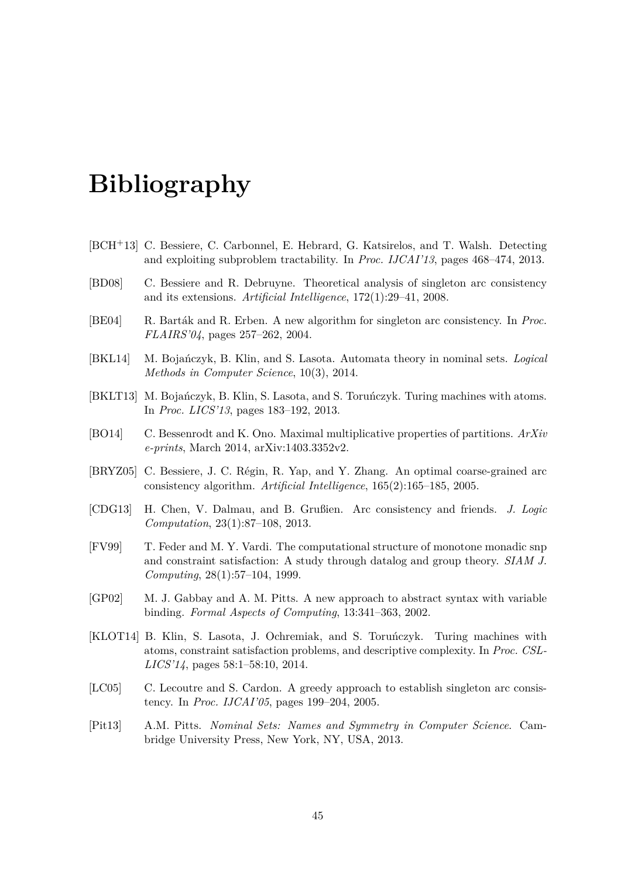# Bibliography

[BCH$^+$13] C. Bessiere, C. Carbonnel, E. Hebrard, G. Katsirelos, and T. Walsh. Detecting and exploiting subproblem tractability. In *Proc. IJCAI'13*, pages 468–474, 2013.

[BD08] C. Bessiere and R. Debruyne. Theoretical analysis of singleton arc consistency and its extensions. *Artificial Intelligence*, 172(1):29–41, 2008.

[BE04] R. Barták and R. Erben. A new algorithm for singleton arc consistency. In *Proc. FLAIRS'04*, pages 257–262, 2004.

[BKL14] M. Bojańczyk, B. Klin, and S. Lasota. Automata theory in nominal sets. *Logical Methods in Computer Science*, 10(3), 2014.

[BKLT13] M. Bojańczyk, B. Klin, S. Lasota, and S. Toruńczyk. Turing machines with atoms. In *Proc. LICS'13*, pages 183–192, 2013.

[BO14] C. Bessenrodt and K. Ono. Maximal multiplicative properties of partitions. *ArXiv e-prints*, March 2014, arXiv:1403.3352v2.

[BRYZ05] C. Bessiere, J. C. Régin, R. Yap, and Y. Zhang. An optimal coarse-grained arc consistency algorithm. *Artificial Intelligence*, 165(2):165–185, 2005.

[CDG13] H. Chen, V. Dalmau, and B. Grußien. Arc consistency and friends. *J. Logic Computation*, 23(1):87–108, 2013.

[FV99] T. Feder and M. Y. Vardi. The computational structure of monotone monadic snp and constraint satisfaction: A study through datalog and group theory. *SIAM J. Computing*, 28(1):57–104, 1999.

[GP02] M. J. Gabbay and A. M. Pitts. A new approach to abstract syntax with variable binding. *Formal Aspects of Computing*, 13:341–363, 2002.

[KLOT14] B. Klin, S. Lasota, J. Ochremiak, and S. Toruńczyk. Turing machines with atoms, constraint satisfaction problems, and descriptive complexity. In *Proc. CSL-LICS'14*, pages 58:1–58:10, 2014.

[LC05] C. Lecoutre and S. Cardon. A greedy approach to establish singleton arc consistency. In *Proc. IJCAI'05*, pages 199–204, 2005.

[Pit13] A.M. Pitts. *Nominal Sets: Names and Symmetry in Computer Science*. Cambridge University Press, New York, NY, USA, 2013.